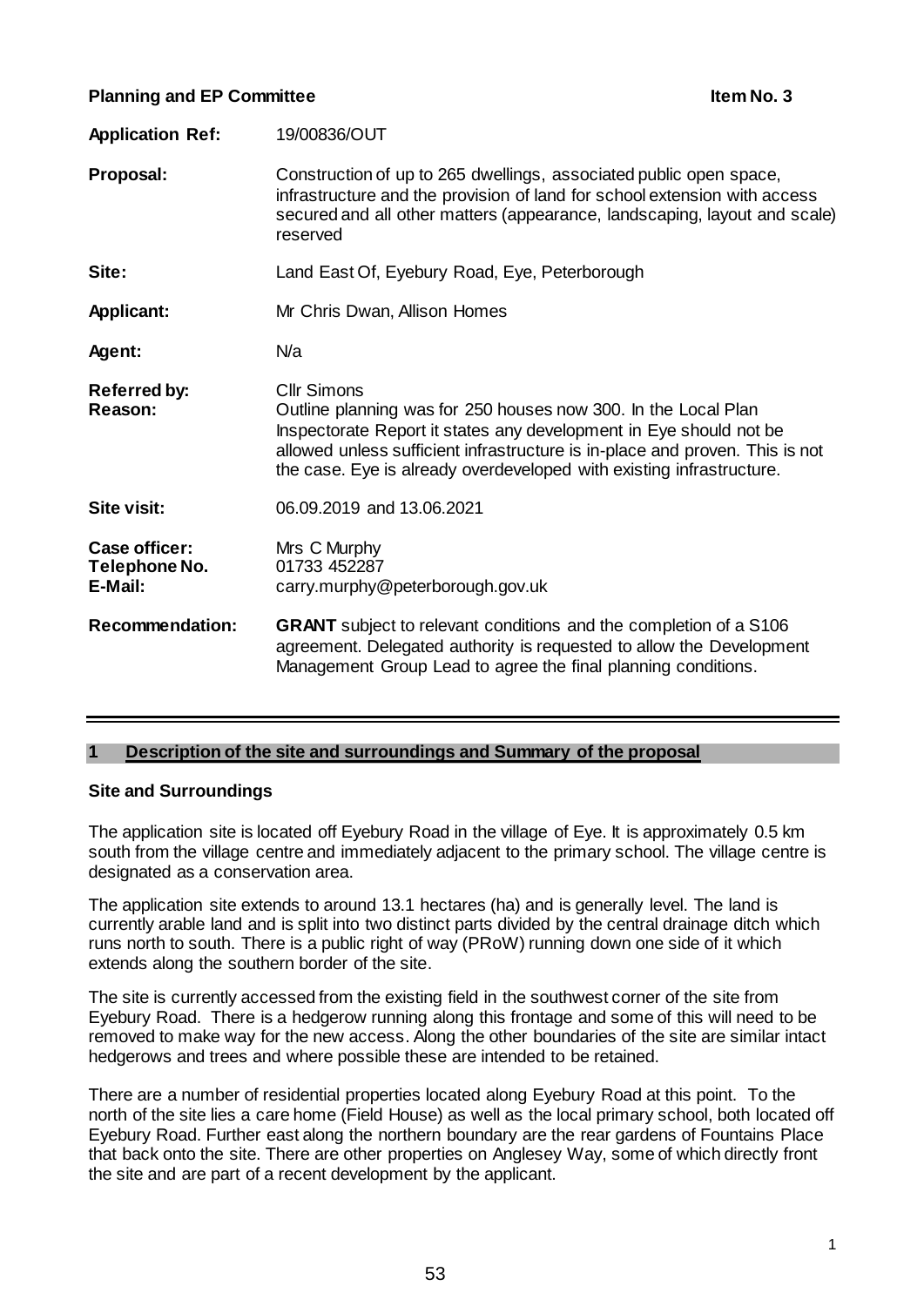**Planning and EP Committee** **Item No. 3**

| | |
|---|---|
| **Application Ref:** | 19/00836/OUT |
| **Proposal:** | Construction of up to 265 dwellings, associated public open space, infrastructure and the provision of land for school extension with access secured and all other matters (appearance, landscaping, layout and scale) reserved |
| **Site:** | Land East Of, Eyebury Road, Eye, Peterborough |
| **Applicant:** | Mr Chris Dwan, Allison Homes |
| **Agent:** | N/a |
| **Referred by:** **Reason:** | Cllr Simons Outline planning was for 250 houses now 300. In the Local Plan Inspectorate Report it states any development in Eye should not be allowed unless sufficient infrastructure is in-place and proven. This is not the case. Eye is already overdeveloped with existing infrastructure. |
| **Site visit:** | 06.09.2019 and 13.06.2021 |
| **Case officer:** **Telephone No.** **E-Mail:** | Mrs C Murphy 01733 452287 carry.murphy@peterborough.gov.uk |
| **Recommendation:** | **GRANT** subject to relevant conditions and the completion of a S106 agreement. Delegated authority is requested to allow the Development Management Group Lead to agree the final planning conditions. |

## 1 Description of the site and surroundings and Summary of the proposal

### Site and Surroundings

The application site is located off Eyebury Road in the village of Eye. It is approximately 0.5 km south from the village centre and immediately adjacent to the primary school. The village centre is designated as a conservation area.

The application site extends to around 13.1 hectares (ha) and is generally level. The land is currently arable land and is split into two distinct parts divided by the central drainage ditch which runs north to south. There is a public right of way (PRoW) running down one side of it which extends along the southern border of the site.

The site is currently accessed from the existing field in the southwest corner of the site from Eyebury Road. There is a hedgerow running along this frontage and some of this will need to be removed to make way for the new access. Along the other boundaries of the site are similar intact hedgerows and trees and where possible these are intended to be retained.

There are a number of residential properties located along Eyebury Road at this point. To the north of the site lies a care home (Field House) as well as the local primary school, both located off Eyebury Road. Further east along the northern boundary are the rear gardens of Fountains Place that back onto the site. There are other properties on Anglesey Way, some of which directly front the site and are part of a recent development by the applicant.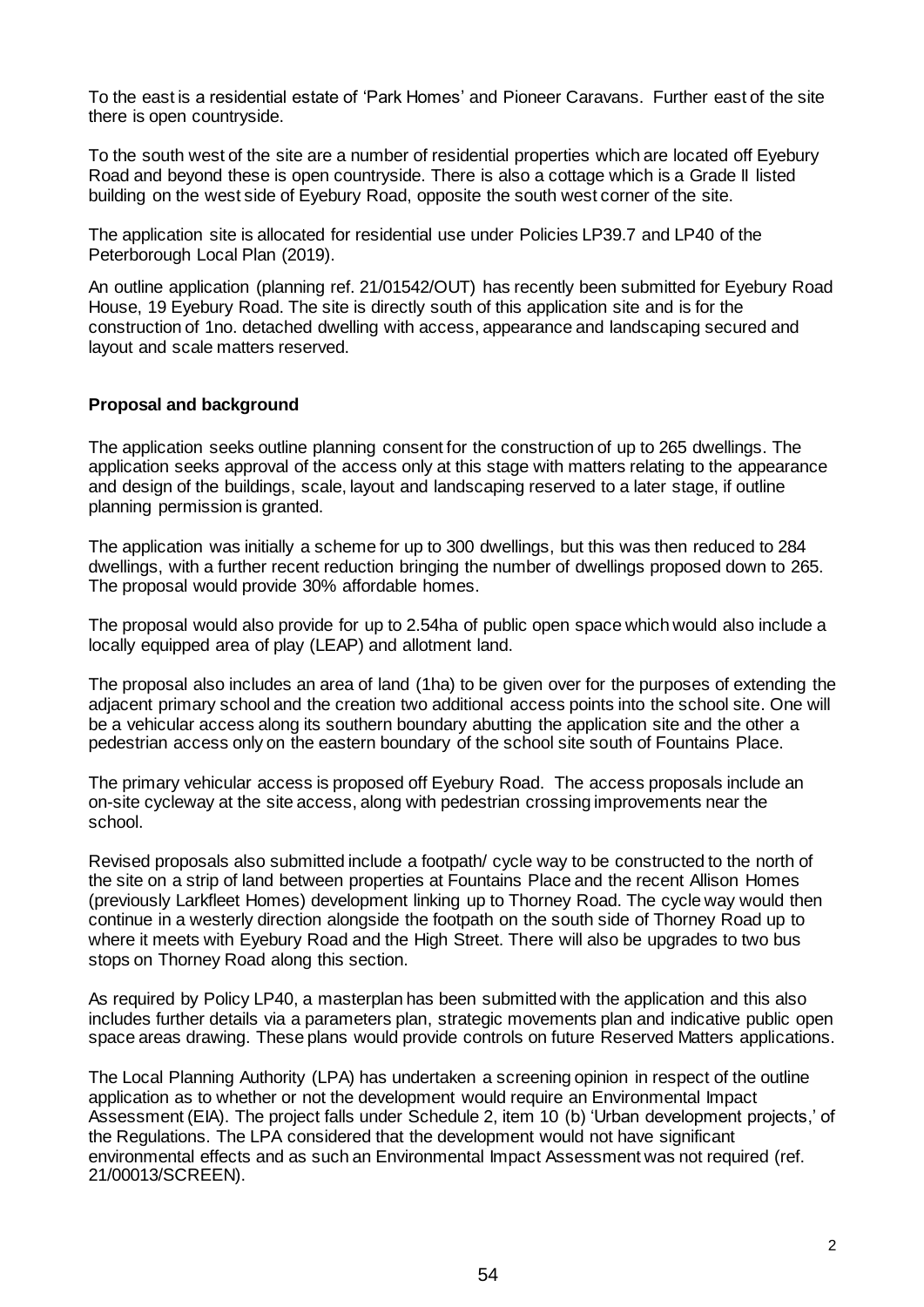To the east is a residential estate of 'Park Homes' and Pioneer Caravans. Further east of the site there is open countryside.

To the south west of the site are a number of residential properties which are located off Eyebury Road and beyond these is open countryside. There is also a cottage which is a Grade II listed building on the west side of Eyebury Road, opposite the south west corner of the site.

The application site is allocated for residential use under Policies LP39.7 and LP40 of the Peterborough Local Plan (2019).

An outline application (planning ref. 21/01542/OUT) has recently been submitted for Eyebury Road House, 19 Eyebury Road. The site is directly south of this application site and is for the construction of 1no. detached dwelling with access, appearance and landscaping secured and layout and scale matters reserved.

**Proposal and background**

The application seeks outline planning consent for the construction of up to 265 dwellings. The application seeks approval of the access only at this stage with matters relating to the appearance and design of the buildings, scale, layout and landscaping reserved to a later stage, if outline planning permission is granted.

The application was initially a scheme for up to 300 dwellings, but this was then reduced to 284 dwellings, with a further recent reduction bringing the number of dwellings proposed down to 265. The proposal would provide 30% affordable homes.

The proposal would also provide for up to 2.54ha of public open space which would also include a locally equipped area of play (LEAP) and allotment land.

The proposal also includes an area of land (1ha) to be given over for the purposes of extending the adjacent primary school and the creation two additional access points into the school site. One will be a vehicular access along its southern boundary abutting the application site and the other a pedestrian access only on the eastern boundary of the school site south of Fountains Place.

The primary vehicular access is proposed off Eyebury Road. The access proposals include an on-site cycleway at the site access, along with pedestrian crossing improvements near the school.

Revised proposals also submitted include a footpath/ cycle way to be constructed to the north of the site on a strip of land between properties at Fountains Place and the recent Allison Homes (previously Larkfleet Homes) development linking up to Thorney Road. The cycle way would then continue in a westerly direction alongside the footpath on the south side of Thorney Road up to where it meets with Eyebury Road and the High Street. There will also be upgrades to two bus stops on Thorney Road along this section.

As required by Policy LP40, a masterplan has been submitted with the application and this also includes further details via a parameters plan, strategic movements plan and indicative public open space areas drawing. These plans would provide controls on future Reserved Matters applications.

The Local Planning Authority (LPA) has undertaken a screening opinion in respect of the outline application as to whether or not the development would require an Environmental Impact Assessment (EIA). The project falls under Schedule 2, item 10 (b) 'Urban development projects,' of the Regulations. The LPA considered that the development would not have significant environmental effects and as such an Environmental Impact Assessment was not required (ref. 21/00013/SCREEN).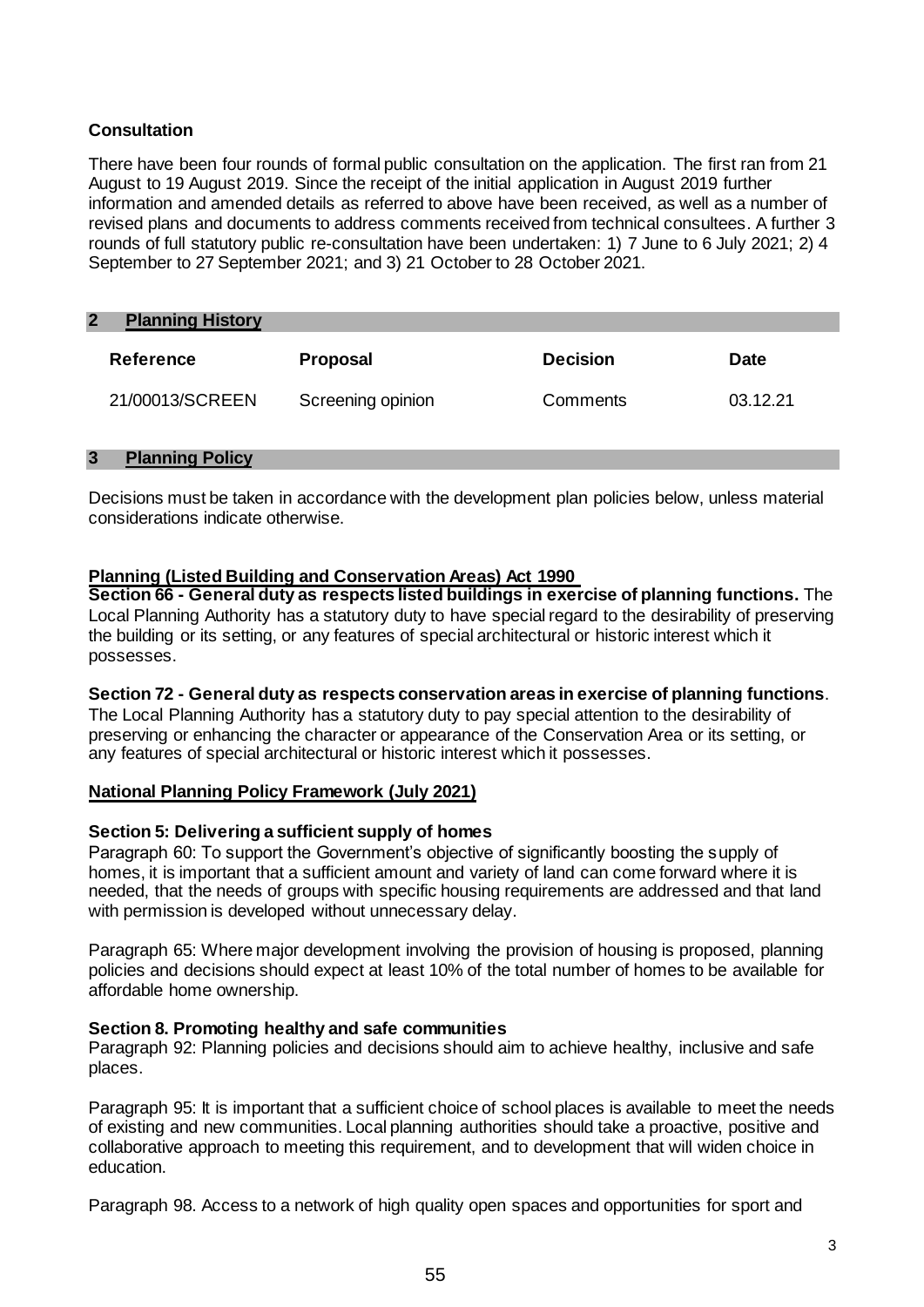**Consultation**

There have been four rounds of formal public consultation on the application. The first ran from 21 August to 19 August 2019. Since the receipt of the initial application in August 2019 further information and amended details as referred to above have been received, as well as a number of revised plans and documents to address comments received from technical consultees. A further 3 rounds of full statutory public re-consultation have been undertaken: 1) 7 June to 6 July 2021; 2) 4 September to 27 September 2021; and 3) 21 October to 28 October 2021.

## 2 Planning History

| Reference | Proposal | Decision | Date |
|---|---|---|---|
| 21/00013/SCREEN | Screening opinion | Comments | 03.12.21 |

## 3 Planning Policy

Decisions must be taken in accordance with the development plan policies below, unless material considerations indicate otherwise.

**Planning (Listed Building and Conservation Areas) Act 1990**

**Section 66 - General duty as respects listed buildings in exercise of planning functions.** The Local Planning Authority has a statutory duty to have special regard to the desirability of preserving the building or its setting, or any features of special architectural or historic interest which it possesses.

**Section 72 - General duty as respects conservation areas in exercise of planning functions**. The Local Planning Authority has a statutory duty to pay special attention to the desirability of preserving or enhancing the character or appearance of the Conservation Area or its setting, or any features of special architectural or historic interest which it possesses.

**National Planning Policy Framework (July 2021)**

**Section 5: Delivering a sufficient supply of homes**

Paragraph 60: To support the Government's objective of significantly boosting the supply of homes, it is important that a sufficient amount and variety of land can come forward where it is needed, that the needs of groups with specific housing requirements are addressed and that land with permission is developed without unnecessary delay.

Paragraph 65: Where major development involving the provision of housing is proposed, planning policies and decisions should expect at least 10% of the total number of homes to be available for affordable home ownership.

**Section 8. Promoting healthy and safe communities**

Paragraph 92: Planning policies and decisions should aim to achieve healthy, inclusive and safe places.

Paragraph 95: It is important that a sufficient choice of school places is available to meet the needs of existing and new communities. Local planning authorities should take a proactive, positive and collaborative approach to meeting this requirement, and to development that will widen choice in education.

Paragraph 98. Access to a network of high quality open spaces and opportunities for sport and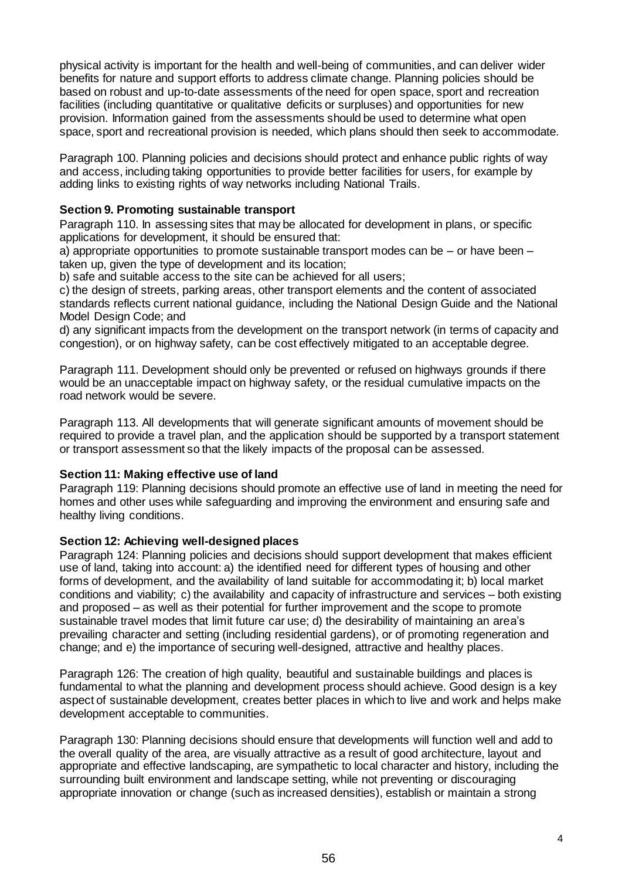physical activity is important for the health and well-being of communities, and can deliver wider benefits for nature and support efforts to address climate change. Planning policies should be based on robust and up-to-date assessments of the need for open space, sport and recreation facilities (including quantitative or qualitative deficits or surpluses) and opportunities for new provision. Information gained from the assessments should be used to determine what open space, sport and recreational provision is needed, which plans should then seek to accommodate.

Paragraph 100. Planning policies and decisions should protect and enhance public rights of way and access, including taking opportunities to provide better facilities for users, for example by adding links to existing rights of way networks including National Trails.

**Section 9. Promoting sustainable transport**

Paragraph 110. In assessing sites that may be allocated for development in plans, or specific applications for development, it should be ensured that:

a) appropriate opportunities to promote sustainable transport modes can be – or have been – taken up, given the type of development and its location;

b) safe and suitable access to the site can be achieved for all users;

c) the design of streets, parking areas, other transport elements and the content of associated standards reflects current national guidance, including the National Design Guide and the National Model Design Code; and

d) any significant impacts from the development on the transport network (in terms of capacity and congestion), or on highway safety, can be cost effectively mitigated to an acceptable degree.

Paragraph 111. Development should only be prevented or refused on highways grounds if there would be an unacceptable impact on highway safety, or the residual cumulative impacts on the road network would be severe.

Paragraph 113. All developments that will generate significant amounts of movement should be required to provide a travel plan, and the application should be supported by a transport statement or transport assessment so that the likely impacts of the proposal can be assessed.

**Section 11: Making effective use of land**

Paragraph 119: Planning decisions should promote an effective use of land in meeting the need for homes and other uses while safeguarding and improving the environment and ensuring safe and healthy living conditions.

**Section 12: Achieving well-designed places**

Paragraph 124: Planning policies and decisions should support development that makes efficient use of land, taking into account: a) the identified need for different types of housing and other forms of development, and the availability of land suitable for accommodating it; b) local market conditions and viability; c) the availability and capacity of infrastructure and services – both existing and proposed – as well as their potential for further improvement and the scope to promote sustainable travel modes that limit future car use; d) the desirability of maintaining an area's prevailing character and setting (including residential gardens), or of promoting regeneration and change; and e) the importance of securing well-designed, attractive and healthy places.

Paragraph 126: The creation of high quality, beautiful and sustainable buildings and places is fundamental to what the planning and development process should achieve. Good design is a key aspect of sustainable development, creates better places in which to live and work and helps make development acceptable to communities.

Paragraph 130: Planning decisions should ensure that developments will function well and add to the overall quality of the area, are visually attractive as a result of good architecture, layout and appropriate and effective landscaping, are sympathetic to local character and history, including the surrounding built environment and landscape setting, while not preventing or discouraging appropriate innovation or change (such as increased densities), establish or maintain a strong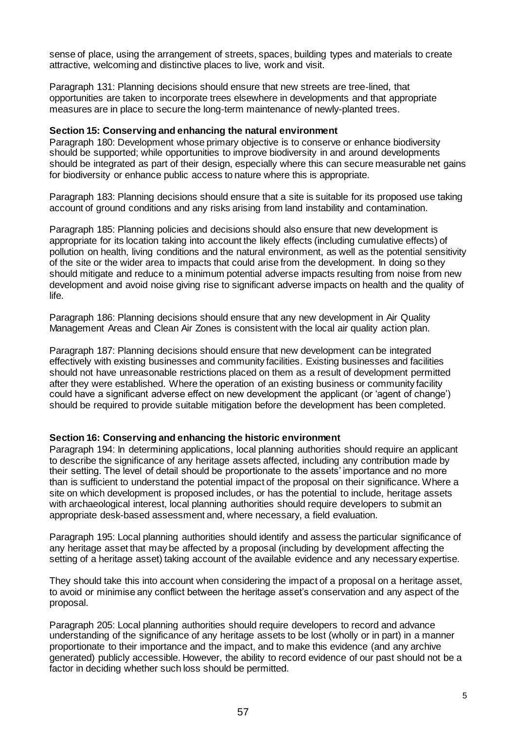sense of place, using the arrangement of streets, spaces, building types and materials to create attractive, welcoming and distinctive places to live, work and visit.

Paragraph 131: Planning decisions should ensure that new streets are tree-lined, that opportunities are taken to incorporate trees elsewhere in developments and that appropriate measures are in place to secure the long-term maintenance of newly-planted trees.

**Section 15: Conserving and enhancing the natural environment**

Paragraph 180: Development whose primary objective is to conserve or enhance biodiversity should be supported; while opportunities to improve biodiversity in and around developments should be integrated as part of their design, especially where this can secure measurable net gains for biodiversity or enhance public access to nature where this is appropriate.

Paragraph 183: Planning decisions should ensure that a site is suitable for its proposed use taking account of ground conditions and any risks arising from land instability and contamination.

Paragraph 185: Planning policies and decisions should also ensure that new development is appropriate for its location taking into account the likely effects (including cumulative effects) of pollution on health, living conditions and the natural environment, as well as the potential sensitivity of the site or the wider area to impacts that could arise from the development. In doing so they should mitigate and reduce to a minimum potential adverse impacts resulting from noise from new development and avoid noise giving rise to significant adverse impacts on health and the quality of life.

Paragraph 186: Planning decisions should ensure that any new development in Air Quality Management Areas and Clean Air Zones is consistent with the local air quality action plan.

Paragraph 187: Planning decisions should ensure that new development can be integrated effectively with existing businesses and community facilities. Existing businesses and facilities should not have unreasonable restrictions placed on them as a result of development permitted after they were established. Where the operation of an existing business or community facility could have a significant adverse effect on new development the applicant (or 'agent of change') should be required to provide suitable mitigation before the development has been completed.

**Section 16: Conserving and enhancing the historic environment**

Paragraph 194: In determining applications, local planning authorities should require an applicant to describe the significance of any heritage assets affected, including any contribution made by their setting. The level of detail should be proportionate to the assets' importance and no more than is sufficient to understand the potential impact of the proposal on their significance. Where a site on which development is proposed includes, or has the potential to include, heritage assets with archaeological interest, local planning authorities should require developers to submit an appropriate desk-based assessment and, where necessary, a field evaluation.

Paragraph 195: Local planning authorities should identify and assess the particular significance of any heritage asset that may be affected by a proposal (including by development affecting the setting of a heritage asset) taking account of the available evidence and any necessary expertise.

They should take this into account when considering the impact of a proposal on a heritage asset, to avoid or minimise any conflict between the heritage asset's conservation and any aspect of the proposal.

Paragraph 205: Local planning authorities should require developers to record and advance understanding of the significance of any heritage assets to be lost (wholly or in part) in a manner proportionate to their importance and the impact, and to make this evidence (and any archive generated) publicly accessible. However, the ability to record evidence of our past should not be a factor in deciding whether such loss should be permitted.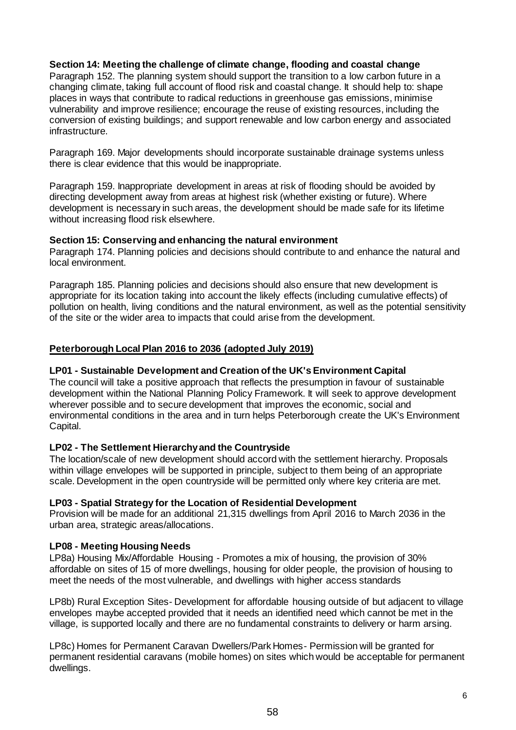**Section 14: Meeting the challenge of climate change, flooding and coastal change**
Paragraph 152. The planning system should support the transition to a low carbon future in a changing climate, taking full account of flood risk and coastal change. It should help to: shape places in ways that contribute to radical reductions in greenhouse gas emissions, minimise vulnerability and improve resilience; encourage the reuse of existing resources, including the conversion of existing buildings; and support renewable and low carbon energy and associated infrastructure.

Paragraph 169. Major developments should incorporate sustainable drainage systems unless there is clear evidence that this would be inappropriate.

Paragraph 159. Inappropriate development in areas at risk of flooding should be avoided by directing development away from areas at highest risk (whether existing or future). Where development is necessary in such areas, the development should be made safe for its lifetime without increasing flood risk elsewhere.

**Section 15: Conserving and enhancing the natural environment**
Paragraph 174. Planning policies and decisions should contribute to and enhance the natural and local environment.

Paragraph 185. Planning policies and decisions should also ensure that new development is appropriate for its location taking into account the likely effects (including cumulative effects) of pollution on health, living conditions and the natural environment, as well as the potential sensitivity of the site or the wider area to impacts that could arise from the development.

**Peterborough Local Plan 2016 to 2036 (adopted July 2019)**

**LP01 - Sustainable Development and Creation of the UK's Environment Capital**
The council will take a positive approach that reflects the presumption in favour of sustainable development within the National Planning Policy Framework. It will seek to approve development wherever possible and to secure development that improves the economic, social and environmental conditions in the area and in turn helps Peterborough create the UK's Environment Capital.

**LP02 - The Settlement Hierarchy and the Countryside**
The location/scale of new development should accord with the settlement hierarchy. Proposals within village envelopes will be supported in principle, subject to them being of an appropriate scale. Development in the open countryside will be permitted only where key criteria are met.

**LP03 - Spatial Strategy for the Location of Residential Development**
Provision will be made for an additional 21,315 dwellings from April 2016 to March 2036 in the urban area, strategic areas/allocations.

**LP08 - Meeting Housing Needs**
LP8a) Housing Mix/Affordable Housing - Promotes a mix of housing, the provision of 30% affordable on sites of 15 of more dwellings, housing for older people, the provision of housing to meet the needs of the most vulnerable, and dwellings with higher access standards

LP8b) Rural Exception Sites- Development for affordable housing outside of but adjacent to village envelopes maybe accepted provided that it needs an identified need which cannot be met in the village, is supported locally and there are no fundamental constraints to delivery or harm arsing.

LP8c) Homes for Permanent Caravan Dwellers/Park Homes- Permission will be granted for permanent residential caravans (mobile homes) on sites which would be acceptable for permanent dwellings.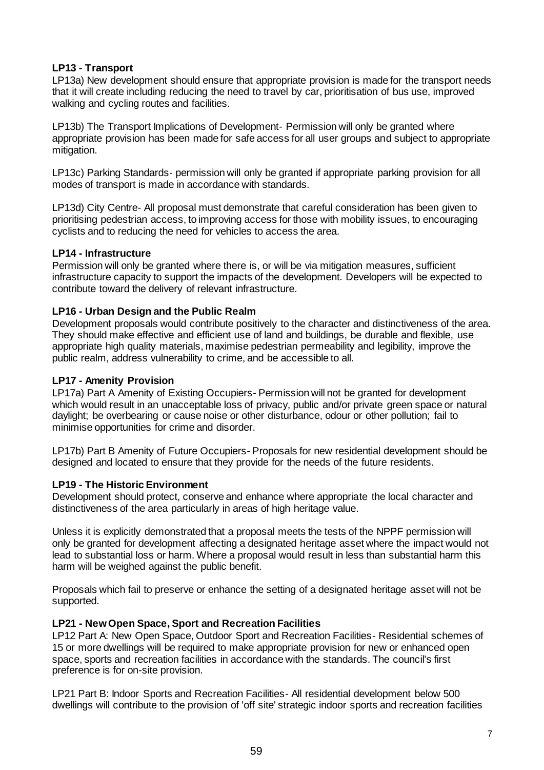**LP13 - Transport**

LP13a) New development should ensure that appropriate provision is made for the transport needs that it will create including reducing the need to travel by car, prioritisation of bus use, improved walking and cycling routes and facilities.

LP13b) The Transport Implications of Development- Permission will only be granted where appropriate provision has been made for safe access for all user groups and subject to appropriate mitigation.

LP13c) Parking Standards- permission will only be granted if appropriate parking provision for all modes of transport is made in accordance with standards.

LP13d) City Centre- All proposal must demonstrate that careful consideration has been given to prioritising pedestrian access, to improving access for those with mobility issues, to encouraging cyclists and to reducing the need for vehicles to access the area.

**LP14 - Infrastructure**

Permission will only be granted where there is, or will be via mitigation measures, sufficient infrastructure capacity to support the impacts of the development. Developers will be expected to contribute toward the delivery of relevant infrastructure.

**LP16 - Urban Design and the Public Realm**

Development proposals would contribute positively to the character and distinctiveness of the area. They should make effective and efficient use of land and buildings, be durable and flexible, use appropriate high quality materials, maximise pedestrian permeability and legibility, improve the public realm, address vulnerability to crime, and be accessible to all.

**LP17 - Amenity Provision**

LP17a) Part A Amenity of Existing Occupiers- Permission will not be granted for development which would result in an unacceptable loss of privacy, public and/or private green space or natural daylight; be overbearing or cause noise or other disturbance, odour or other pollution; fail to minimise opportunities for crime and disorder.

LP17b) Part B Amenity of Future Occupiers- Proposals for new residential development should be designed and located to ensure that they provide for the needs of the future residents.

**LP19 - The Historic Environment**

Development should protect, conserve and enhance where appropriate the local character and distinctiveness of the area particularly in areas of high heritage value.

Unless it is explicitly demonstrated that a proposal meets the tests of the NPPF permission will only be granted for development affecting a designated heritage asset where the impact would not lead to substantial loss or harm. Where a proposal would result in less than substantial harm this harm will be weighed against the public benefit.

Proposals which fail to preserve or enhance the setting of a designated heritage asset will not be supported.

**LP21 - New Open Space, Sport and Recreation Facilities**

LP12 Part A: New Open Space, Outdoor Sport and Recreation Facilities- Residential schemes of 15 or more dwellings will be required to make appropriate provision for new or enhanced open space, sports and recreation facilities in accordance with the standards. The council's first preference is for on-site provision.

LP21 Part B: Indoor Sports and Recreation Facilities- All residential development below 500 dwellings will contribute to the provision of 'off site' strategic indoor sports and recreation facilities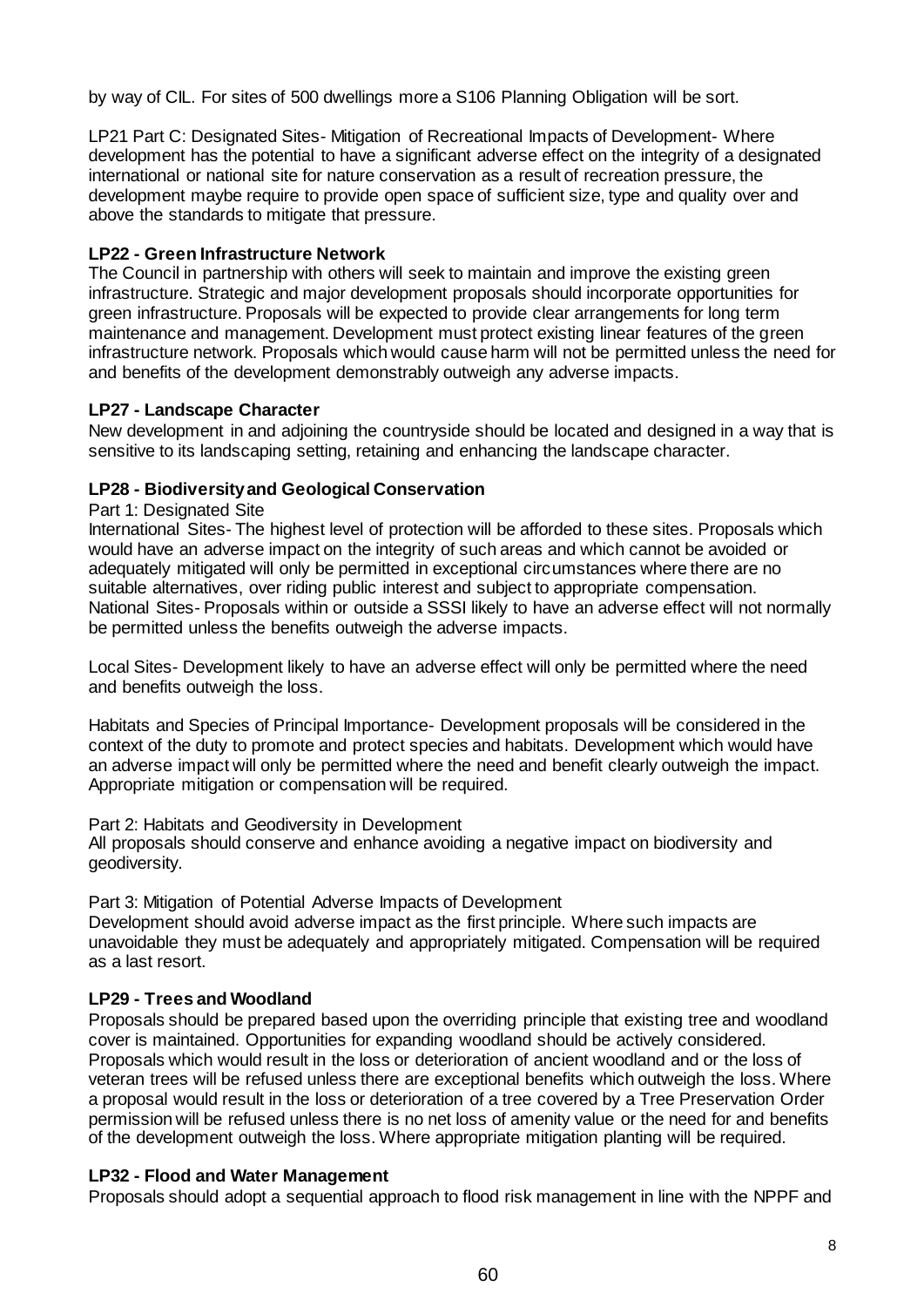by way of CIL. For sites of 500 dwellings more a S106 Planning Obligation will be sort.

LP21 Part C: Designated Sites- Mitigation of Recreational Impacts of Development- Where development has the potential to have a significant adverse effect on the integrity of a designated international or national site for nature conservation as a result of recreation pressure, the development maybe require to provide open space of sufficient size, type and quality over and above the standards to mitigate that pressure.

**LP22 - Green Infrastructure Network**
The Council in partnership with others will seek to maintain and improve the existing green infrastructure. Strategic and major development proposals should incorporate opportunities for green infrastructure. Proposals will be expected to provide clear arrangements for long term maintenance and management. Development must protect existing linear features of the green infrastructure network. Proposals which would cause harm will not be permitted unless the need for and benefits of the development demonstrably outweigh any adverse impacts.

**LP27 - Landscape Character**
New development in and adjoining the countryside should be located and designed in a way that is sensitive to its landscaping setting, retaining and enhancing the landscape character.

**LP28 - Biodiversity and Geological Conservation**
Part 1: Designated Site
International Sites- The highest level of protection will be afforded to these sites. Proposals which would have an adverse impact on the integrity of such areas and which cannot be avoided or adequately mitigated will only be permitted in exceptional circumstances where there are no suitable alternatives, over riding public interest and subject to appropriate compensation.
National Sites- Proposals within or outside a SSSI likely to have an adverse effect will not normally be permitted unless the benefits outweigh the adverse impacts.

Local Sites- Development likely to have an adverse effect will only be permitted where the need and benefits outweigh the loss.

Habitats and Species of Principal Importance- Development proposals will be considered in the context of the duty to promote and protect species and habitats. Development which would have an adverse impact will only be permitted where the need and benefit clearly outweigh the impact. Appropriate mitigation or compensation will be required.

Part 2: Habitats and Geodiversity in Development
All proposals should conserve and enhance avoiding a negative impact on biodiversity and geodiversity.

Part 3: Mitigation of Potential Adverse Impacts of Development
Development should avoid adverse impact as the first principle. Where such impacts are unavoidable they must be adequately and appropriately mitigated. Compensation will be required as a last resort.

**LP29 - Trees and Woodland**
Proposals should be prepared based upon the overriding principle that existing tree and woodland cover is maintained. Opportunities for expanding woodland should be actively considered. Proposals which would result in the loss or deterioration of ancient woodland and or the loss of veteran trees will be refused unless there are exceptional benefits which outweigh the loss. Where a proposal would result in the loss or deterioration of a tree covered by a Tree Preservation Order permission will be refused unless there is no net loss of amenity value or the need for and benefits of the development outweigh the loss. Where appropriate mitigation planting will be required.

**LP32 - Flood and Water Management**
Proposals should adopt a sequential approach to flood risk management in line with the NPPF and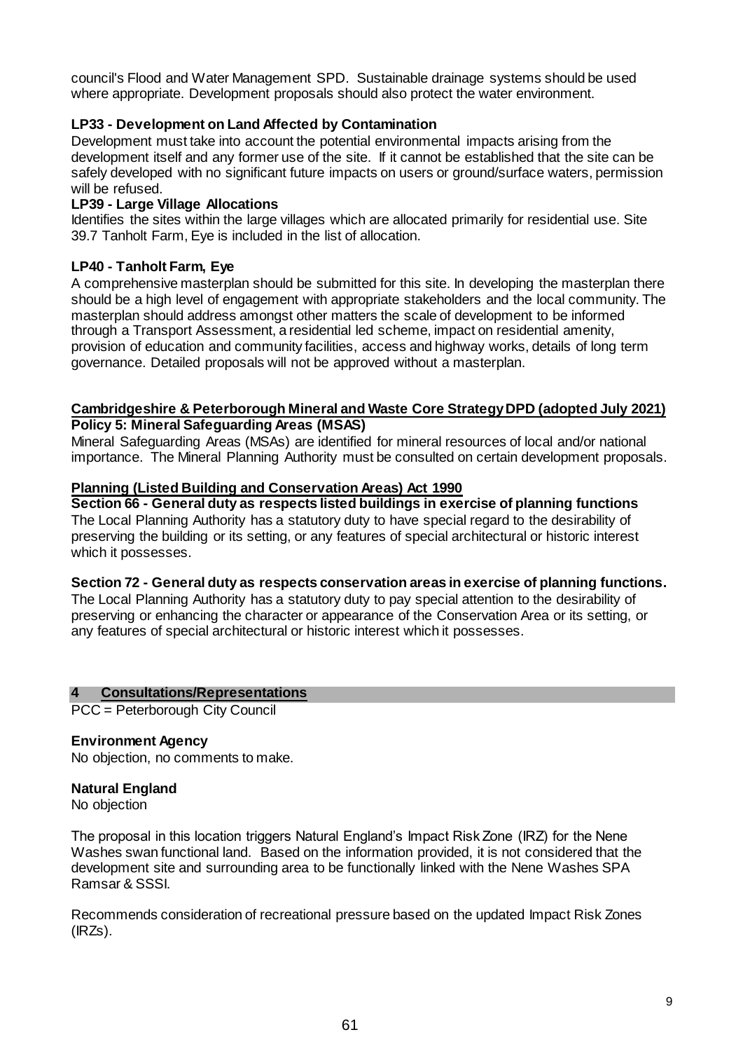council's Flood and Water Management SPD. Sustainable drainage systems should be used where appropriate. Development proposals should also protect the water environment.

**LP33 - Development on Land Affected by Contamination**

Development must take into account the potential environmental impacts arising from the development itself and any former use of the site. If it cannot be established that the site can be safely developed with no significant future impacts on users or ground/surface waters, permission will be refused.

**LP39 - Large Village Allocations**

Identifies the sites within the large villages which are allocated primarily for residential use. Site 39.7 Tanholt Farm, Eye is included in the list of allocation.

**LP40 - Tanholt Farm, Eye**

A comprehensive masterplan should be submitted for this site. In developing the masterplan there should be a high level of engagement with appropriate stakeholders and the local community. The masterplan should address amongst other matters the scale of development to be informed through a Transport Assessment, a residential led scheme, impact on residential amenity, provision of education and community facilities, access and highway works, details of long term governance. Detailed proposals will not be approved without a masterplan.

**Cambridgeshire & Peterborough Mineral and Waste Core Strategy DPD (adopted July 2021)**

**Policy 5: Mineral Safeguarding Areas (MSAS)**

Mineral Safeguarding Areas (MSAs) are identified for mineral resources of local and/or national importance. The Mineral Planning Authority must be consulted on certain development proposals.

**Planning (Listed Building and Conservation Areas) Act 1990**

**Section 66 - General duty as respects listed buildings in exercise of planning functions**

The Local Planning Authority has a statutory duty to have special regard to the desirability of preserving the building or its setting, or any features of special architectural or historic interest which it possesses.

**Section 72 - General duty as respects conservation areas in exercise of planning functions.**

The Local Planning Authority has a statutory duty to pay special attention to the desirability of preserving or enhancing the character or appearance of the Conservation Area or its setting, or any features of special architectural or historic interest which it possesses.

## 4 Consultations/Representations

PCC = Peterborough City Council

**Environment Agency**

No objection, no comments to make.

**Natural England**

No objection

The proposal in this location triggers Natural England's Impact Risk Zone (IRZ) for the Nene Washes swan functional land. Based on the information provided, it is not considered that the development site and surrounding area to be functionally linked with the Nene Washes SPA Ramsar & SSSI.

Recommends consideration of recreational pressure based on the updated Impact Risk Zones (IRZs).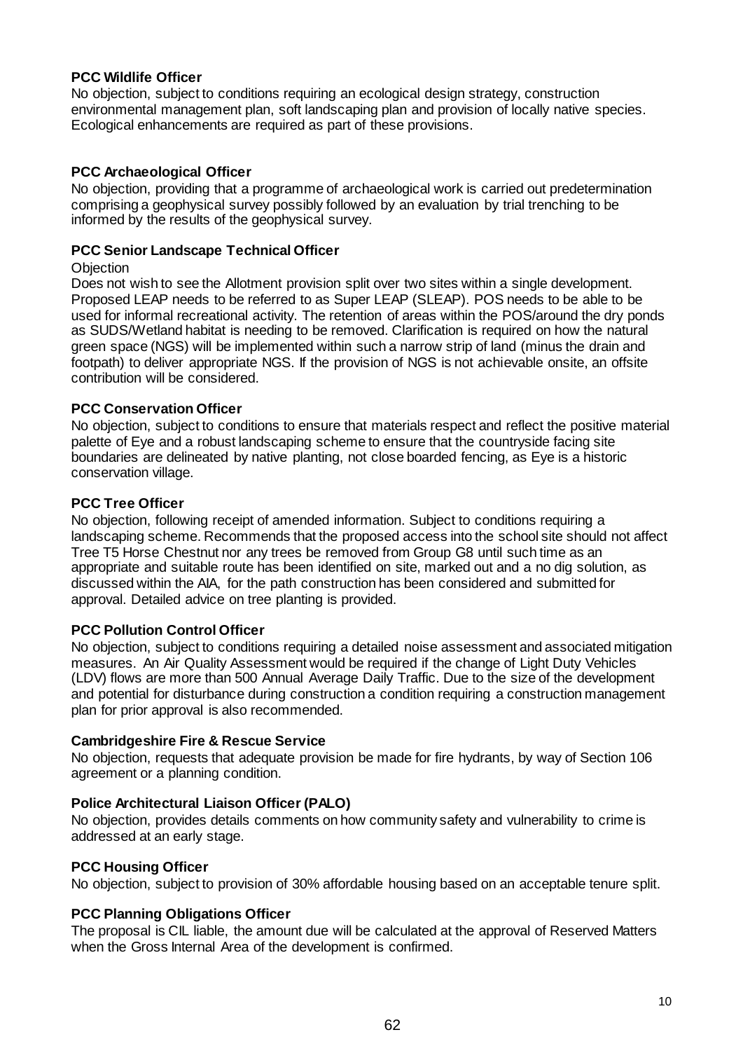**PCC Wildlife Officer**

No objection, subject to conditions requiring an ecological design strategy, construction environmental management plan, soft landscaping plan and provision of locally native species. Ecological enhancements are required as part of these provisions.

**PCC Archaeological Officer**

No objection, providing that a programme of archaeological work is carried out predetermination comprising a geophysical survey possibly followed by an evaluation by trial trenching to be informed by the results of the geophysical survey.

**PCC Senior Landscape Technical Officer**

Objection

Does not wish to see the Allotment provision split over two sites within a single development. Proposed LEAP needs to be referred to as Super LEAP (SLEAP). POS needs to be able to be used for informal recreational activity. The retention of areas within the POS/around the dry ponds as SUDS/Wetland habitat is needing to be removed. Clarification is required on how the natural green space (NGS) will be implemented within such a narrow strip of land (minus the drain and footpath) to deliver appropriate NGS. If the provision of NGS is not achievable onsite, an offsite contribution will be considered.

**PCC Conservation Officer**

No objection, subject to conditions to ensure that materials respect and reflect the positive material palette of Eye and a robust landscaping scheme to ensure that the countryside facing site boundaries are delineated by native planting, not close boarded fencing, as Eye is a historic conservation village.

**PCC Tree Officer**

No objection, following receipt of amended information. Subject to conditions requiring a landscaping scheme. Recommends that the proposed access into the school site should not affect Tree T5 Horse Chestnut nor any trees be removed from Group G8 until such time as an appropriate and suitable route has been identified on site, marked out and a no dig solution, as discussed within the AIA, for the path construction has been considered and submitted for approval. Detailed advice on tree planting is provided.

**PCC Pollution Control Officer**

No objection, subject to conditions requiring a detailed noise assessment and associated mitigation measures. An Air Quality Assessment would be required if the change of Light Duty Vehicles (LDV) flows are more than 500 Annual Average Daily Traffic. Due to the size of the development and potential for disturbance during construction a condition requiring a construction management plan for prior approval is also recommended.

**Cambridgeshire Fire & Rescue Service**

No objection, requests that adequate provision be made for fire hydrants, by way of Section 106 agreement or a planning condition.

**Police Architectural Liaison Officer (PALO)**

No objection, provides details comments on how community safety and vulnerability to crime is addressed at an early stage.

**PCC Housing Officer**

No objection, subject to provision of 30% affordable housing based on an acceptable tenure split.

**PCC Planning Obligations Officer**

The proposal is CIL liable, the amount due will be calculated at the approval of Reserved Matters when the Gross Internal Area of the development is confirmed.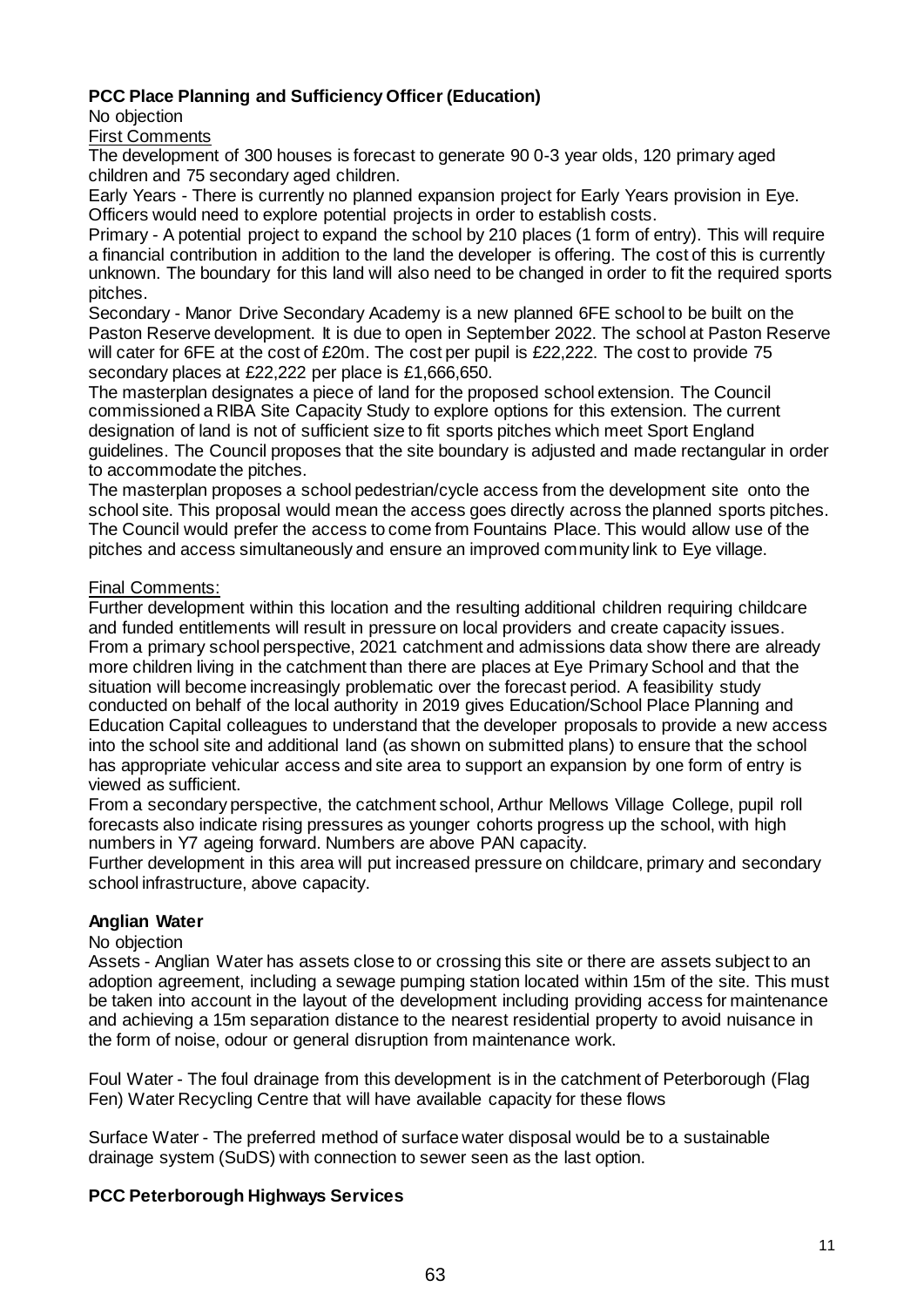**PCC Place Planning and Sufficiency Officer (Education)**

No objection

First Comments

The development of 300 houses is forecast to generate 90 0-3 year olds, 120 primary aged children and 75 secondary aged children.

Early Years - There is currently no planned expansion project for Early Years provision in Eye. Officers would need to explore potential projects in order to establish costs.

Primary - A potential project to expand the school by 210 places (1 form of entry). This will require a financial contribution in addition to the land the developer is offering. The cost of this is currently unknown. The boundary for this land will also need to be changed in order to fit the required sports pitches.

Secondary - Manor Drive Secondary Academy is a new planned 6FE school to be built on the Paston Reserve development. It is due to open in September 2022. The school at Paston Reserve will cater for 6FE at the cost of £20m. The cost per pupil is £22,222. The cost to provide 75 secondary places at £22,222 per place is £1,666,650.

The masterplan designates a piece of land for the proposed school extension. The Council commissioned a RIBA Site Capacity Study to explore options for this extension. The current designation of land is not of sufficient size to fit sports pitches which meet Sport England guidelines. The Council proposes that the site boundary is adjusted and made rectangular in order to accommodate the pitches.

The masterplan proposes a school pedestrian/cycle access from the development site onto the school site. This proposal would mean the access goes directly across the planned sports pitches. The Council would prefer the access to come from Fountains Place. This would allow use of the pitches and access simultaneously and ensure an improved community link to Eye village.

Final Comments:

Further development within this location and the resulting additional children requiring childcare and funded entitlements will result in pressure on local providers and create capacity issues. From a primary school perspective, 2021 catchment and admissions data show there are already more children living in the catchment than there are places at Eye Primary School and that the situation will become increasingly problematic over the forecast period. A feasibility study conducted on behalf of the local authority in 2019 gives Education/School Place Planning and Education Capital colleagues to understand that the developer proposals to provide a new access into the school site and additional land (as shown on submitted plans) to ensure that the school has appropriate vehicular access and site area to support an expansion by one form of entry is viewed as sufficient.

From a secondary perspective, the catchment school, Arthur Mellows Village College, pupil roll forecasts also indicate rising pressures as younger cohorts progress up the school, with high numbers in Y7 ageing forward. Numbers are above PAN capacity.

Further development in this area will put increased pressure on childcare, primary and secondary school infrastructure, above capacity.

**Anglian Water**

No objection

Assets - Anglian Water has assets close to or crossing this site or there are assets subject to an adoption agreement, including a sewage pumping station located within 15m of the site. This must be taken into account in the layout of the development including providing access for maintenance and achieving a 15m separation distance to the nearest residential property to avoid nuisance in the form of noise, odour or general disruption from maintenance work.

Foul Water - The foul drainage from this development is in the catchment of Peterborough (Flag Fen) Water Recycling Centre that will have available capacity for these flows

Surface Water - The preferred method of surface water disposal would be to a sustainable drainage system (SuDS) with connection to sewer seen as the last option.

**PCC Peterborough Highways Services**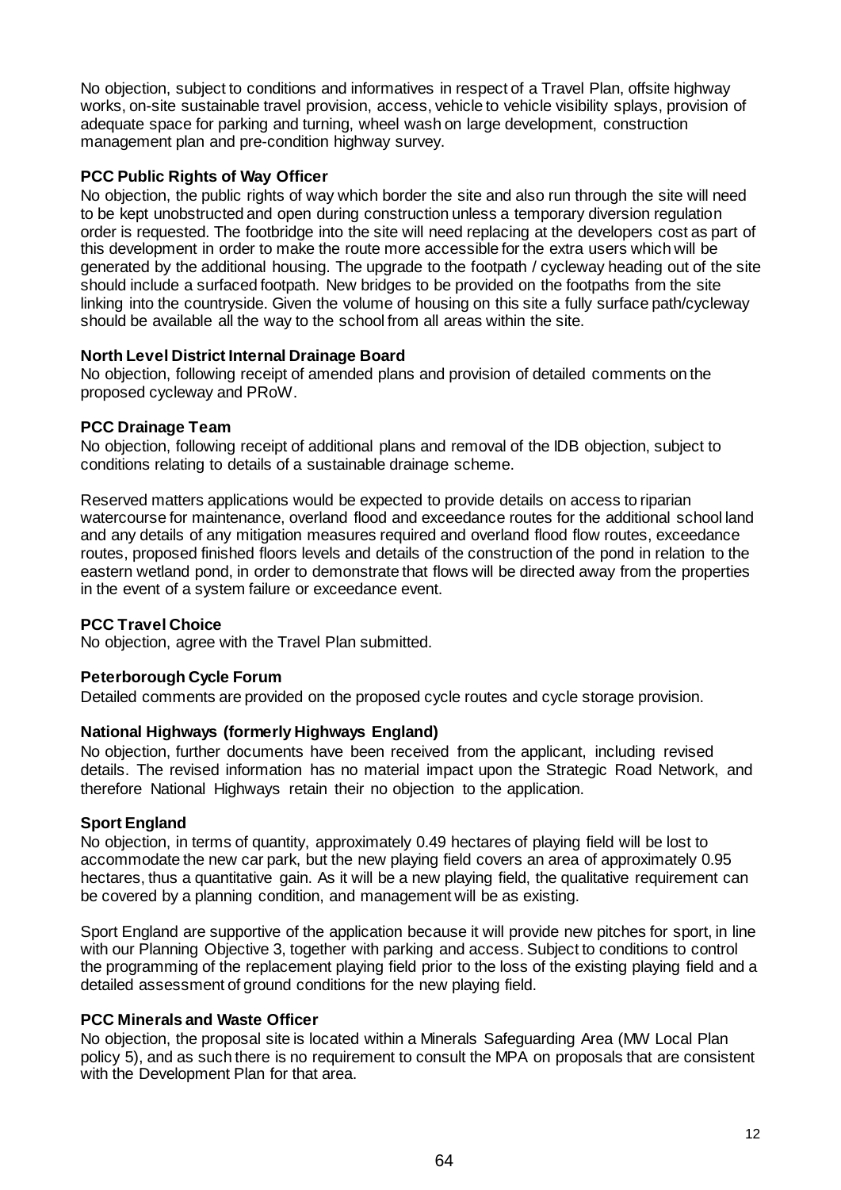No objection, subject to conditions and informatives in respect of a Travel Plan, offsite highway works, on-site sustainable travel provision, access, vehicle to vehicle visibility splays, provision of adequate space for parking and turning, wheel wash on large development, construction management plan and pre-condition highway survey.

**PCC Public Rights of Way Officer**
No objection, the public rights of way which border the site and also run through the site will need to be kept unobstructed and open during construction unless a temporary diversion regulation order is requested. The footbridge into the site will need replacing at the developers cost as part of this development in order to make the route more accessible for the extra users which will be generated by the additional housing. The upgrade to the footpath / cycleway heading out of the site should include a surfaced footpath. New bridges to be provided on the footpaths from the site linking into the countryside. Given the volume of housing on this site a fully surface path/cycleway should be available all the way to the school from all areas within the site.

**North Level District Internal Drainage Board**
No objection, following receipt of amended plans and provision of detailed comments on the proposed cycleway and PRoW.

**PCC Drainage Team**
No objection, following receipt of additional plans and removal of the IDB objection, subject to conditions relating to details of a sustainable drainage scheme.

Reserved matters applications would be expected to provide details on access to riparian watercourse for maintenance, overland flood and exceedance routes for the additional school land and any details of any mitigation measures required and overland flood flow routes, exceedance routes, proposed finished floors levels and details of the construction of the pond in relation to the eastern wetland pond, in order to demonstrate that flows will be directed away from the properties in the event of a system failure or exceedance event.

**PCC Travel Choice**
No objection, agree with the Travel Plan submitted.

**Peterborough Cycle Forum**
Detailed comments are provided on the proposed cycle routes and cycle storage provision.

**National Highways (formerly Highways England)**
No objection, further documents have been received from the applicant, including revised details. The revised information has no material impact upon the Strategic Road Network, and therefore National Highways retain their no objection to the application.

**Sport England**
No objection, in terms of quantity, approximately 0.49 hectares of playing field will be lost to accommodate the new car park, but the new playing field covers an area of approximately 0.95 hectares, thus a quantitative gain. As it will be a new playing field, the qualitative requirement can be covered by a planning condition, and management will be as existing.

Sport England are supportive of the application because it will provide new pitches for sport, in line with our Planning Objective 3, together with parking and access. Subject to conditions to control the programming of the replacement playing field prior to the loss of the existing playing field and a detailed assessment of ground conditions for the new playing field.

**PCC Minerals and Waste Officer**
No objection, the proposal site is located within a Minerals Safeguarding Area (MW Local Plan policy 5), and as such there is no requirement to consult the MPA on proposals that are consistent with the Development Plan for that area.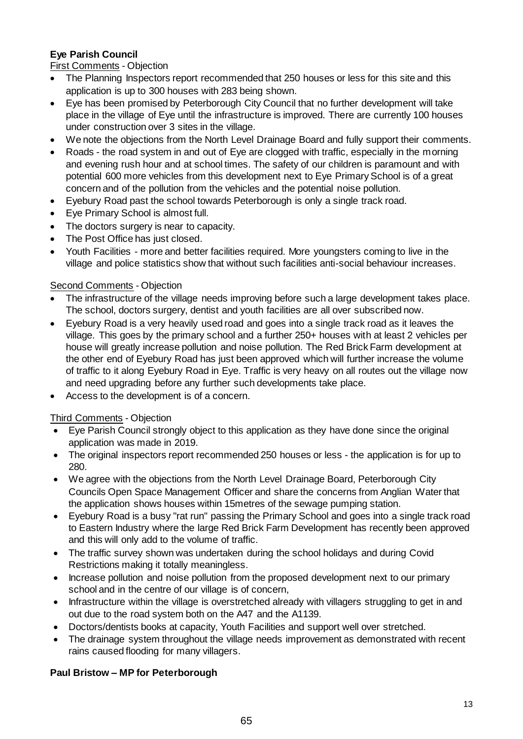**Eye Parish Council**

First Comments - Objection

- The Planning Inspectors report recommended that 250 houses or less for this site and this application is up to 300 houses with 283 being shown.
- Eye has been promised by Peterborough City Council that no further development will take place in the village of Eye until the infrastructure is improved. There are currently 100 houses under construction over 3 sites in the village.
- We note the objections from the North Level Drainage Board and fully support their comments.
- Roads - the road system in and out of Eye are clogged with traffic, especially in the morning and evening rush hour and at school times. The safety of our children is paramount and with potential 600 more vehicles from this development next to Eye Primary School is of a great concern and of the pollution from the vehicles and the potential noise pollution.
- Eyebury Road past the school towards Peterborough is only a single track road.
- Eye Primary School is almost full.
- The doctors surgery is near to capacity.
- The Post Office has just closed.
- Youth Facilities - more and better facilities required. More youngsters coming to live in the village and police statistics show that without such facilities anti-social behaviour increases.

Second Comments - Objection

- The infrastructure of the village needs improving before such a large development takes place. The school, doctors surgery, dentist and youth facilities are all over subscribed now.
- Eyebury Road is a very heavily used road and goes into a single track road as it leaves the village. This goes by the primary school and a further 250+ houses with at least 2 vehicles per house will greatly increase pollution and noise pollution. The Red Brick Farm development at the other end of Eyebury Road has just been approved which will further increase the volume of traffic to it along Eyebury Road in Eye. Traffic is very heavy on all routes out the village now and need upgrading before any further such developments take place.
- Access to the development is of a concern.

Third Comments - Objection

- Eye Parish Council strongly object to this application as they have done since the original application was made in 2019.
- The original inspectors report recommended 250 houses or less - the application is for up to 280.
- We agree with the objections from the North Level Drainage Board, Peterborough City Councils Open Space Management Officer and share the concerns from Anglian Water that the application shows houses within 15metres of the sewage pumping station.
- Eyebury Road is a busy "rat run" passing the Primary School and goes into a single track road to Eastern Industry where the large Red Brick Farm Development has recently been approved and this will only add to the volume of traffic.
- The traffic survey shown was undertaken during the school holidays and during Covid Restrictions making it totally meaningless.
- Increase pollution and noise pollution from the proposed development next to our primary school and in the centre of our village is of concern,
- Infrastructure within the village is overstretched already with villagers struggling to get in and out due to the road system both on the A47 and the A1139.
- Doctors/dentists books at capacity, Youth Facilities and support well over stretched.
- The drainage system throughout the village needs improvement as demonstrated with recent rains caused flooding for many villagers.

**Paul Bristow – MP for Peterborough**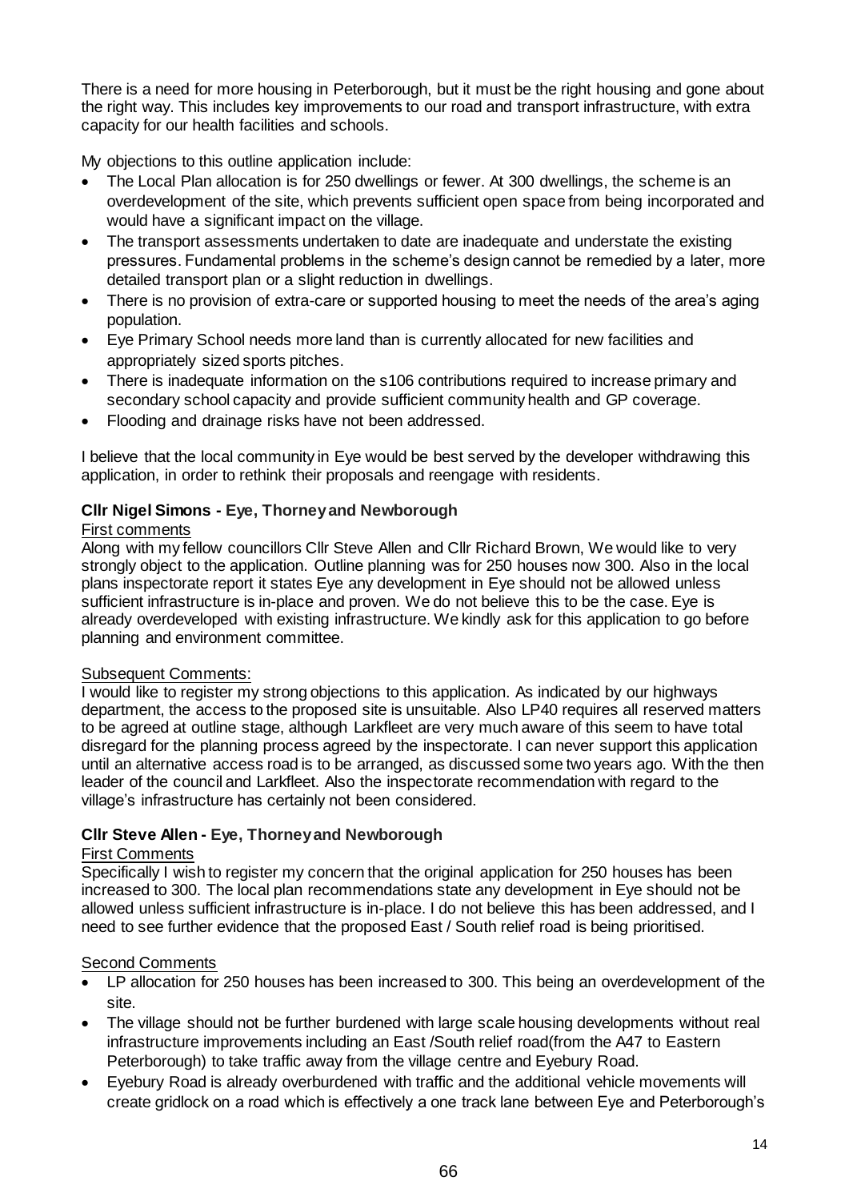There is a need for more housing in Peterborough, but it must be the right housing and gone about the right way. This includes key improvements to our road and transport infrastructure, with extra capacity for our health facilities and schools.

My objections to this outline application include:

- The Local Plan allocation is for 250 dwellings or fewer. At 300 dwellings, the scheme is an overdevelopment of the site, which prevents sufficient open space from being incorporated and would have a significant impact on the village.
- The transport assessments undertaken to date are inadequate and understate the existing pressures. Fundamental problems in the scheme's design cannot be remedied by a later, more detailed transport plan or a slight reduction in dwellings.
- There is no provision of extra-care or supported housing to meet the needs of the area's aging population.
- Eye Primary School needs more land than is currently allocated for new facilities and appropriately sized sports pitches.
- There is inadequate information on the s106 contributions required to increase primary and secondary school capacity and provide sufficient community health and GP coverage.
- Flooding and drainage risks have not been addressed.

I believe that the local community in Eye would be best served by the developer withdrawing this application, in order to rethink their proposals and reengage with residents.

**Cllr Nigel Simons - Eye, Thorney and Newborough**

First comments

Along with my fellow councillors Cllr Steve Allen and Cllr Richard Brown, We would like to very strongly object to the application. Outline planning was for 250 houses now 300. Also in the local plans inspectorate report it states Eye any development in Eye should not be allowed unless sufficient infrastructure is in-place and proven. We do not believe this to be the case. Eye is already overdeveloped with existing infrastructure. We kindly ask for this application to go before planning and environment committee.

Subsequent Comments:

I would like to register my strong objections to this application. As indicated by our highways department, the access to the proposed site is unsuitable. Also LP40 requires all reserved matters to be agreed at outline stage, although Larkfleet are very much aware of this seem to have total disregard for the planning process agreed by the inspectorate. I can never support this application until an alternative access road is to be arranged, as discussed some two years ago. With the then leader of the council and Larkfleet. Also the inspectorate recommendation with regard to the village's infrastructure has certainly not been considered.

**Cllr Steve Allen - Eye, Thorney and Newborough**

First Comments

Specifically I wish to register my concern that the original application for 250 houses has been increased to 300. The local plan recommendations state any development in Eye should not be allowed unless sufficient infrastructure is in-place. I do not believe this has been addressed, and I need to see further evidence that the proposed East / South relief road is being prioritised.

Second Comments

- LP allocation for 250 houses has been increased to 300. This being an overdevelopment of the site.
- The village should not be further burdened with large scale housing developments without real infrastructure improvements including an East /South relief road(from the A47 to Eastern Peterborough) to take traffic away from the village centre and Eyebury Road.
- Eyebury Road is already overburdened with traffic and the additional vehicle movements will create gridlock on a road which is effectively a one track lane between Eye and Peterborough's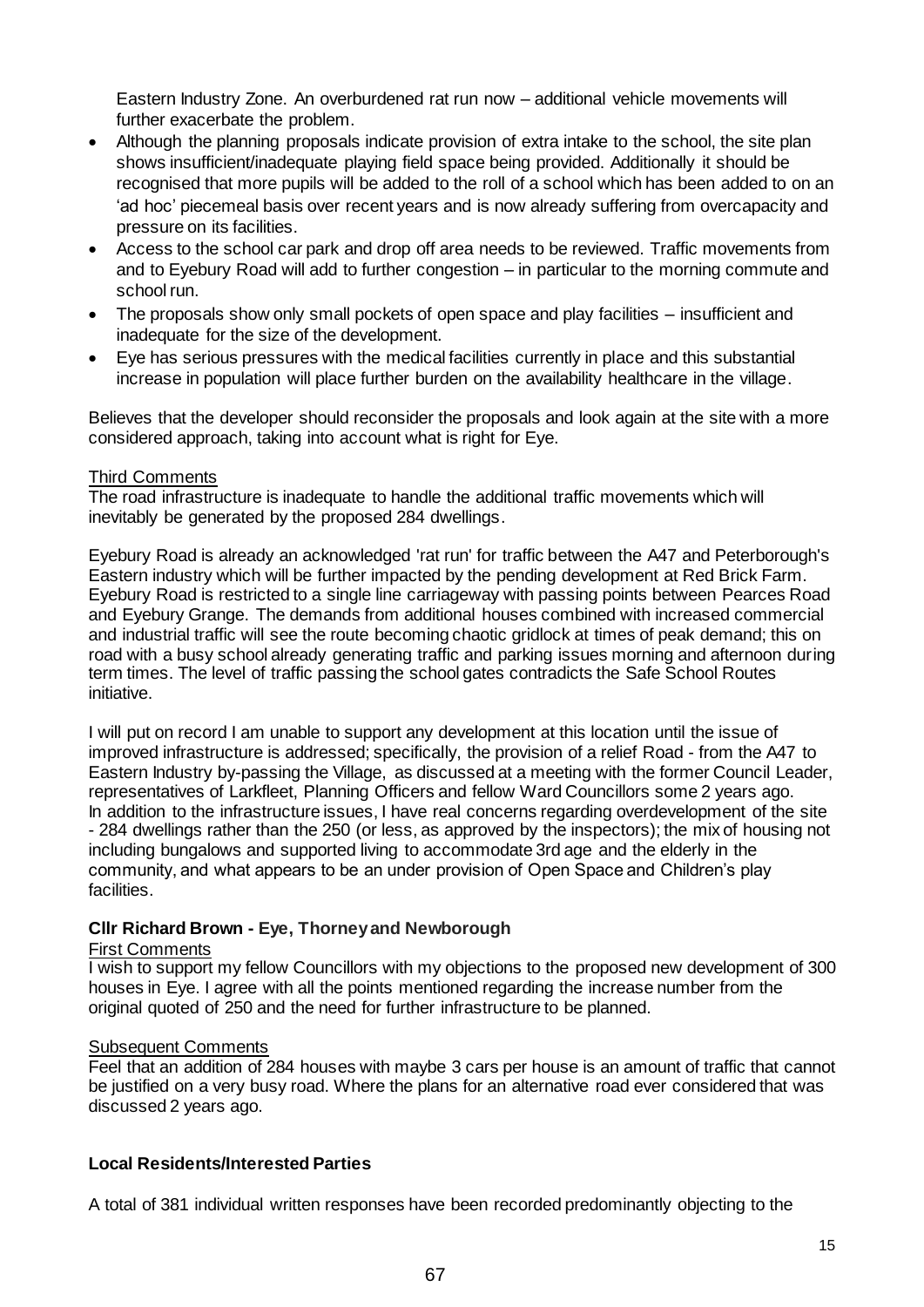Eastern Industry Zone. An overburdened rat run now – additional vehicle movements will further exacerbate the problem.

- Although the planning proposals indicate provision of extra intake to the school, the site plan shows insufficient/inadequate playing field space being provided. Additionally it should be recognised that more pupils will be added to the roll of a school which has been added to on an 'ad hoc' piecemeal basis over recent years and is now already suffering from overcapacity and pressure on its facilities.
- Access to the school car park and drop off area needs to be reviewed. Traffic movements from and to Eyebury Road will add to further congestion – in particular to the morning commute and school run.
- The proposals show only small pockets of open space and play facilities – insufficient and inadequate for the size of the development.
- Eye has serious pressures with the medical facilities currently in place and this substantial increase in population will place further burden on the availability healthcare in the village.

Believes that the developer should reconsider the proposals and look again at the site with a more considered approach, taking into account what is right for Eye.

Third Comments

The road infrastructure is inadequate to handle the additional traffic movements which will inevitably be generated by the proposed 284 dwellings.

Eyebury Road is already an acknowledged 'rat run' for traffic between the A47 and Peterborough's Eastern industry which will be further impacted by the pending development at Red Brick Farm. Eyebury Road is restricted to a single line carriageway with passing points between Pearces Road and Eyebury Grange. The demands from additional houses combined with increased commercial and industrial traffic will see the route becoming chaotic gridlock at times of peak demand; this on road with a busy school already generating traffic and parking issues morning and afternoon during term times. The level of traffic passing the school gates contradicts the Safe School Routes initiative.

I will put on record I am unable to support any development at this location until the issue of improved infrastructure is addressed; specifically, the provision of a relief Road - from the A47 to Eastern Industry by-passing the Village, as discussed at a meeting with the former Council Leader, representatives of Larkfleet, Planning Officers and fellow Ward Councillors some 2 years ago. In addition to the infrastructure issues, I have real concerns regarding overdevelopment of the site - 284 dwellings rather than the 250 (or less, as approved by the inspectors); the mix of housing not including bungalows and supported living to accommodate 3rd age and the elderly in the community, and what appears to be an under provision of Open Space and Children's play facilities.

**Cllr Richard Brown - Eye, Thorney and Newborough**

First Comments

I wish to support my fellow Councillors with my objections to the proposed new development of 300 houses in Eye. I agree with all the points mentioned regarding the increase number from the original quoted of 250 and the need for further infrastructure to be planned.

Subsequent Comments

Feel that an addition of 284 houses with maybe 3 cars per house is an amount of traffic that cannot be justified on a very busy road. Where the plans for an alternative road ever considered that was discussed 2 years ago.

**Local Residents/Interested Parties**

A total of 381 individual written responses have been recorded predominantly objecting to the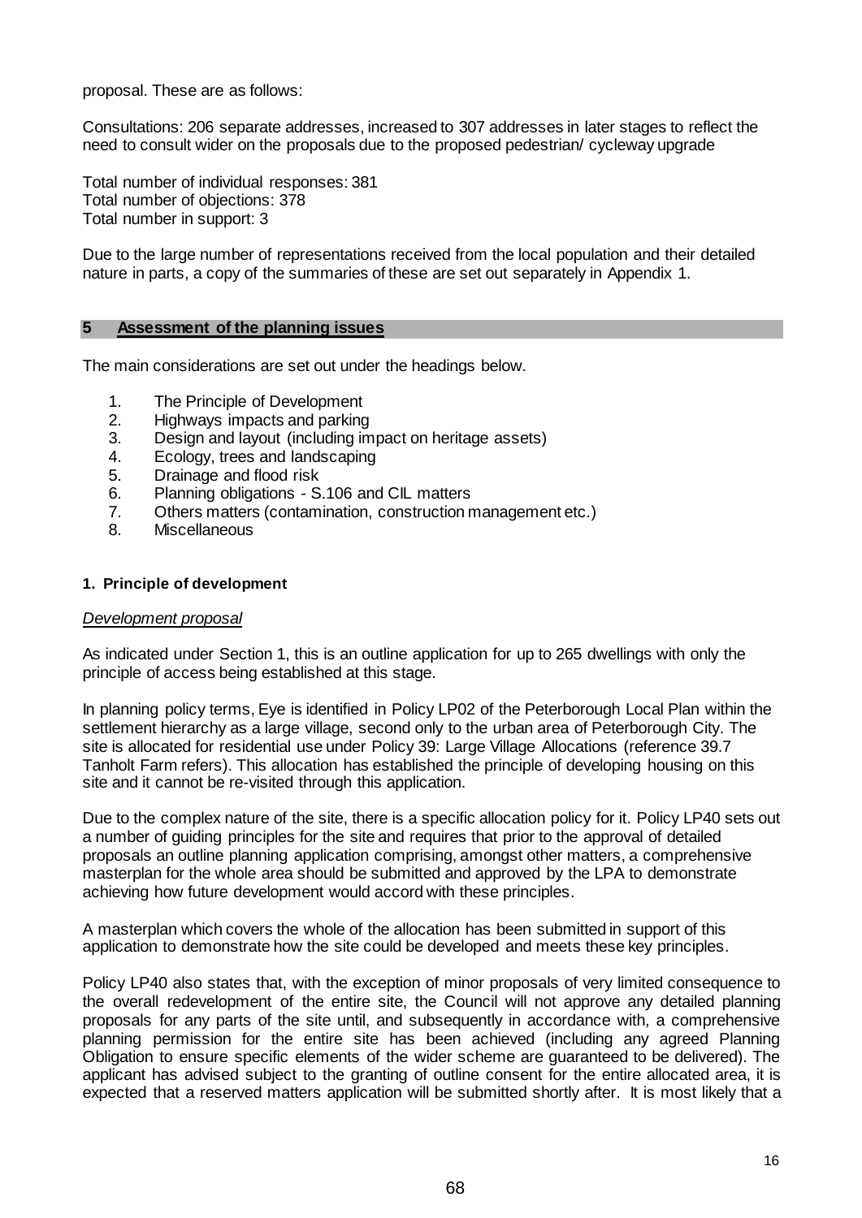proposal. These are as follows:

Consultations: 206 separate addresses, increased to 307 addresses in later stages to reflect the need to consult wider on the proposals due to the proposed pedestrian/ cycleway upgrade

Total number of individual responses: 381
Total number of objections: 378
Total number in support: 3

Due to the large number of representations received from the local population and their detailed nature in parts, a copy of the summaries of these are set out separately in Appendix 1.

## 5 Assessment of the planning issues

The main considerations are set out under the headings below.

1. The Principle of Development
2. Highways impacts and parking
3. Design and layout (including impact on heritage assets)
4. Ecology, trees and landscaping
5. Drainage and flood risk
6. Planning obligations - S.106 and CIL matters
7. Others matters (contamination, construction management etc.)
8. Miscellaneous

### 1. Principle of development

*Development proposal*

As indicated under Section 1, this is an outline application for up to 265 dwellings with only the principle of access being established at this stage.

In planning policy terms, Eye is identified in Policy LP02 of the Peterborough Local Plan within the settlement hierarchy as a large village, second only to the urban area of Peterborough City. The site is allocated for residential use under Policy 39: Large Village Allocations (reference 39.7 Tanholt Farm refers). This allocation has established the principle of developing housing on this site and it cannot be re-visited through this application.

Due to the complex nature of the site, there is a specific allocation policy for it. Policy LP40 sets out a number of guiding principles for the site and requires that prior to the approval of detailed proposals an outline planning application comprising, amongst other matters, a comprehensive masterplan for the whole area should be submitted and approved by the LPA to demonstrate achieving how future development would accord with these principles.

A masterplan which covers the whole of the allocation has been submitted in support of this application to demonstrate how the site could be developed and meets these key principles.

Policy LP40 also states that, with the exception of minor proposals of very limited consequence to the overall redevelopment of the entire site, the Council will not approve any detailed planning proposals for any parts of the site until, and subsequently in accordance with, a comprehensive planning permission for the entire site has been achieved (including any agreed Planning Obligation to ensure specific elements of the wider scheme are guaranteed to be delivered). The applicant has advised subject to the granting of outline consent for the entire allocated area, it is expected that a reserved matters application will be submitted shortly after. It is most likely that a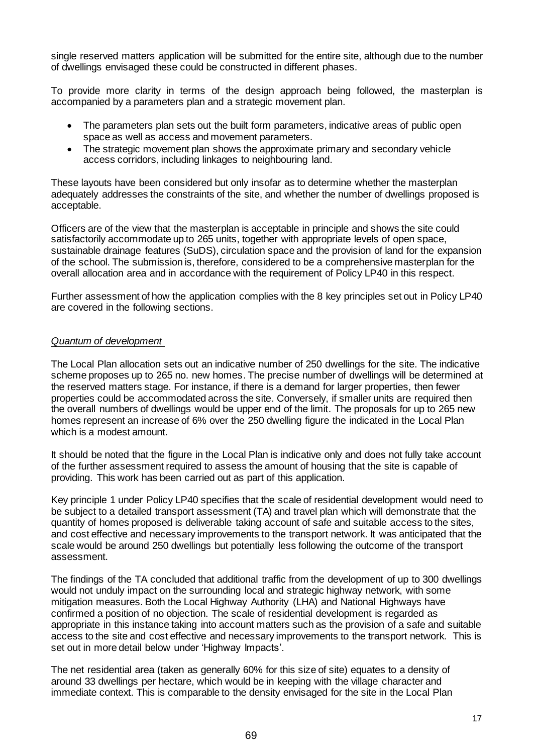single reserved matters application will be submitted for the entire site, although due to the number of dwellings envisaged these could be constructed in different phases.

To provide more clarity in terms of the design approach being followed, the masterplan is accompanied by a parameters plan and a strategic movement plan.

- The parameters plan sets out the built form parameters, indicative areas of public open space as well as access and movement parameters.
- The strategic movement plan shows the approximate primary and secondary vehicle access corridors, including linkages to neighbouring land.

These layouts have been considered but only insofar as to determine whether the masterplan adequately addresses the constraints of the site, and whether the number of dwellings proposed is acceptable.

Officers are of the view that the masterplan is acceptable in principle and shows the site could satisfactorily accommodate up to 265 units, together with appropriate levels of open space, sustainable drainage features (SuDS), circulation space and the provision of land for the expansion of the school. The submission is, therefore, considered to be a comprehensive masterplan for the overall allocation area and in accordance with the requirement of Policy LP40 in this respect.

Further assessment of how the application complies with the 8 key principles set out in Policy LP40 are covered in the following sections.

*Quantum of development*

The Local Plan allocation sets out an indicative number of 250 dwellings for the site. The indicative scheme proposes up to 265 no. new homes. The precise number of dwellings will be determined at the reserved matters stage. For instance, if there is a demand for larger properties, then fewer properties could be accommodated across the site. Conversely, if smaller units are required then the overall numbers of dwellings would be upper end of the limit. The proposals for up to 265 new homes represent an increase of 6% over the 250 dwelling figure the indicated in the Local Plan which is a modest amount.

It should be noted that the figure in the Local Plan is indicative only and does not fully take account of the further assessment required to assess the amount of housing that the site is capable of providing. This work has been carried out as part of this application.

Key principle 1 under Policy LP40 specifies that the scale of residential development would need to be subject to a detailed transport assessment (TA) and travel plan which will demonstrate that the quantity of homes proposed is deliverable taking account of safe and suitable access to the sites, and cost effective and necessary improvements to the transport network. It was anticipated that the scale would be around 250 dwellings but potentially less following the outcome of the transport assessment.

The findings of the TA concluded that additional traffic from the development of up to 300 dwellings would not unduly impact on the surrounding local and strategic highway network, with some mitigation measures. Both the Local Highway Authority (LHA) and National Highways have confirmed a position of no objection. The scale of residential development is regarded as appropriate in this instance taking into account matters such as the provision of a safe and suitable access to the site and cost effective and necessary improvements to the transport network. This is set out in more detail below under 'Highway Impacts'.

The net residential area (taken as generally 60% for this size of site) equates to a density of around 33 dwellings per hectare, which would be in keeping with the village character and immediate context. This is comparable to the density envisaged for the site in the Local Plan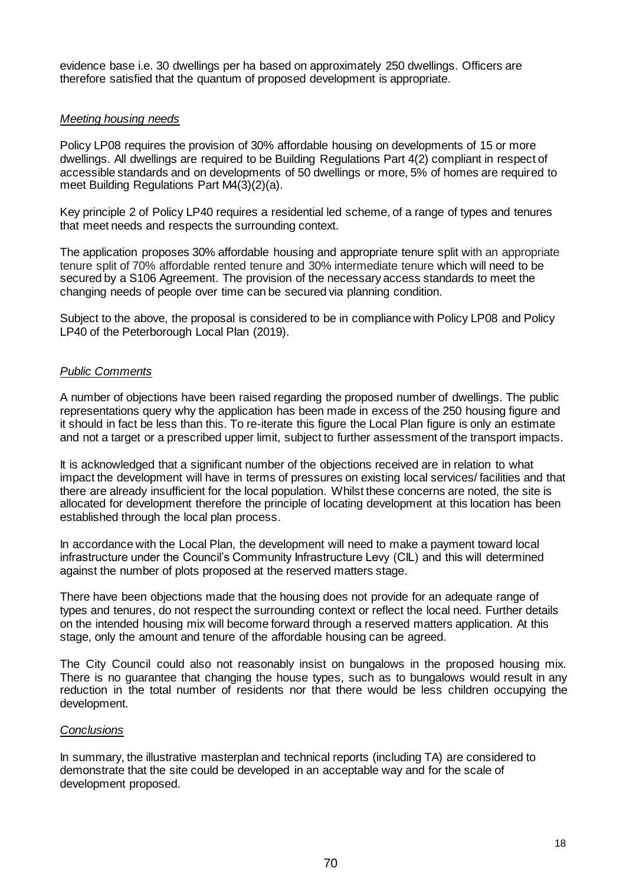evidence base i.e. 30 dwellings per ha based on approximately 250 dwellings. Officers are therefore satisfied that the quantum of proposed development is appropriate.

*Meeting housing needs*

Policy LP08 requires the provision of 30% affordable housing on developments of 15 or more dwellings. All dwellings are required to be Building Regulations Part 4(2) compliant in respect of accessible standards and on developments of 50 dwellings or more, 5% of homes are required to meet Building Regulations Part M4(3)(2)(a).

Key principle 2 of Policy LP40 requires a residential led scheme, of a range of types and tenures that meet needs and respects the surrounding context.

The application proposes 30% affordable housing and appropriate tenure split with an appropriate tenure split of 70% affordable rented tenure and 30% intermediate tenure which will need to be secured by a S106 Agreement. The provision of the necessary access standards to meet the changing needs of people over time can be secured via planning condition.

Subject to the above, the proposal is considered to be in compliance with Policy LP08 and Policy LP40 of the Peterborough Local Plan (2019).

*Public Comments*

A number of objections have been raised regarding the proposed number of dwellings. The public representations query why the application has been made in excess of the 250 housing figure and it should in fact be less than this. To re-iterate this figure the Local Plan figure is only an estimate and not a target or a prescribed upper limit, subject to further assessment of the transport impacts.

It is acknowledged that a significant number of the objections received are in relation to what impact the development will have in terms of pressures on existing local services/ facilities and that there are already insufficient for the local population. Whilst these concerns are noted, the site is allocated for development therefore the principle of locating development at this location has been established through the local plan process.

In accordance with the Local Plan, the development will need to make a payment toward local infrastructure under the Council's Community Infrastructure Levy (CIL) and this will determined against the number of plots proposed at the reserved matters stage.

There have been objections made that the housing does not provide for an adequate range of types and tenures, do not respect the surrounding context or reflect the local need. Further details on the intended housing mix will become forward through a reserved matters application. At this stage, only the amount and tenure of the affordable housing can be agreed.

The City Council could also not reasonably insist on bungalows in the proposed housing mix. There is no guarantee that changing the house types, such as to bungalows would result in any reduction in the total number of residents nor that there would be less children occupying the development.

*Conclusions*

In summary, the illustrative masterplan and technical reports (including TA) are considered to demonstrate that the site could be developed in an acceptable way and for the scale of development proposed.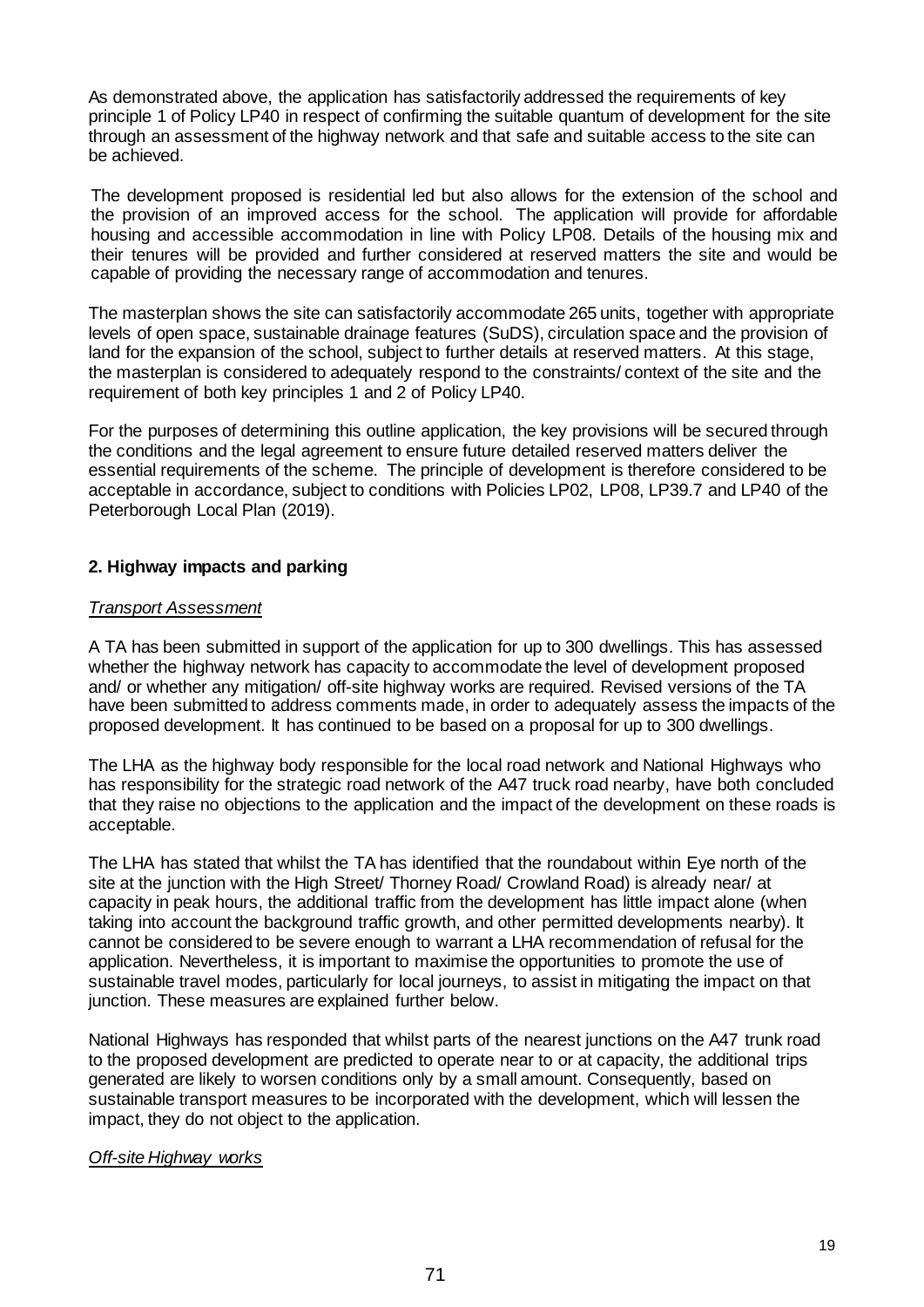As demonstrated above, the application has satisfactorily addressed the requirements of key principle 1 of Policy LP40 in respect of confirming the suitable quantum of development for the site through an assessment of the highway network and that safe and suitable access to the site can be achieved.

The development proposed is residential led but also allows for the extension of the school and the provision of an improved access for the school. The application will provide for affordable housing and accessible accommodation in line with Policy LP08. Details of the housing mix and their tenures will be provided and further considered at reserved matters the site and would be capable of providing the necessary range of accommodation and tenures.

The masterplan shows the site can satisfactorily accommodate 265 units, together with appropriate levels of open space, sustainable drainage features (SuDS), circulation space and the provision of land for the expansion of the school, subject to further details at reserved matters. At this stage, the masterplan is considered to adequately respond to the constraints/ context of the site and the requirement of both key principles 1 and 2 of Policy LP40.

For the purposes of determining this outline application, the key provisions will be secured through the conditions and the legal agreement to ensure future detailed reserved matters deliver the essential requirements of the scheme. The principle of development is therefore considered to be acceptable in accordance, subject to conditions with Policies LP02, LP08, LP39.7 and LP40 of the Peterborough Local Plan (2019).

## 2. Highway impacts and parking

*Transport Assessment*

A TA has been submitted in support of the application for up to 300 dwellings. This has assessed whether the highway network has capacity to accommodate the level of development proposed and/ or whether any mitigation/ off-site highway works are required. Revised versions of the TA have been submitted to address comments made, in order to adequately assess the impacts of the proposed development. It has continued to be based on a proposal for up to 300 dwellings.

The LHA as the highway body responsible for the local road network and National Highways who has responsibility for the strategic road network of the A47 truck road nearby, have both concluded that they raise no objections to the application and the impact of the development on these roads is acceptable.

The LHA has stated that whilst the TA has identified that the roundabout within Eye north of the site at the junction with the High Street/ Thorney Road/ Crowland Road) is already near/ at capacity in peak hours, the additional traffic from the development has little impact alone (when taking into account the background traffic growth, and other permitted developments nearby). It cannot be considered to be severe enough to warrant a LHA recommendation of refusal for the application. Nevertheless, it is important to maximise the opportunities to promote the use of sustainable travel modes, particularly for local journeys, to assist in mitigating the impact on that junction. These measures are explained further below.

National Highways has responded that whilst parts of the nearest junctions on the A47 trunk road to the proposed development are predicted to operate near to or at capacity, the additional trips generated are likely to worsen conditions only by a small amount. Consequently, based on sustainable transport measures to be incorporated with the development, which will lessen the impact, they do not object to the application.

*Off-site Highway works*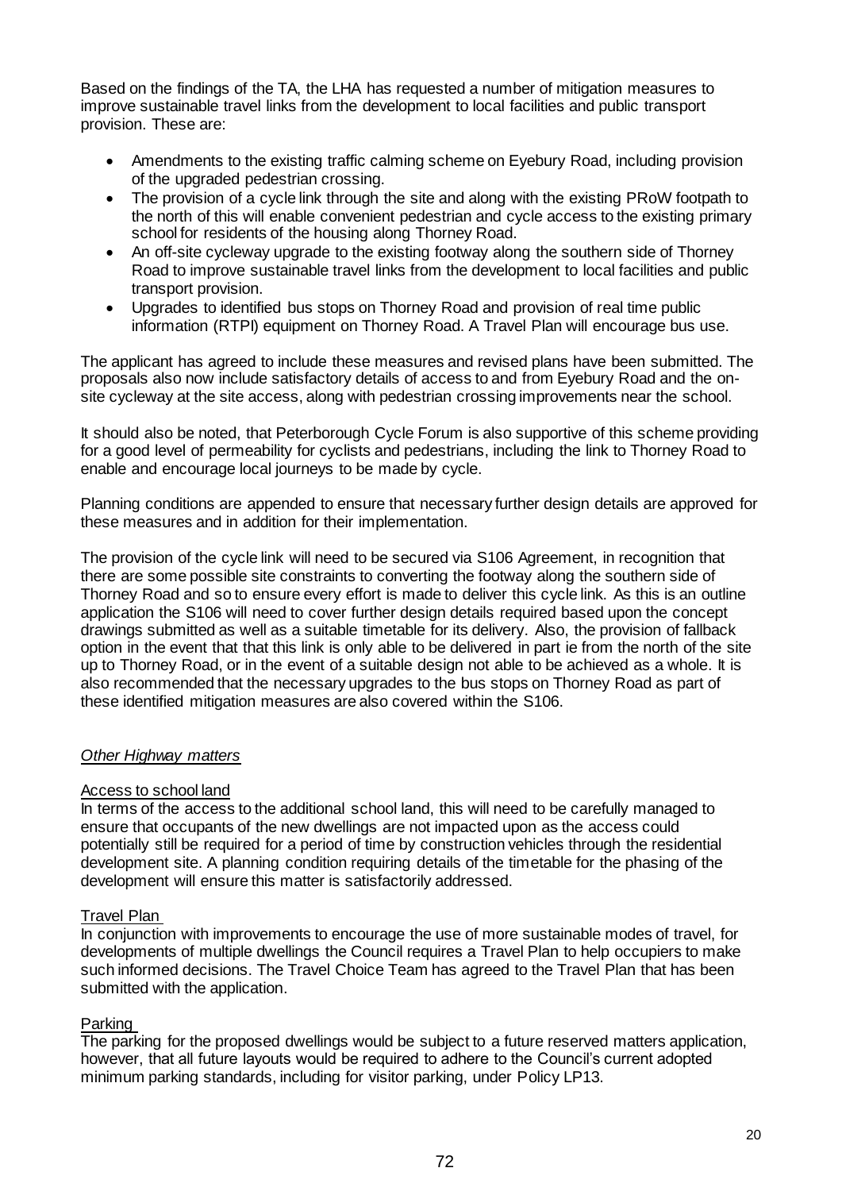Based on the findings of the TA, the LHA has requested a number of mitigation measures to improve sustainable travel links from the development to local facilities and public transport provision. These are:

- Amendments to the existing traffic calming scheme on Eyebury Road, including provision of the upgraded pedestrian crossing.
- The provision of a cycle link through the site and along with the existing PRoW footpath to the north of this will enable convenient pedestrian and cycle access to the existing primary school for residents of the housing along Thorney Road.
- An off-site cycleway upgrade to the existing footway along the southern side of Thorney Road to improve sustainable travel links from the development to local facilities and public transport provision.
- Upgrades to identified bus stops on Thorney Road and provision of real time public information (RTPI) equipment on Thorney Road. A Travel Plan will encourage bus use.

The applicant has agreed to include these measures and revised plans have been submitted. The proposals also now include satisfactory details of access to and from Eyebury Road and the on-site cycleway at the site access, along with pedestrian crossing improvements near the school.

It should also be noted, that Peterborough Cycle Forum is also supportive of this scheme providing for a good level of permeability for cyclists and pedestrians, including the link to Thorney Road to enable and encourage local journeys to be made by cycle.

Planning conditions are appended to ensure that necessary further design details are approved for these measures and in addition for their implementation.

The provision of the cycle link will need to be secured via S106 Agreement, in recognition that there are some possible site constraints to converting the footway along the southern side of Thorney Road and so to ensure every effort is made to deliver this cycle link. As this is an outline application the S106 will need to cover further design details required based upon the concept drawings submitted as well as a suitable timetable for its delivery. Also, the provision of fallback option in the event that that this link is only able to be delivered in part ie from the north of the site up to Thorney Road, or in the event of a suitable design not able to be achieved as a whole. It is also recommended that the necessary upgrades to the bus stops on Thorney Road as part of these identified mitigation measures are also covered within the S106.

*Other Highway matters*

Access to school land

In terms of the access to the additional school land, this will need to be carefully managed to ensure that occupants of the new dwellings are not impacted upon as the access could potentially still be required for a period of time by construction vehicles through the residential development site. A planning condition requiring details of the timetable for the phasing of the development will ensure this matter is satisfactorily addressed.

Travel Plan

In conjunction with improvements to encourage the use of more sustainable modes of travel, for developments of multiple dwellings the Council requires a Travel Plan to help occupiers to make such informed decisions. The Travel Choice Team has agreed to the Travel Plan that has been submitted with the application.

Parking

The parking for the proposed dwellings would be subject to a future reserved matters application, however, that all future layouts would be required to adhere to the Council's current adopted minimum parking standards, including for visitor parking, under Policy LP13.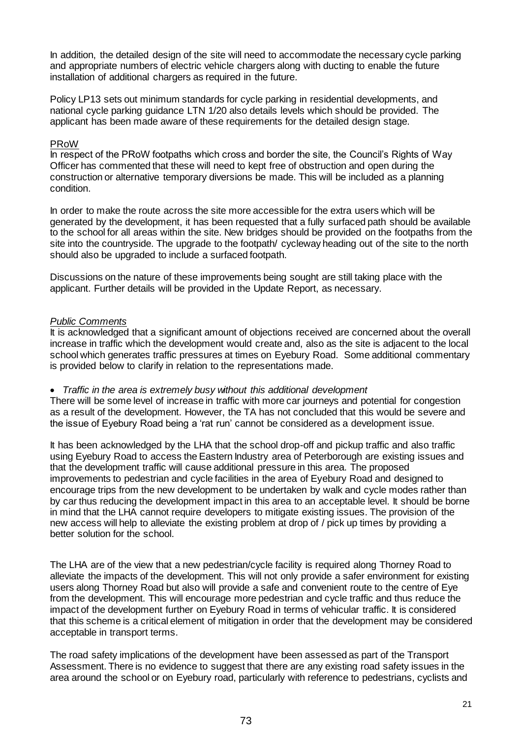In addition, the detailed design of the site will need to accommodate the necessary cycle parking and appropriate numbers of electric vehicle chargers along with ducting to enable the future installation of additional chargers as required in the future.

Policy LP13 sets out minimum standards for cycle parking in residential developments, and national cycle parking guidance LTN 1/20 also details levels which should be provided. The applicant has been made aware of these requirements for the detailed design stage.

PRoW

In respect of the PRoW footpaths which cross and border the site, the Council's Rights of Way Officer has commented that these will need to kept free of obstruction and open during the construction or alternative temporary diversions be made. This will be included as a planning condition.

In order to make the route across the site more accessible for the extra users which will be generated by the development, it has been requested that a fully surfaced path should be available to the school for all areas within the site. New bridges should be provided on the footpaths from the site into the countryside. The upgrade to the footpath/ cycleway heading out of the site to the north should also be upgraded to include a surfaced footpath.

Discussions on the nature of these improvements being sought are still taking place with the applicant. Further details will be provided in the Update Report, as necessary.

*Public Comments*

It is acknowledged that a significant amount of objections received are concerned about the overall increase in traffic which the development would create and, also as the site is adjacent to the local school which generates traffic pressures at times on Eyebury Road. Some additional commentary is provided below to clarify in relation to the representations made.

- *Traffic in the area is extremely busy without this additional development*

There will be some level of increase in traffic with more car journeys and potential for congestion as a result of the development. However, the TA has not concluded that this would be severe and the issue of Eyebury Road being a 'rat run' cannot be considered as a development issue.

It has been acknowledged by the LHA that the school drop-off and pickup traffic and also traffic using Eyebury Road to access the Eastern Industry area of Peterborough are existing issues and that the development traffic will cause additional pressure in this area. The proposed improvements to pedestrian and cycle facilities in the area of Eyebury Road and designed to encourage trips from the new development to be undertaken by walk and cycle modes rather than by car thus reducing the development impact in this area to an acceptable level. It should be borne in mind that the LHA cannot require developers to mitigate existing issues. The provision of the new access will help to alleviate the existing problem at drop of / pick up times by providing a better solution for the school.

The LHA are of the view that a new pedestrian/cycle facility is required along Thorney Road to alleviate the impacts of the development. This will not only provide a safer environment for existing users along Thorney Road but also will provide a safe and convenient route to the centre of Eye from the development. This will encourage more pedestrian and cycle traffic and thus reduce the impact of the development further on Eyebury Road in terms of vehicular traffic. It is considered that this scheme is a critical element of mitigation in order that the development may be considered acceptable in transport terms.

The road safety implications of the development have been assessed as part of the Transport Assessment. There is no evidence to suggest that there are any existing road safety issues in the area around the school or on Eyebury road, particularly with reference to pedestrians, cyclists and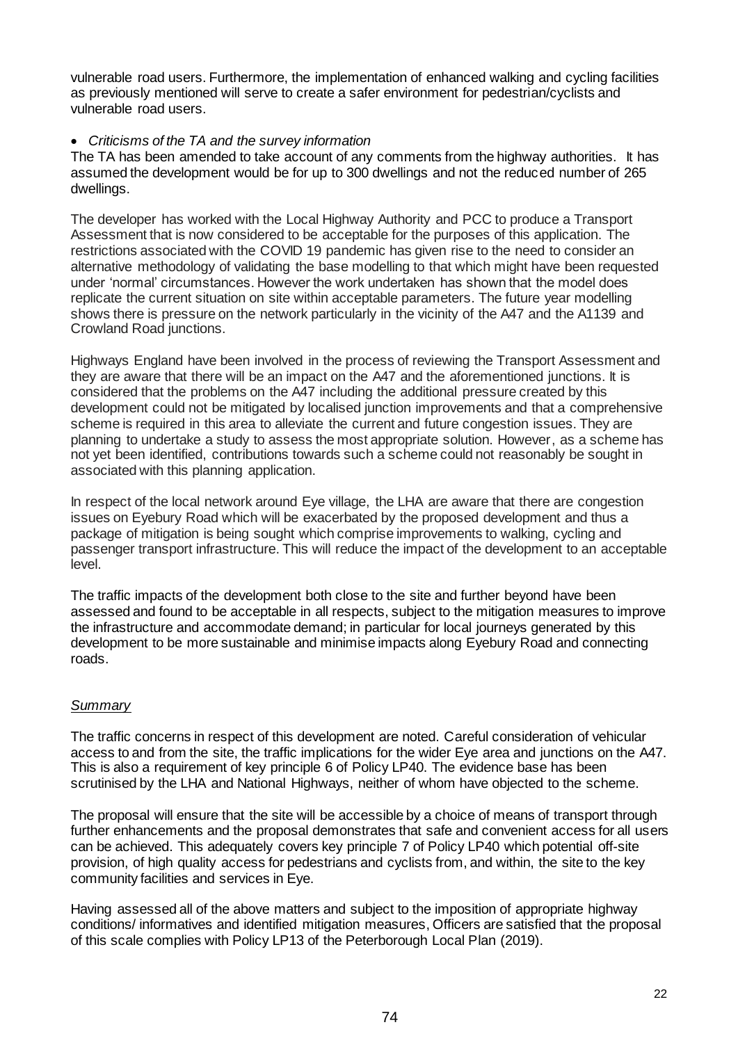vulnerable road users. Furthermore, the implementation of enhanced walking and cycling facilities as previously mentioned will serve to create a safer environment for pedestrian/cyclists and vulnerable road users.

- *Criticisms of the TA and the survey information*

The TA has been amended to take account of any comments from the highway authorities. It has assumed the development would be for up to 300 dwellings and not the reduced number of 265 dwellings.

The developer has worked with the Local Highway Authority and PCC to produce a Transport Assessment that is now considered to be acceptable for the purposes of this application. The restrictions associated with the COVID 19 pandemic has given rise to the need to consider an alternative methodology of validating the base modelling to that which might have been requested under 'normal' circumstances. However the work undertaken has shown that the model does replicate the current situation on site within acceptable parameters. The future year modelling shows there is pressure on the network particularly in the vicinity of the A47 and the A1139 and Crowland Road junctions.

Highways England have been involved in the process of reviewing the Transport Assessment and they are aware that there will be an impact on the A47 and the aforementioned junctions. It is considered that the problems on the A47 including the additional pressure created by this development could not be mitigated by localised junction improvements and that a comprehensive scheme is required in this area to alleviate the current and future congestion issues. They are planning to undertake a study to assess the most appropriate solution. However, as a scheme has not yet been identified, contributions towards such a scheme could not reasonably be sought in associated with this planning application.

In respect of the local network around Eye village, the LHA are aware that there are congestion issues on Eyebury Road which will be exacerbated by the proposed development and thus a package of mitigation is being sought which comprise improvements to walking, cycling and passenger transport infrastructure. This will reduce the impact of the development to an acceptable level.

The traffic impacts of the development both close to the site and further beyond have been assessed and found to be acceptable in all respects, subject to the mitigation measures to improve the infrastructure and accommodate demand; in particular for local journeys generated by this development to be more sustainable and minimise impacts along Eyebury Road and connecting roads.

*Summary*

The traffic concerns in respect of this development are noted. Careful consideration of vehicular access to and from the site, the traffic implications for the wider Eye area and junctions on the A47. This is also a requirement of key principle 6 of Policy LP40. The evidence base has been scrutinised by the LHA and National Highways, neither of whom have objected to the scheme.

The proposal will ensure that the site will be accessible by a choice of means of transport through further enhancements and the proposal demonstrates that safe and convenient access for all users can be achieved. This adequately covers key principle 7 of Policy LP40 which potential off-site provision, of high quality access for pedestrians and cyclists from, and within, the site to the key community facilities and services in Eye.

Having assessed all of the above matters and subject to the imposition of appropriate highway conditions/ informatives and identified mitigation measures, Officers are satisfied that the proposal of this scale complies with Policy LP13 of the Peterborough Local Plan (2019).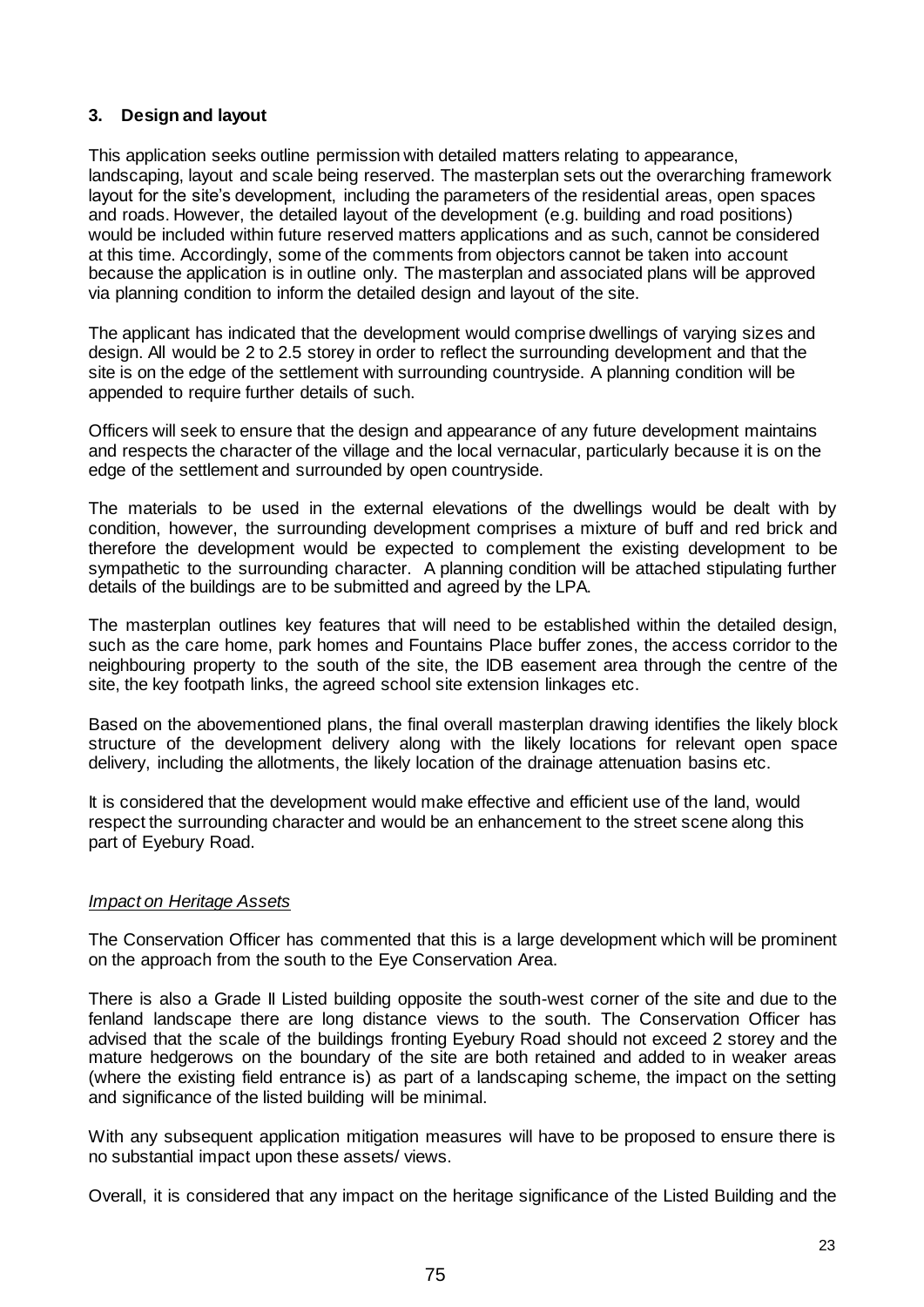### 3. Design and layout

This application seeks outline permission with detailed matters relating to appearance, landscaping, layout and scale being reserved. The masterplan sets out the overarching framework layout for the site's development, including the parameters of the residential areas, open spaces and roads. However, the detailed layout of the development (e.g. building and road positions) would be included within future reserved matters applications and as such, cannot be considered at this time. Accordingly, some of the comments from objectors cannot be taken into account because the application is in outline only. The masterplan and associated plans will be approved via planning condition to inform the detailed design and layout of the site.

The applicant has indicated that the development would comprise dwellings of varying sizes and design. All would be 2 to 2.5 storey in order to reflect the surrounding development and that the site is on the edge of the settlement with surrounding countryside. A planning condition will be appended to require further details of such.

Officers will seek to ensure that the design and appearance of any future development maintains and respects the character of the village and the local vernacular, particularly because it is on the edge of the settlement and surrounded by open countryside.

The materials to be used in the external elevations of the dwellings would be dealt with by condition, however, the surrounding development comprises a mixture of buff and red brick and therefore the development would be expected to complement the existing development to be sympathetic to the surrounding character. A planning condition will be attached stipulating further details of the buildings are to be submitted and agreed by the LPA.

The masterplan outlines key features that will need to be established within the detailed design, such as the care home, park homes and Fountains Place buffer zones, the access corridor to the neighbouring property to the south of the site, the IDB easement area through the centre of the site, the key footpath links, the agreed school site extension linkages etc.

Based on the abovementioned plans, the final overall masterplan drawing identifies the likely block structure of the development delivery along with the likely locations for relevant open space delivery, including the allotments, the likely location of the drainage attenuation basins etc.

It is considered that the development would make effective and efficient use of the land, would respect the surrounding character and would be an enhancement to the street scene along this part of Eyebury Road.

*Impact on Heritage Assets*

The Conservation Officer has commented that this is a large development which will be prominent on the approach from the south to the Eye Conservation Area.

There is also a Grade II Listed building opposite the south-west corner of the site and due to the fenland landscape there are long distance views to the south. The Conservation Officer has advised that the scale of the buildings fronting Eyebury Road should not exceed 2 storey and the mature hedgerows on the boundary of the site are both retained and added to in weaker areas (where the existing field entrance is) as part of a landscaping scheme, the impact on the setting and significance of the listed building will be minimal.

With any subsequent application mitigation measures will have to be proposed to ensure there is no substantial impact upon these assets/ views.

Overall, it is considered that any impact on the heritage significance of the Listed Building and the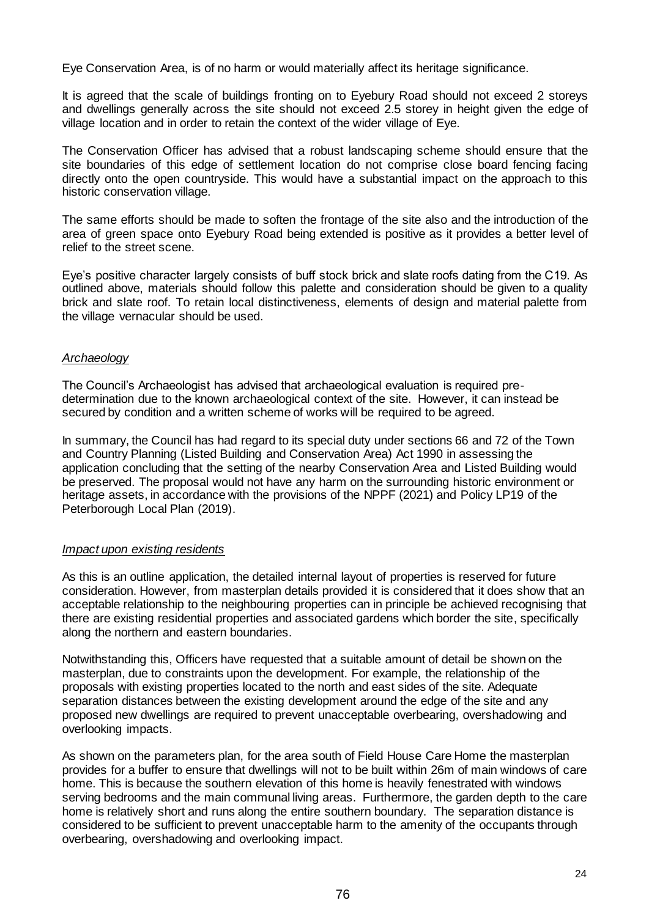Eye Conservation Area, is of no harm or would materially affect its heritage significance.

It is agreed that the scale of buildings fronting on to Eyebury Road should not exceed 2 storeys and dwellings generally across the site should not exceed 2.5 storey in height given the edge of village location and in order to retain the context of the wider village of Eye.

The Conservation Officer has advised that a robust landscaping scheme should ensure that the site boundaries of this edge of settlement location do not comprise close board fencing facing directly onto the open countryside. This would have a substantial impact on the approach to this historic conservation village.

The same efforts should be made to soften the frontage of the site also and the introduction of the area of green space onto Eyebury Road being extended is positive as it provides a better level of relief to the street scene.

Eye's positive character largely consists of buff stock brick and slate roofs dating from the C19. As outlined above, materials should follow this palette and consideration should be given to a quality brick and slate roof. To retain local distinctiveness, elements of design and material palette from the village vernacular should be used.

*Archaeology*

The Council's Archaeologist has advised that archaeological evaluation is required pre-determination due to the known archaeological context of the site. However, it can instead be secured by condition and a written scheme of works will be required to be agreed.

In summary, the Council has had regard to its special duty under sections 66 and 72 of the Town and Country Planning (Listed Building and Conservation Area) Act 1990 in assessing the application concluding that the setting of the nearby Conservation Area and Listed Building would be preserved. The proposal would not have any harm on the surrounding historic environment or heritage assets, in accordance with the provisions of the NPPF (2021) and Policy LP19 of the Peterborough Local Plan (2019).

*Impact upon existing residents*

As this is an outline application, the detailed internal layout of properties is reserved for future consideration. However, from masterplan details provided it is considered that it does show that an acceptable relationship to the neighbouring properties can in principle be achieved recognising that there are existing residential properties and associated gardens which border the site, specifically along the northern and eastern boundaries.

Notwithstanding this, Officers have requested that a suitable amount of detail be shown on the masterplan, due to constraints upon the development. For example, the relationship of the proposals with existing properties located to the north and east sides of the site. Adequate separation distances between the existing development around the edge of the site and any proposed new dwellings are required to prevent unacceptable overbearing, overshadowing and overlooking impacts.

As shown on the parameters plan, for the area south of Field House Care Home the masterplan provides for a buffer to ensure that dwellings will not to be built within 26m of main windows of care home. This is because the southern elevation of this home is heavily fenestrated with windows serving bedrooms and the main communal living areas. Furthermore, the garden depth to the care home is relatively short and runs along the entire southern boundary. The separation distance is considered to be sufficient to prevent unacceptable harm to the amenity of the occupants through overbearing, overshadowing and overlooking impact.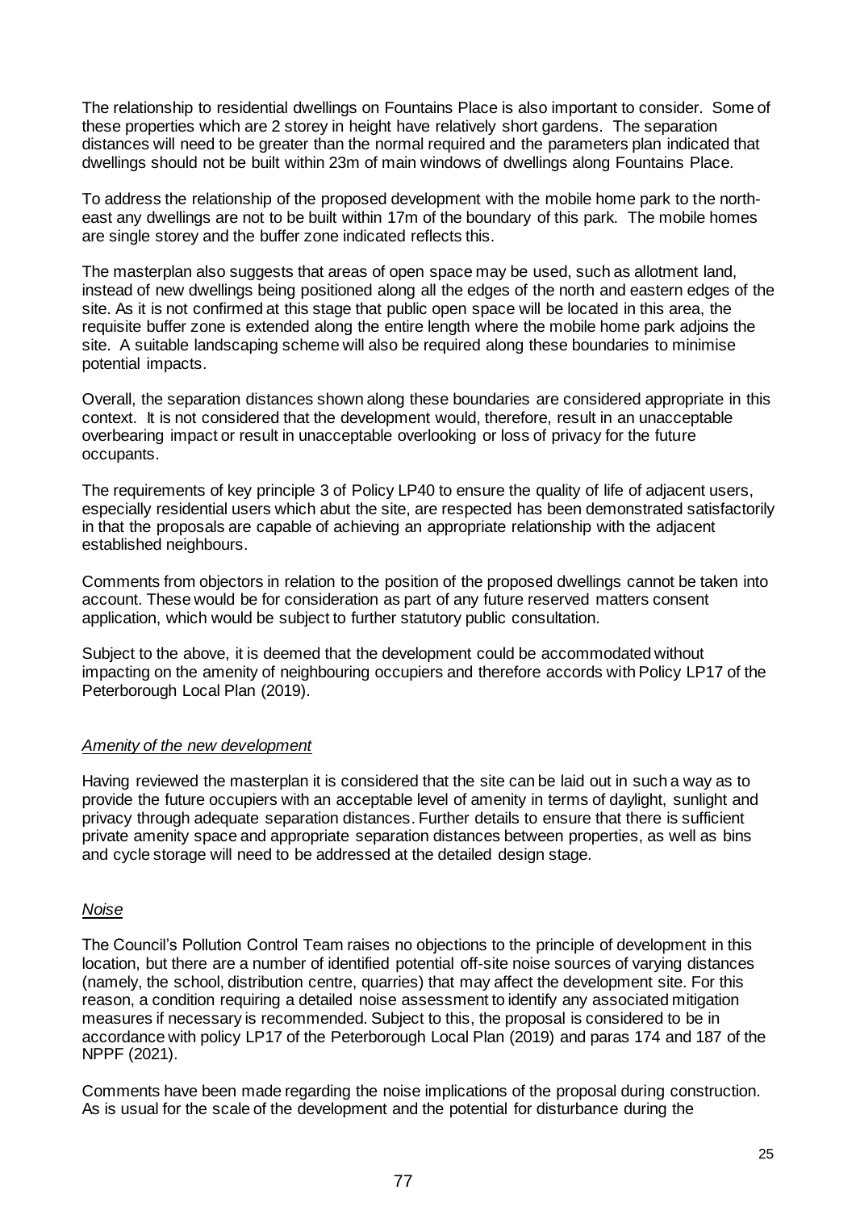The relationship to residential dwellings on Fountains Place is also important to consider. Some of these properties which are 2 storey in height have relatively short gardens. The separation distances will need to be greater than the normal required and the parameters plan indicated that dwellings should not be built within 23m of main windows of dwellings along Fountains Place.

To address the relationship of the proposed development with the mobile home park to the north-east any dwellings are not to be built within 17m of the boundary of this park. The mobile homes are single storey and the buffer zone indicated reflects this.

The masterplan also suggests that areas of open space may be used, such as allotment land, instead of new dwellings being positioned along all the edges of the north and eastern edges of the site. As it is not confirmed at this stage that public open space will be located in this area, the requisite buffer zone is extended along the entire length where the mobile home park adjoins the site. A suitable landscaping scheme will also be required along these boundaries to minimise potential impacts.

Overall, the separation distances shown along these boundaries are considered appropriate in this context. It is not considered that the development would, therefore, result in an unacceptable overbearing impact or result in unacceptable overlooking or loss of privacy for the future occupants.

The requirements of key principle 3 of Policy LP40 to ensure the quality of life of adjacent users, especially residential users which abut the site, are respected has been demonstrated satisfactorily in that the proposals are capable of achieving an appropriate relationship with the adjacent established neighbours.

Comments from objectors in relation to the position of the proposed dwellings cannot be taken into account. These would be for consideration as part of any future reserved matters consent application, which would be subject to further statutory public consultation.

Subject to the above, it is deemed that the development could be accommodated without impacting on the amenity of neighbouring occupiers and therefore accords with Policy LP17 of the Peterborough Local Plan (2019).

*Amenity of the new development*

Having reviewed the masterplan it is considered that the site can be laid out in such a way as to provide the future occupiers with an acceptable level of amenity in terms of daylight, sunlight and privacy through adequate separation distances. Further details to ensure that there is sufficient private amenity space and appropriate separation distances between properties, as well as bins and cycle storage will need to be addressed at the detailed design stage.

*Noise*

The Council's Pollution Control Team raises no objections to the principle of development in this location, but there are a number of identified potential off-site noise sources of varying distances (namely, the school, distribution centre, quarries) that may affect the development site. For this reason, a condition requiring a detailed noise assessment to identify any associated mitigation measures if necessary is recommended. Subject to this, the proposal is considered to be in accordance with policy LP17 of the Peterborough Local Plan (2019) and paras 174 and 187 of the NPPF (2021).

Comments have been made regarding the noise implications of the proposal during construction. As is usual for the scale of the development and the potential for disturbance during the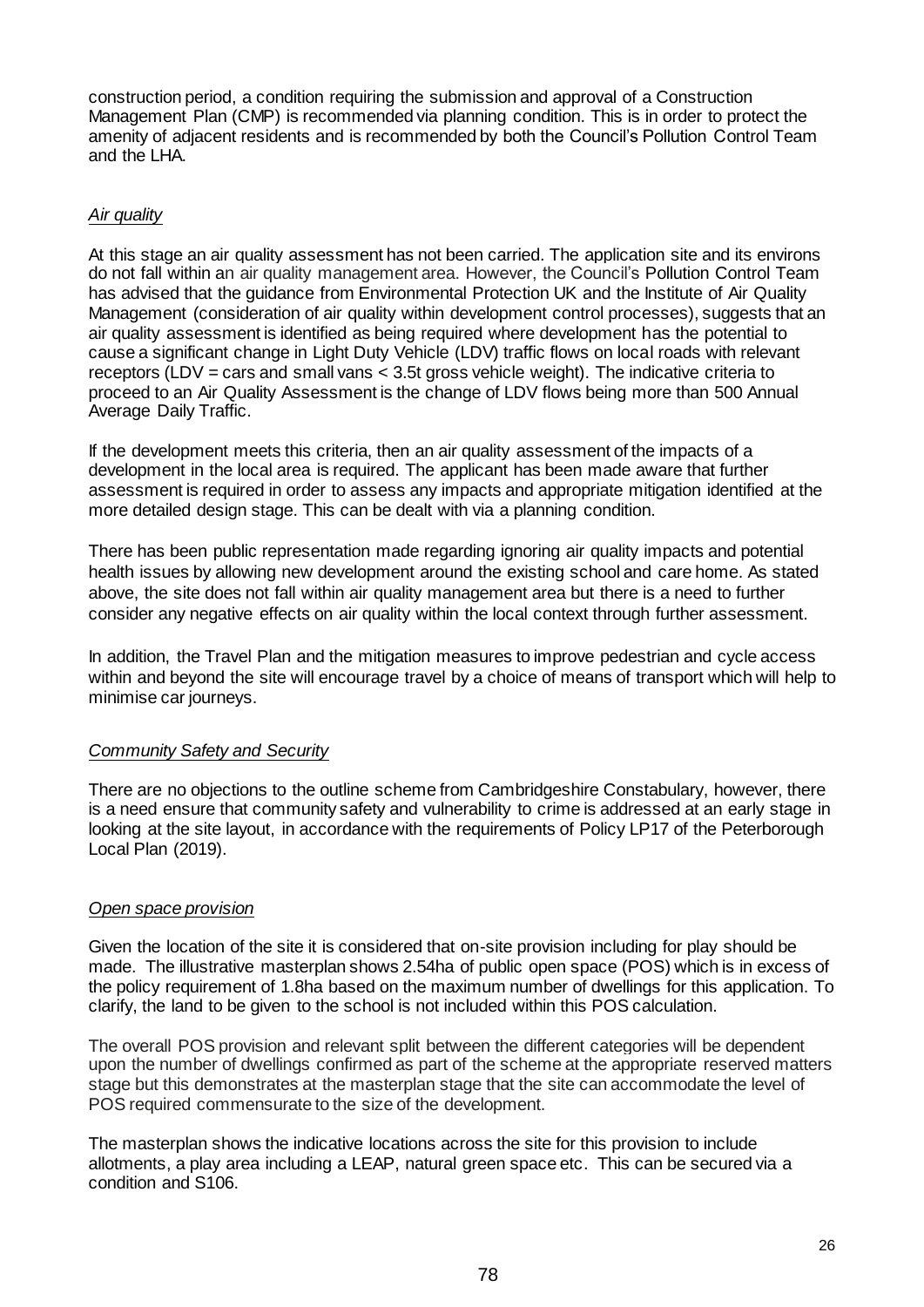construction period, a condition requiring the submission and approval of a Construction Management Plan (CMP) is recommended via planning condition. This is in order to protect the amenity of adjacent residents and is recommended by both the Council's Pollution Control Team and the LHA.

*Air quality*

At this stage an air quality assessment has not been carried. The application site and its environs do not fall within an air quality management area. However, the Council's Pollution Control Team has advised that the guidance from Environmental Protection UK and the Institute of Air Quality Management (consideration of air quality within development control processes), suggests that an air quality assessment is identified as being required where development has the potential to cause a significant change in Light Duty Vehicle (LDV) traffic flows on local roads with relevant receptors (LDV = cars and small vans < 3.5t gross vehicle weight). The indicative criteria to proceed to an Air Quality Assessment is the change of LDV flows being more than 500 Annual Average Daily Traffic.

If the development meets this criteria, then an air quality assessment of the impacts of a development in the local area is required. The applicant has been made aware that further assessment is required in order to assess any impacts and appropriate mitigation identified at the more detailed design stage. This can be dealt with via a planning condition.

There has been public representation made regarding ignoring air quality impacts and potential health issues by allowing new development around the existing school and care home. As stated above, the site does not fall within air quality management area but there is a need to further consider any negative effects on air quality within the local context through further assessment.

In addition, the Travel Plan and the mitigation measures to improve pedestrian and cycle access within and beyond the site will encourage travel by a choice of means of transport which will help to minimise car journeys.

*Community Safety and Security*

There are no objections to the outline scheme from Cambridgeshire Constabulary, however, there is a need ensure that community safety and vulnerability to crime is addressed at an early stage in looking at the site layout, in accordance with the requirements of Policy LP17 of the Peterborough Local Plan (2019).

*Open space provision*

Given the location of the site it is considered that on-site provision including for play should be made. The illustrative masterplan shows 2.54ha of public open space (POS) which is in excess of the policy requirement of 1.8ha based on the maximum number of dwellings for this application. To clarify, the land to be given to the school is not included within this POS calculation.

The overall POS provision and relevant split between the different categories will be dependent upon the number of dwellings confirmed as part of the scheme at the appropriate reserved matters stage but this demonstrates at the masterplan stage that the site can accommodate the level of POS required commensurate to the size of the development.

The masterplan shows the indicative locations across the site for this provision to include allotments, a play area including a LEAP, natural green space etc. This can be secured via a condition and S106.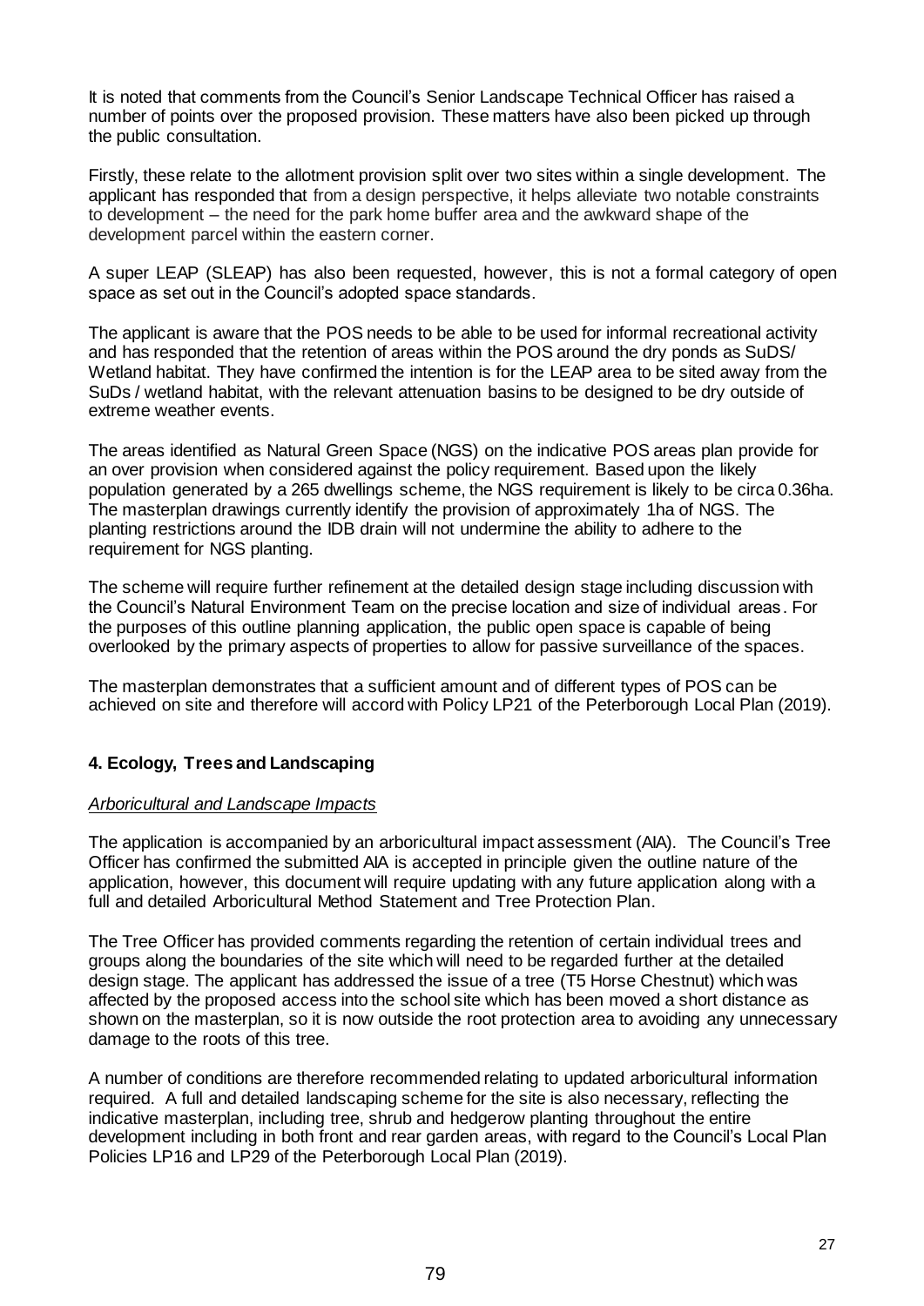It is noted that comments from the Council's Senior Landscape Technical Officer has raised a number of points over the proposed provision. These matters have also been picked up through the public consultation.

Firstly, these relate to the allotment provision split over two sites within a single development. The applicant has responded that from a design perspective, it helps alleviate two notable constraints to development – the need for the park home buffer area and the awkward shape of the development parcel within the eastern corner.

A super LEAP (SLEAP) has also been requested, however, this is not a formal category of open space as set out in the Council's adopted space standards.

The applicant is aware that the POS needs to be able to be used for informal recreational activity and has responded that the retention of areas within the POS around the dry ponds as SuDS/ Wetland habitat. They have confirmed the intention is for the LEAP area to be sited away from the SuDs / wetland habitat, with the relevant attenuation basins to be designed to be dry outside of extreme weather events.

The areas identified as Natural Green Space (NGS) on the indicative POS areas plan provide for an over provision when considered against the policy requirement. Based upon the likely population generated by a 265 dwellings scheme, the NGS requirement is likely to be circa 0.36ha. The masterplan drawings currently identify the provision of approximately 1ha of NGS. The planting restrictions around the IDB drain will not undermine the ability to adhere to the requirement for NGS planting.

The scheme will require further refinement at the detailed design stage including discussion with the Council's Natural Environment Team on the precise location and size of individual areas. For the purposes of this outline planning application, the public open space is capable of being overlooked by the primary aspects of properties to allow for passive surveillance of the spaces.

The masterplan demonstrates that a sufficient amount and of different types of POS can be achieved on site and therefore will accord with Policy LP21 of the Peterborough Local Plan (2019).

## 4. Ecology, Trees and Landscaping

*Arboricultural and Landscape Impacts*

The application is accompanied by an arboricultural impact assessment (AIA). The Council's Tree Officer has confirmed the submitted AIA is accepted in principle given the outline nature of the application, however, this document will require updating with any future application along with a full and detailed Arboricultural Method Statement and Tree Protection Plan.

The Tree Officer has provided comments regarding the retention of certain individual trees and groups along the boundaries of the site which will need to be regarded further at the detailed design stage. The applicant has addressed the issue of a tree (T5 Horse Chestnut) which was affected by the proposed access into the school site which has been moved a short distance as shown on the masterplan, so it is now outside the root protection area to avoiding any unnecessary damage to the roots of this tree.

A number of conditions are therefore recommended relating to updated arboricultural information required. A full and detailed landscaping scheme for the site is also necessary, reflecting the indicative masterplan, including tree, shrub and hedgerow planting throughout the entire development including in both front and rear garden areas, with regard to the Council's Local Plan Policies LP16 and LP29 of the Peterborough Local Plan (2019).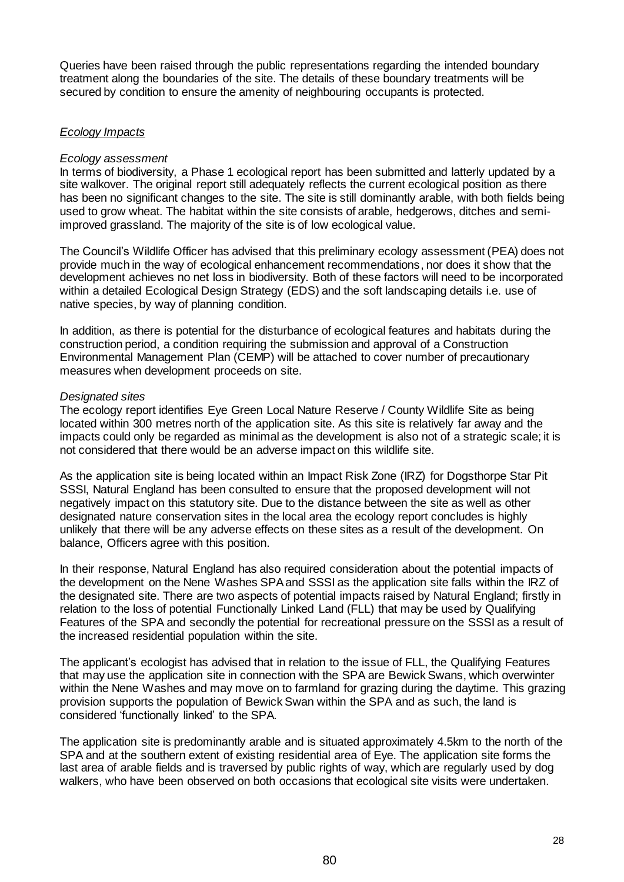Queries have been raised through the public representations regarding the intended boundary treatment along the boundaries of the site. The details of these boundary treatments will be secured by condition to ensure the amenity of neighbouring occupants is protected.

*Ecology Impacts*

*Ecology assessment*

In terms of biodiversity, a Phase 1 ecological report has been submitted and latterly updated by a site walkover. The original report still adequately reflects the current ecological position as there has been no significant changes to the site. The site is still dominantly arable, with both fields being used to grow wheat. The habitat within the site consists of arable, hedgerows, ditches and semi-improved grassland. The majority of the site is of low ecological value.

The Council's Wildlife Officer has advised that this preliminary ecology assessment (PEA) does not provide much in the way of ecological enhancement recommendations, nor does it show that the development achieves no net loss in biodiversity. Both of these factors will need to be incorporated within a detailed Ecological Design Strategy (EDS) and the soft landscaping details i.e. use of native species, by way of planning condition.

In addition, as there is potential for the disturbance of ecological features and habitats during the construction period, a condition requiring the submission and approval of a Construction Environmental Management Plan (CEMP) will be attached to cover number of precautionary measures when development proceeds on site.

*Designated sites*

The ecology report identifies Eye Green Local Nature Reserve / County Wildlife Site as being located within 300 metres north of the application site. As this site is relatively far away and the impacts could only be regarded as minimal as the development is also not of a strategic scale; it is not considered that there would be an adverse impact on this wildlife site.

As the application site is being located within an Impact Risk Zone (IRZ) for Dogsthorpe Star Pit SSSI, Natural England has been consulted to ensure that the proposed development will not negatively impact on this statutory site. Due to the distance between the site as well as other designated nature conservation sites in the local area the ecology report concludes is highly unlikely that there will be any adverse effects on these sites as a result of the development. On balance, Officers agree with this position.

In their response, Natural England has also required consideration about the potential impacts of the development on the Nene Washes SPA and SSSI as the application site falls within the IRZ of the designated site. There are two aspects of potential impacts raised by Natural England; firstly in relation to the loss of potential Functionally Linked Land (FLL) that may be used by Qualifying Features of the SPA and secondly the potential for recreational pressure on the SSSI as a result of the increased residential population within the site.

The applicant's ecologist has advised that in relation to the issue of FLL, the Qualifying Features that may use the application site in connection with the SPA are Bewick Swans, which overwinter within the Nene Washes and may move on to farmland for grazing during the daytime. This grazing provision supports the population of Bewick Swan within the SPA and as such, the land is considered 'functionally linked' to the SPA.

The application site is predominantly arable and is situated approximately 4.5km to the north of the SPA and at the southern extent of existing residential area of Eye. The application site forms the last area of arable fields and is traversed by public rights of way, which are regularly used by dog walkers, who have been observed on both occasions that ecological site visits were undertaken.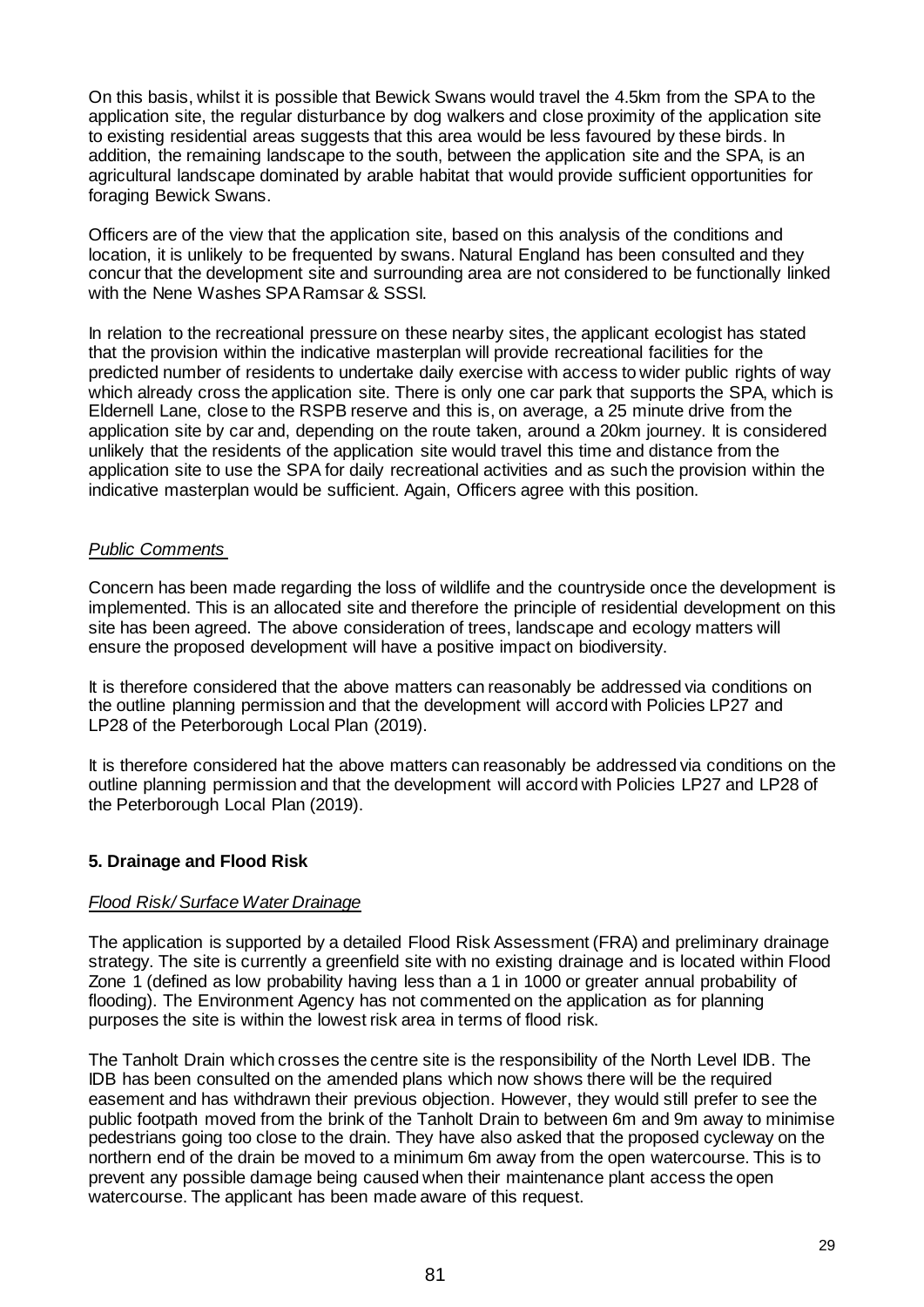On this basis, whilst it is possible that Bewick Swans would travel the 4.5km from the SPA to the application site, the regular disturbance by dog walkers and close proximity of the application site to existing residential areas suggests that this area would be less favoured by these birds. In addition, the remaining landscape to the south, between the application site and the SPA, is an agricultural landscape dominated by arable habitat that would provide sufficient opportunities for foraging Bewick Swans.

Officers are of the view that the application site, based on this analysis of the conditions and location, it is unlikely to be frequented by swans. Natural England has been consulted and they concur that the development site and surrounding area are not considered to be functionally linked with the Nene Washes SPA Ramsar & SSSI.

In relation to the recreational pressure on these nearby sites, the applicant ecologist has stated that the provision within the indicative masterplan will provide recreational facilities for the predicted number of residents to undertake daily exercise with access to wider public rights of way which already cross the application site. There is only one car park that supports the SPA, which is Eldernell Lane, close to the RSPB reserve and this is, on average, a 25 minute drive from the application site by car and, depending on the route taken, around a 20km journey. It is considered unlikely that the residents of the application site would travel this time and distance from the application site to use the SPA for daily recreational activities and as such the provision within the indicative masterplan would be sufficient. Again, Officers agree with this position.

*Public Comments*

Concern has been made regarding the loss of wildlife and the countryside once the development is implemented. This is an allocated site and therefore the principle of residential development on this site has been agreed. The above consideration of trees, landscape and ecology matters will ensure the proposed development will have a positive impact on biodiversity.

It is therefore considered that the above matters can reasonably be addressed via conditions on the outline planning permission and that the development will accord with Policies LP27 and LP28 of the Peterborough Local Plan (2019).

It is therefore considered hat the above matters can reasonably be addressed via conditions on the outline planning permission and that the development will accord with Policies LP27 and LP28 of the Peterborough Local Plan (2019).

**5. Drainage and Flood Risk**

*Flood Risk/ Surface Water Drainage*

The application is supported by a detailed Flood Risk Assessment (FRA) and preliminary drainage strategy. The site is currently a greenfield site with no existing drainage and is located within Flood Zone 1 (defined as low probability having less than a 1 in 1000 or greater annual probability of flooding). The Environment Agency has not commented on the application as for planning purposes the site is within the lowest risk area in terms of flood risk.

The Tanholt Drain which crosses the centre site is the responsibility of the North Level IDB. The IDB has been consulted on the amended plans which now shows there will be the required easement and has withdrawn their previous objection. However, they would still prefer to see the public footpath moved from the brink of the Tanholt Drain to between 6m and 9m away to minimise pedestrians going too close to the drain. They have also asked that the proposed cycleway on the northern end of the drain be moved to a minimum 6m away from the open watercourse. This is to prevent any possible damage being caused when their maintenance plant access the open watercourse. The applicant has been made aware of this request.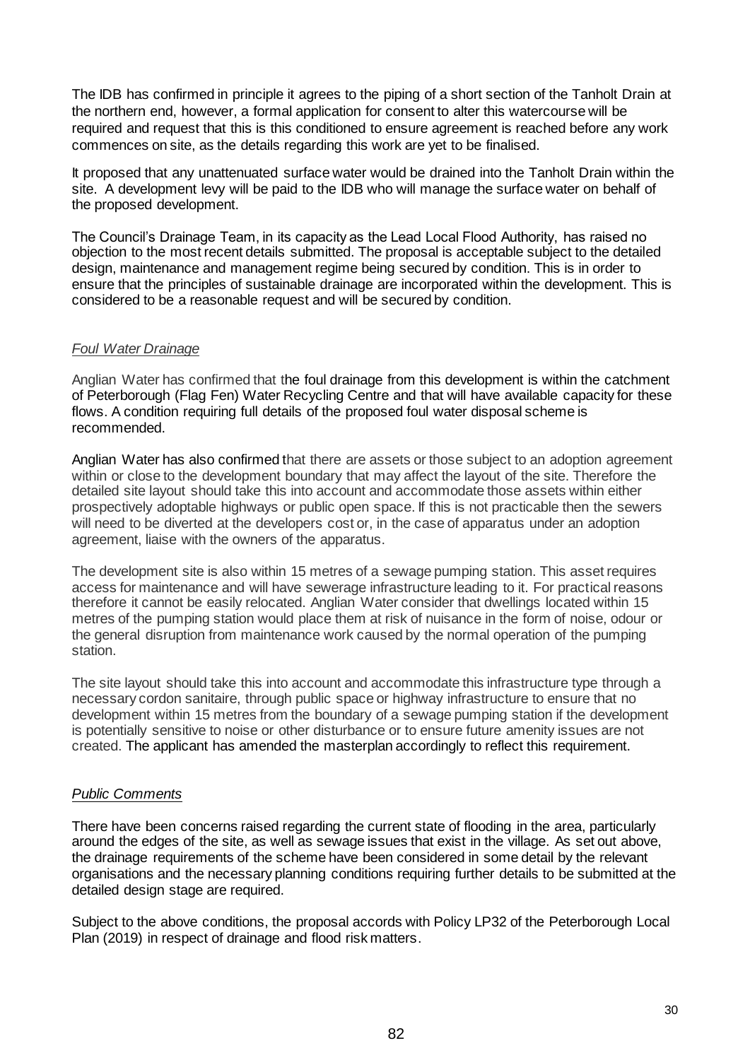The IDB has confirmed in principle it agrees to the piping of a short section of the Tanholt Drain at the northern end, however, a formal application for consent to alter this watercourse will be required and request that this is this conditioned to ensure agreement is reached before any work commences on site, as the details regarding this work are yet to be finalised.

It proposed that any unattenuated surface water would be drained into the Tanholt Drain within the site. A development levy will be paid to the IDB who will manage the surface water on behalf of the proposed development.

The Council's Drainage Team, in its capacity as the Lead Local Flood Authority, has raised no objection to the most recent details submitted. The proposal is acceptable subject to the detailed design, maintenance and management regime being secured by condition. This is in order to ensure that the principles of sustainable drainage are incorporated within the development. This is considered to be a reasonable request and will be secured by condition.

*Foul Water Drainage*

Anglian Water has confirmed that the foul drainage from this development is within the catchment of Peterborough (Flag Fen) Water Recycling Centre and that will have available capacity for these flows. A condition requiring full details of the proposed foul water disposal scheme is recommended.

Anglian Water has also confirmed that there are assets or those subject to an adoption agreement within or close to the development boundary that may affect the layout of the site. Therefore the detailed site layout should take this into account and accommodate those assets within either prospectively adoptable highways or public open space. If this is not practicable then the sewers will need to be diverted at the developers cost or, in the case of apparatus under an adoption agreement, liaise with the owners of the apparatus.

The development site is also within 15 metres of a sewage pumping station. This asset requires access for maintenance and will have sewerage infrastructure leading to it. For practical reasons therefore it cannot be easily relocated. Anglian Water consider that dwellings located within 15 metres of the pumping station would place them at risk of nuisance in the form of noise, odour or the general disruption from maintenance work caused by the normal operation of the pumping station.

The site layout should take this into account and accommodate this infrastructure type through a necessary cordon sanitaire, through public space or highway infrastructure to ensure that no development within 15 metres from the boundary of a sewage pumping station if the development is potentially sensitive to noise or other disturbance or to ensure future amenity issues are not created. The applicant has amended the masterplan accordingly to reflect this requirement.

*Public Comments*

There have been concerns raised regarding the current state of flooding in the area, particularly around the edges of the site, as well as sewage issues that exist in the village. As set out above, the drainage requirements of the scheme have been considered in some detail by the relevant organisations and the necessary planning conditions requiring further details to be submitted at the detailed design stage are required.

Subject to the above conditions, the proposal accords with Policy LP32 of the Peterborough Local Plan (2019) in respect of drainage and flood risk matters.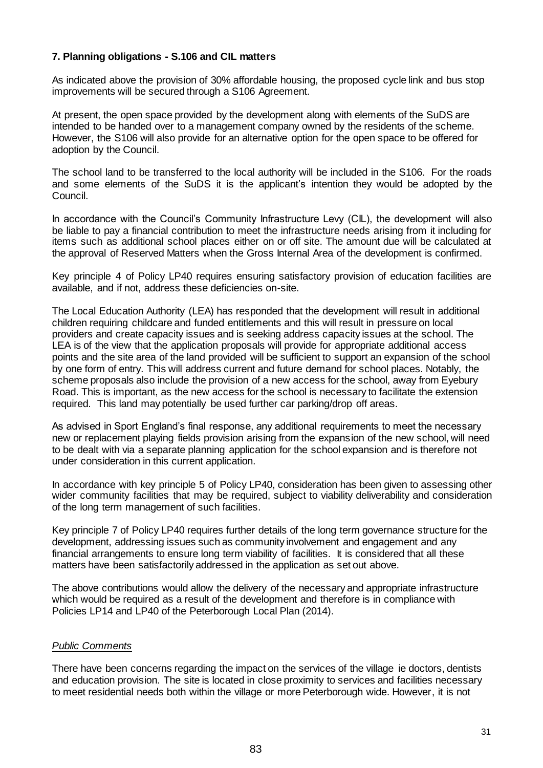**7. Planning obligations - S.106 and CIL matters**

As indicated above the provision of 30% affordable housing, the proposed cycle link and bus stop improvements will be secured through a S106 Agreement.

At present, the open space provided by the development along with elements of the SuDS are intended to be handed over to a management company owned by the residents of the scheme. However, the S106 will also provide for an alternative option for the open space to be offered for adoption by the Council.

The school land to be transferred to the local authority will be included in the S106. For the roads and some elements of the SuDS it is the applicant's intention they would be adopted by the Council.

In accordance with the Council's Community Infrastructure Levy (CIL), the development will also be liable to pay a financial contribution to meet the infrastructure needs arising from it including for items such as additional school places either on or off site. The amount due will be calculated at the approval of Reserved Matters when the Gross Internal Area of the development is confirmed.

Key principle 4 of Policy LP40 requires ensuring satisfactory provision of education facilities are available, and if not, address these deficiencies on-site.

The Local Education Authority (LEA) has responded that the development will result in additional children requiring childcare and funded entitlements and this will result in pressure on local providers and create capacity issues and is seeking address capacity issues at the school. The LEA is of the view that the application proposals will provide for appropriate additional access points and the site area of the land provided will be sufficient to support an expansion of the school by one form of entry. This will address current and future demand for school places. Notably, the scheme proposals also include the provision of a new access for the school, away from Eyebury Road. This is important, as the new access for the school is necessary to facilitate the extension required. This land may potentially be used further car parking/drop off areas.

As advised in Sport England's final response, any additional requirements to meet the necessary new or replacement playing fields provision arising from the expansion of the new school, will need to be dealt with via a separate planning application for the school expansion and is therefore not under consideration in this current application.

In accordance with key principle 5 of Policy LP40, consideration has been given to assessing other wider community facilities that may be required, subject to viability deliverability and consideration of the long term management of such facilities.

Key principle 7 of Policy LP40 requires further details of the long term governance structure for the development, addressing issues such as community involvement and engagement and any financial arrangements to ensure long term viability of facilities. It is considered that all these matters have been satisfactorily addressed in the application as set out above.

The above contributions would allow the delivery of the necessary and appropriate infrastructure which would be required as a result of the development and therefore is in compliance with Policies LP14 and LP40 of the Peterborough Local Plan (2014).

*Public Comments*

There have been concerns regarding the impact on the services of the village ie doctors, dentists and education provision. The site is located in close proximity to services and facilities necessary to meet residential needs both within the village or more Peterborough wide. However, it is not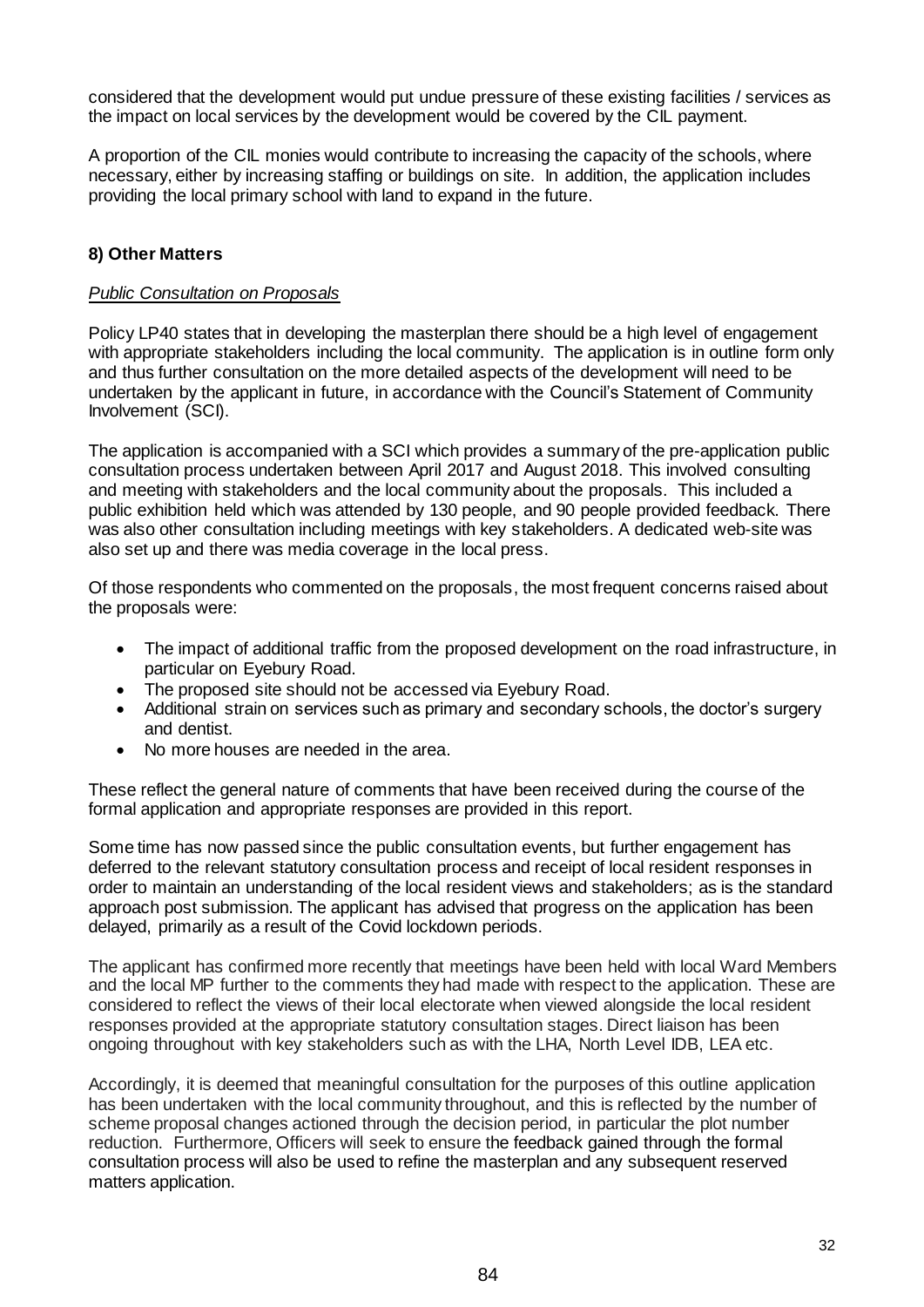considered that the development would put undue pressure of these existing facilities / services as the impact on local services by the development would be covered by the CIL payment.

A proportion of the CIL monies would contribute to increasing the capacity of the schools, where necessary, either by increasing staffing or buildings on site. In addition, the application includes providing the local primary school with land to expand in the future.

## 8) Other Matters

*Public Consultation on Proposals*

Policy LP40 states that in developing the masterplan there should be a high level of engagement with appropriate stakeholders including the local community. The application is in outline form only and thus further consultation on the more detailed aspects of the development will need to be undertaken by the applicant in future, in accordance with the Council's Statement of Community Involvement (SCI).

The application is accompanied with a SCI which provides a summary of the pre-application public consultation process undertaken between April 2017 and August 2018. This involved consulting and meeting with stakeholders and the local community about the proposals. This included a public exhibition held which was attended by 130 people, and 90 people provided feedback. There was also other consultation including meetings with key stakeholders. A dedicated web-site was also set up and there was media coverage in the local press.

Of those respondents who commented on the proposals, the most frequent concerns raised about the proposals were:

- The impact of additional traffic from the proposed development on the road infrastructure, in particular on Eyebury Road.
- The proposed site should not be accessed via Eyebury Road.
- Additional strain on services such as primary and secondary schools, the doctor's surgery and dentist.
- No more houses are needed in the area.

These reflect the general nature of comments that have been received during the course of the formal application and appropriate responses are provided in this report.

Some time has now passed since the public consultation events, but further engagement has deferred to the relevant statutory consultation process and receipt of local resident responses in order to maintain an understanding of the local resident views and stakeholders; as is the standard approach post submission. The applicant has advised that progress on the application has been delayed, primarily as a result of the Covid lockdown periods.

The applicant has confirmed more recently that meetings have been held with local Ward Members and the local MP further to the comments they had made with respect to the application. These are considered to reflect the views of their local electorate when viewed alongside the local resident responses provided at the appropriate statutory consultation stages. Direct liaison has been ongoing throughout with key stakeholders such as with the LHA, North Level IDB, LEA etc.

Accordingly, it is deemed that meaningful consultation for the purposes of this outline application has been undertaken with the local community throughout, and this is reflected by the number of scheme proposal changes actioned through the decision period, in particular the plot number reduction. Furthermore, Officers will seek to ensure the feedback gained through the formal consultation process will also be used to refine the masterplan and any subsequent reserved matters application.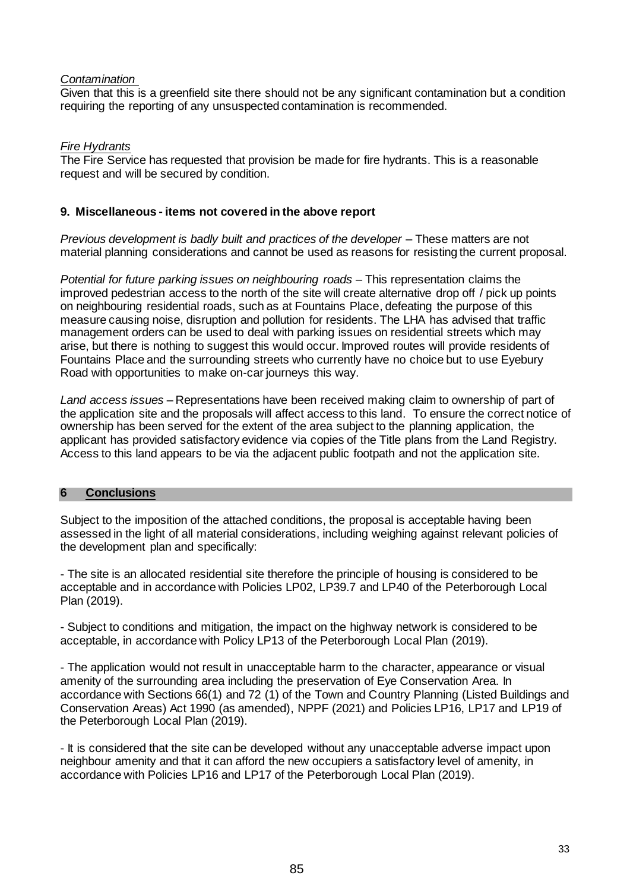*Contamination*

Given that this is a greenfield site there should not be any significant contamination but a condition requiring the reporting of any unsuspected contamination is recommended.

*Fire Hydrants*

The Fire Service has requested that provision be made for fire hydrants. This is a reasonable request and will be secured by condition.

### 9. Miscellaneous - items not covered in the above report

*Previous development is badly built and practices of the developer* – These matters are not material planning considerations and cannot be used as reasons for resisting the current proposal.

*Potential for future parking issues on neighbouring roads* – This representation claims the improved pedestrian access to the north of the site will create alternative drop off / pick up points on neighbouring residential roads, such as at Fountains Place, defeating the purpose of this measure causing noise, disruption and pollution for residents. The LHA has advised that traffic management orders can be used to deal with parking issues on residential streets which may arise, but there is nothing to suggest this would occur. Improved routes will provide residents of Fountains Place and the surrounding streets who currently have no choice but to use Eyebury Road with opportunities to make on-car journeys this way.

*Land access issues* – Representations have been received making claim to ownership of part of the application site and the proposals will affect access to this land. To ensure the correct notice of ownership has been served for the extent of the area subject to the planning application, the applicant has provided satisfactory evidence via copies of the Title plans from the Land Registry. Access to this land appears to be via the adjacent public footpath and not the application site.

## 6 Conclusions

Subject to the imposition of the attached conditions, the proposal is acceptable having been assessed in the light of all material considerations, including weighing against relevant policies of the development plan and specifically:

- The site is an allocated residential site therefore the principle of housing is considered to be acceptable and in accordance with Policies LP02, LP39.7 and LP40 of the Peterborough Local Plan (2019).

- Subject to conditions and mitigation, the impact on the highway network is considered to be acceptable, in accordance with Policy LP13 of the Peterborough Local Plan (2019).

- The application would not result in unacceptable harm to the character, appearance or visual amenity of the surrounding area including the preservation of Eye Conservation Area. In accordance with Sections 66(1) and 72 (1) of the Town and Country Planning (Listed Buildings and Conservation Areas) Act 1990 (as amended), NPPF (2021) and Policies LP16, LP17 and LP19 of the Peterborough Local Plan (2019).

- It is considered that the site can be developed without any unacceptable adverse impact upon neighbour amenity and that it can afford the new occupiers a satisfactory level of amenity, in accordance with Policies LP16 and LP17 of the Peterborough Local Plan (2019).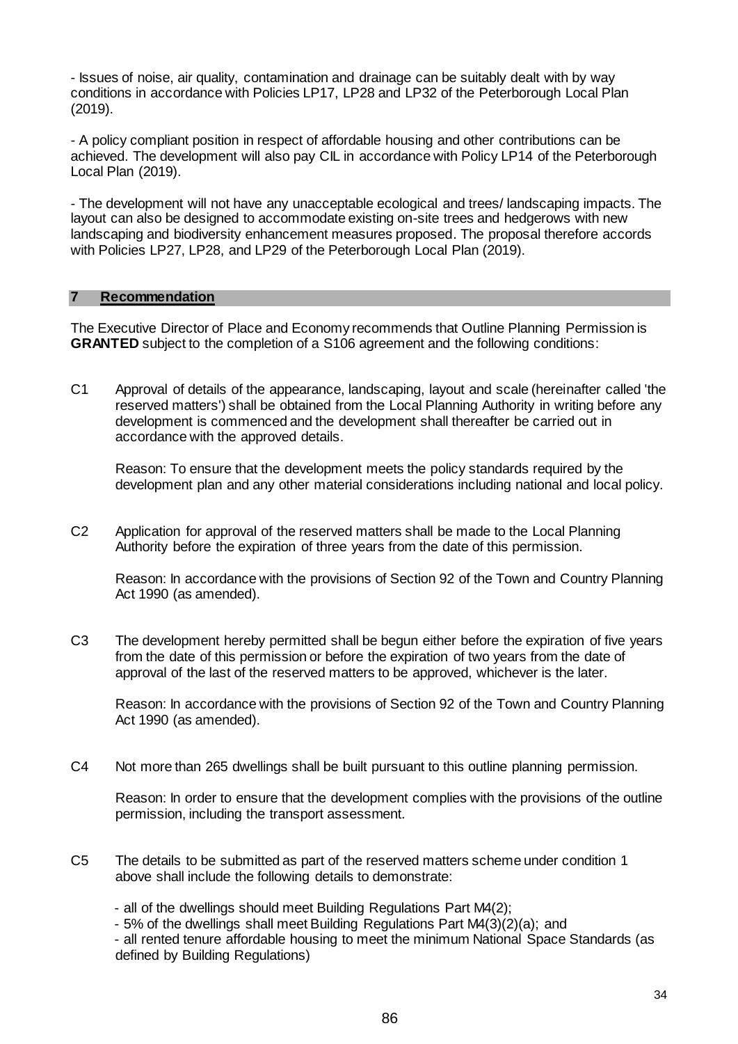- Issues of noise, air quality, contamination and drainage can be suitably dealt with by way conditions in accordance with Policies LP17, LP28 and LP32 of the Peterborough Local Plan (2019).

- A policy compliant position in respect of affordable housing and other contributions can be achieved. The development will also pay CIL in accordance with Policy LP14 of the Peterborough Local Plan (2019).

- The development will not have any unacceptable ecological and trees/ landscaping impacts. The layout can also be designed to accommodate existing on-site trees and hedgerows with new landscaping and biodiversity enhancement measures proposed. The proposal therefore accords with Policies LP27, LP28, and LP29 of the Peterborough Local Plan (2019).

## 7 Recommendation

The Executive Director of Place and Economy recommends that Outline Planning Permission is **GRANTED** subject to the completion of a S106 agreement and the following conditions:

C1 Approval of details of the appearance, landscaping, layout and scale (hereinafter called 'the reserved matters') shall be obtained from the Local Planning Authority in writing before any development is commenced and the development shall thereafter be carried out in accordance with the approved details.

Reason: To ensure that the development meets the policy standards required by the development plan and any other material considerations including national and local policy.

C2 Application for approval of the reserved matters shall be made to the Local Planning Authority before the expiration of three years from the date of this permission.

Reason: In accordance with the provisions of Section 92 of the Town and Country Planning Act 1990 (as amended).

C3 The development hereby permitted shall be begun either before the expiration of five years from the date of this permission or before the expiration of two years from the date of approval of the last of the reserved matters to be approved, whichever is the later.

Reason: In accordance with the provisions of Section 92 of the Town and Country Planning Act 1990 (as amended).

C4 Not more than 265 dwellings shall be built pursuant to this outline planning permission.

Reason: In order to ensure that the development complies with the provisions of the outline permission, including the transport assessment.

C5 The details to be submitted as part of the reserved matters scheme under condition 1 above shall include the following details to demonstrate:

- all of the dwellings should meet Building Regulations Part M4(2);
- 5% of the dwellings shall meet Building Regulations Part M4(3)(2)(a); and
- all rented tenure affordable housing to meet the minimum National Space Standards (as defined by Building Regulations)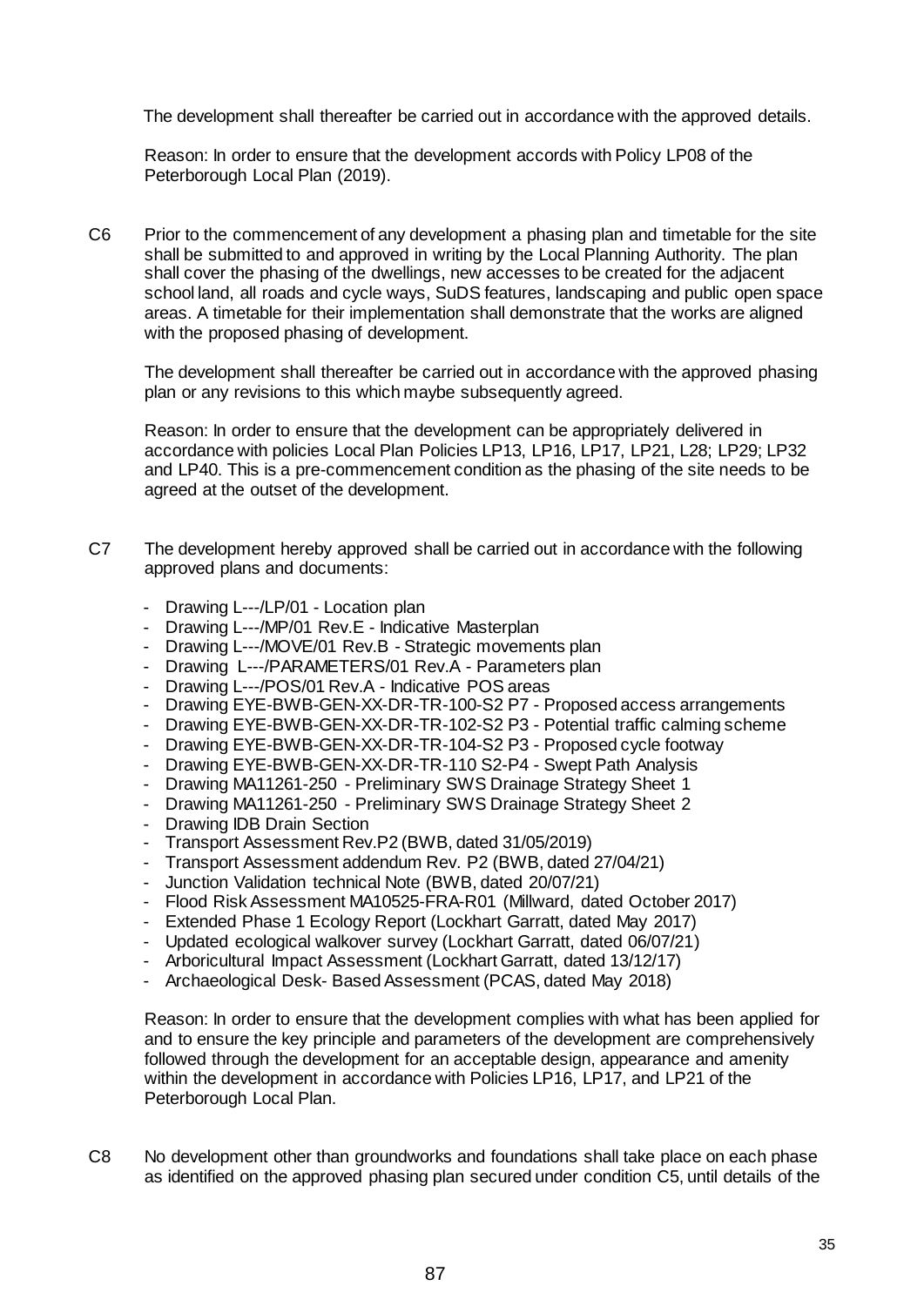The development shall thereafter be carried out in accordance with the approved details.

Reason: In order to ensure that the development accords with Policy LP08 of the Peterborough Local Plan (2019).

C6 Prior to the commencement of any development a phasing plan and timetable for the site shall be submitted to and approved in writing by the Local Planning Authority. The plan shall cover the phasing of the dwellings, new accesses to be created for the adjacent school land, all roads and cycle ways, SuDS features, landscaping and public open space areas. A timetable for their implementation shall demonstrate that the works are aligned with the proposed phasing of development.

The development shall thereafter be carried out in accordance with the approved phasing plan or any revisions to this which maybe subsequently agreed.

Reason: In order to ensure that the development can be appropriately delivered in accordance with policies Local Plan Policies LP13, LP16, LP17, LP21, L28; LP29; LP32 and LP40. This is a pre-commencement condition as the phasing of the site needs to be agreed at the outset of the development.

C7 The development hereby approved shall be carried out in accordance with the following approved plans and documents:

- Drawing L---/LP/01 - Location plan
- Drawing L---/MP/01 Rev.E - Indicative Masterplan
- Drawing L---/MOVE/01 Rev.B - Strategic movements plan
- Drawing L---/PARAMETERS/01 Rev.A - Parameters plan
- Drawing L---/POS/01 Rev.A - Indicative POS areas
- Drawing EYE-BWB-GEN-XX-DR-TR-100-S2 P7 - Proposed access arrangements
- Drawing EYE-BWB-GEN-XX-DR-TR-102-S2 P3 - Potential traffic calming scheme
- Drawing EYE-BWB-GEN-XX-DR-TR-104-S2 P3 - Proposed cycle footway
- Drawing EYE-BWB-GEN-XX-DR-TR-110 S2-P4 - Swept Path Analysis
- Drawing MA11261-250 - Preliminary SWS Drainage Strategy Sheet 1
- Drawing MA11261-250 - Preliminary SWS Drainage Strategy Sheet 2
- Drawing IDB Drain Section
- Transport Assessment Rev.P2 (BWB, dated 31/05/2019)
- Transport Assessment addendum Rev. P2 (BWB, dated 27/04/21)
- Junction Validation technical Note (BWB, dated 20/07/21)
- Flood Risk Assessment MA10525-FRA-R01 (Millward, dated October 2017)
- Extended Phase 1 Ecology Report (Lockhart Garratt, dated May 2017)
- Updated ecological walkover survey (Lockhart Garratt, dated 06/07/21)
- Arboricultural Impact Assessment (Lockhart Garratt, dated 13/12/17)
- Archaeological Desk- Based Assessment (PCAS, dated May 2018)

Reason: In order to ensure that the development complies with what has been applied for and to ensure the key principle and parameters of the development are comprehensively followed through the development for an acceptable design, appearance and amenity within the development in accordance with Policies LP16, LP17, and LP21 of the Peterborough Local Plan.

C8 No development other than groundworks and foundations shall take place on each phase as identified on the approved phasing plan secured under condition C5, until details of the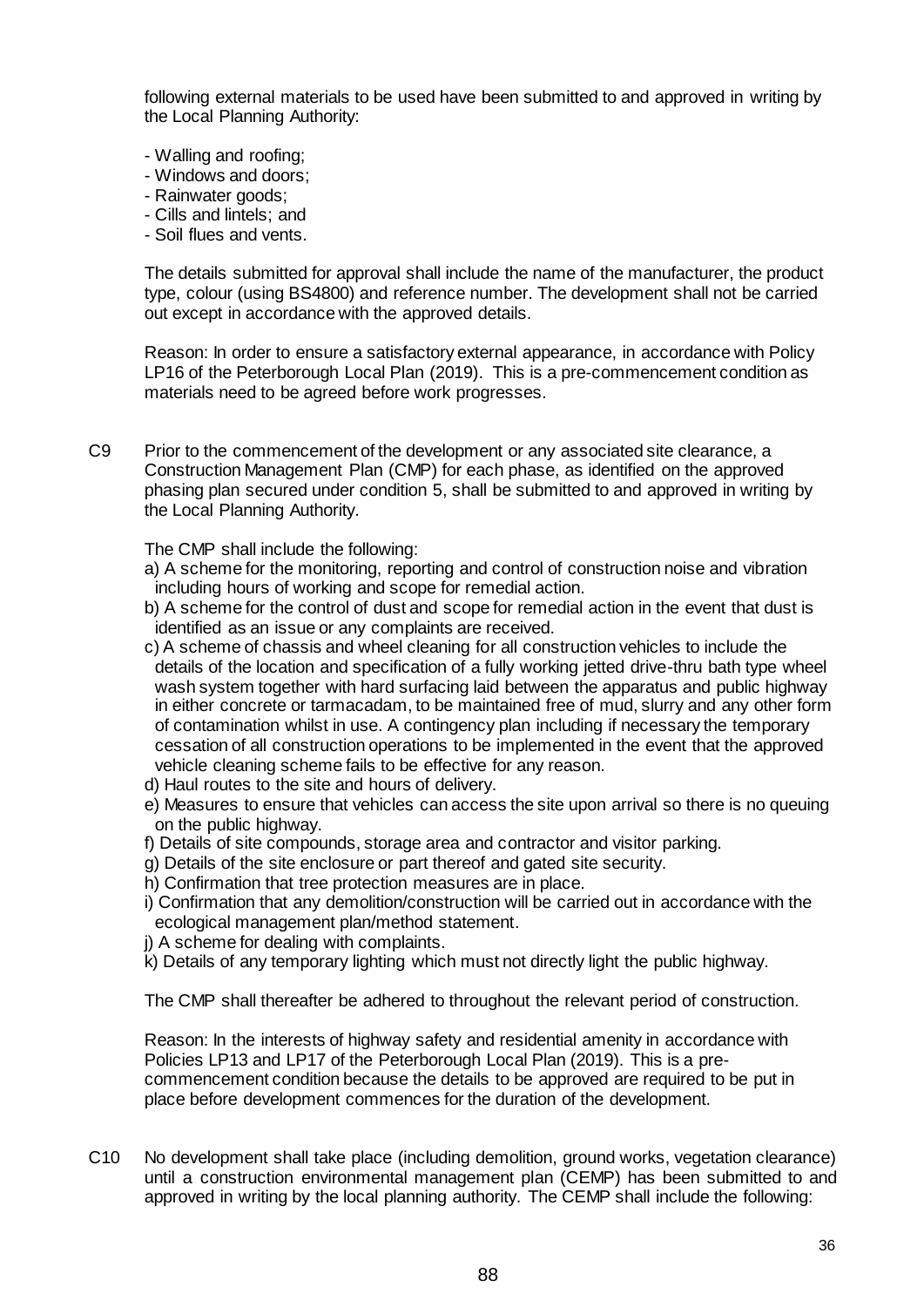following external materials to be used have been submitted to and approved in writing by the Local Planning Authority:

- Walling and roofing;
- Windows and doors;
- Rainwater goods;
- Cills and lintels; and
- Soil flues and vents.

The details submitted for approval shall include the name of the manufacturer, the product type, colour (using BS4800) and reference number. The development shall not be carried out except in accordance with the approved details.

Reason: In order to ensure a satisfactory external appearance, in accordance with Policy LP16 of the Peterborough Local Plan (2019). This is a pre-commencement condition as materials need to be agreed before work progresses.

C9 Prior to the commencement of the development or any associated site clearance, a Construction Management Plan (CMP) for each phase, as identified on the approved phasing plan secured under condition 5, shall be submitted to and approved in writing by the Local Planning Authority.

The CMP shall include the following:

a) A scheme for the monitoring, reporting and control of construction noise and vibration including hours of working and scope for remedial action.
b) A scheme for the control of dust and scope for remedial action in the event that dust is identified as an issue or any complaints are received.
c) A scheme of chassis and wheel cleaning for all construction vehicles to include the details of the location and specification of a fully working jetted drive-thru bath type wheel wash system together with hard surfacing laid between the apparatus and public highway in either concrete or tarmacadam, to be maintained free of mud, slurry and any other form of contamination whilst in use. A contingency plan including if necessary the temporary cessation of all construction operations to be implemented in the event that the approved vehicle cleaning scheme fails to be effective for any reason.
d) Haul routes to the site and hours of delivery.
e) Measures to ensure that vehicles can access the site upon arrival so there is no queuing on the public highway.
f) Details of site compounds, storage area and contractor and visitor parking.
g) Details of the site enclosure or part thereof and gated site security.
h) Confirmation that tree protection measures are in place.
i) Confirmation that any demolition/construction will be carried out in accordance with the ecological management plan/method statement.
j) A scheme for dealing with complaints.
k) Details of any temporary lighting which must not directly light the public highway.

The CMP shall thereafter be adhered to throughout the relevant period of construction.

Reason: In the interests of highway safety and residential amenity in accordance with Policies LP13 and LP17 of the Peterborough Local Plan (2019). This is a pre-commencement condition because the details to be approved are required to be put in place before development commences for the duration of the development.

C10 No development shall take place (including demolition, ground works, vegetation clearance) until a construction environmental management plan (CEMP) has been submitted to and approved in writing by the local planning authority. The CEMP shall include the following: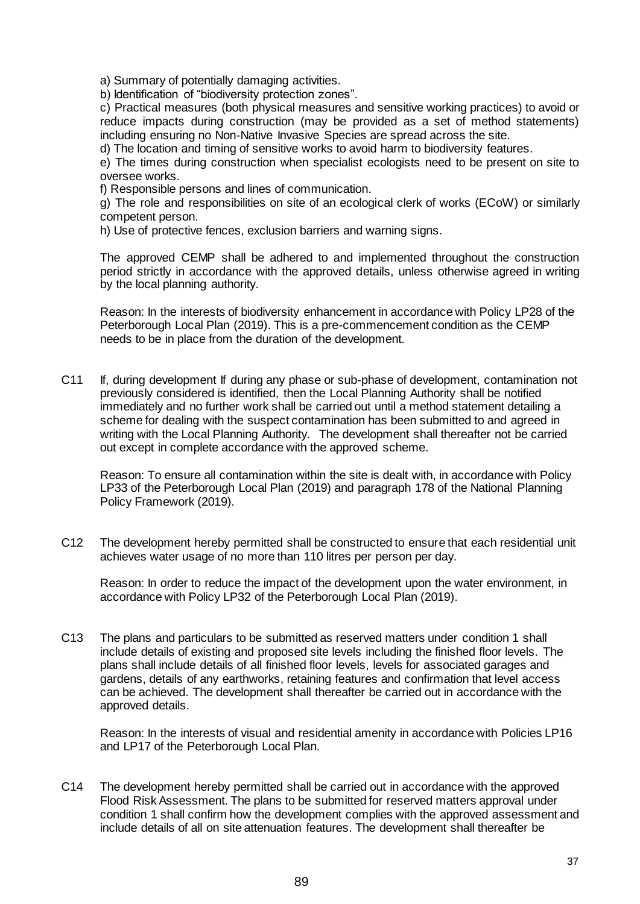a) Summary of potentially damaging activities.

b) Identification of "biodiversity protection zones".

c) Practical measures (both physical measures and sensitive working practices) to avoid or reduce impacts during construction (may be provided as a set of method statements) including ensuring no Non-Native Invasive Species are spread across the site.

d) The location and timing of sensitive works to avoid harm to biodiversity features.

e) The times during construction when specialist ecologists need to be present on site to oversee works.

f) Responsible persons and lines of communication.

g) The role and responsibilities on site of an ecological clerk of works (ECoW) or similarly competent person.

h) Use of protective fences, exclusion barriers and warning signs.

The approved CEMP shall be adhered to and implemented throughout the construction period strictly in accordance with the approved details, unless otherwise agreed in writing by the local planning authority.

Reason: In the interests of biodiversity enhancement in accordance with Policy LP28 of the Peterborough Local Plan (2019). This is a pre-commencement condition as the CEMP needs to be in place from the duration of the development.

C11 If, during development If during any phase or sub-phase of development, contamination not previously considered is identified, then the Local Planning Authority shall be notified immediately and no further work shall be carried out until a method statement detailing a scheme for dealing with the suspect contamination has been submitted to and agreed in writing with the Local Planning Authority. The development shall thereafter not be carried out except in complete accordance with the approved scheme.

Reason: To ensure all contamination within the site is dealt with, in accordance with Policy LP33 of the Peterborough Local Plan (2019) and paragraph 178 of the National Planning Policy Framework (2019).

C12 The development hereby permitted shall be constructed to ensure that each residential unit achieves water usage of no more than 110 litres per person per day.

Reason: In order to reduce the impact of the development upon the water environment, in accordance with Policy LP32 of the Peterborough Local Plan (2019).

C13 The plans and particulars to be submitted as reserved matters under condition 1 shall include details of existing and proposed site levels including the finished floor levels. The plans shall include details of all finished floor levels, levels for associated garages and gardens, details of any earthworks, retaining features and confirmation that level access can be achieved. The development shall thereafter be carried out in accordance with the approved details.

Reason: In the interests of visual and residential amenity in accordance with Policies LP16 and LP17 of the Peterborough Local Plan.

C14 The development hereby permitted shall be carried out in accordance with the approved Flood Risk Assessment. The plans to be submitted for reserved matters approval under condition 1 shall confirm how the development complies with the approved assessment and include details of all on site attenuation features. The development shall thereafter be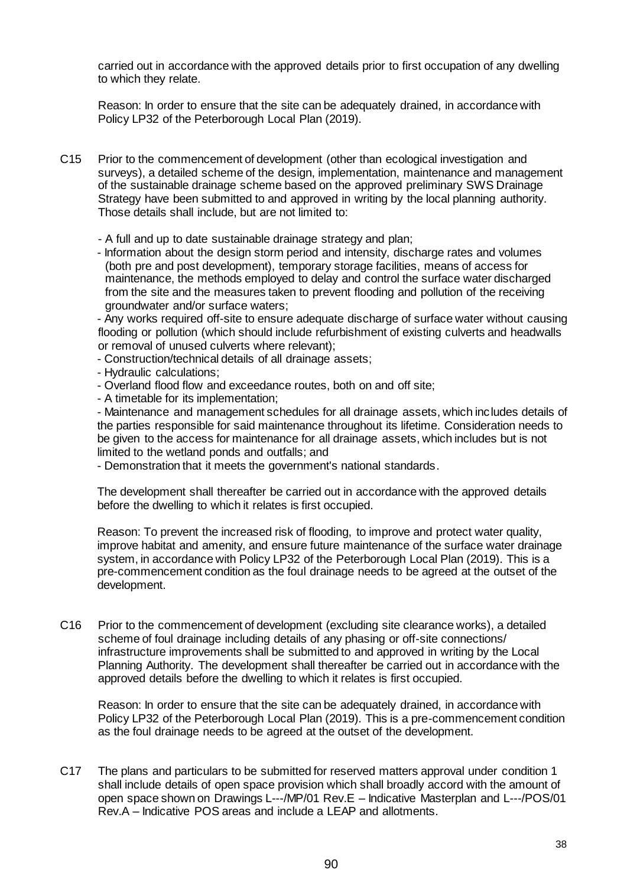carried out in accordance with the approved details prior to first occupation of any dwelling to which they relate.

Reason: In order to ensure that the site can be adequately drained, in accordance with Policy LP32 of the Peterborough Local Plan (2019).

C15 Prior to the commencement of development (other than ecological investigation and surveys), a detailed scheme of the design, implementation, maintenance and management of the sustainable drainage scheme based on the approved preliminary SWS Drainage Strategy have been submitted to and approved in writing by the local planning authority. Those details shall include, but are not limited to:

- A full and up to date sustainable drainage strategy and plan;
- Information about the design storm period and intensity, discharge rates and volumes (both pre and post development), temporary storage facilities, means of access for maintenance, the methods employed to delay and control the surface water discharged from the site and the measures taken to prevent flooding and pollution of the receiving groundwater and/or surface waters;
- Any works required off-site to ensure adequate discharge of surface water without causing flooding or pollution (which should include refurbishment of existing culverts and headwalls or removal of unused culverts where relevant);
- Construction/technical details of all drainage assets;
- Hydraulic calculations;
- Overland flood flow and exceedance routes, both on and off site;
- A timetable for its implementation;
- Maintenance and management schedules for all drainage assets, which includes details of the parties responsible for said maintenance throughout its lifetime. Consideration needs to be given to the access for maintenance for all drainage assets, which includes but is not limited to the wetland ponds and outfalls; and
- Demonstration that it meets the government's national standards.

The development shall thereafter be carried out in accordance with the approved details before the dwelling to which it relates is first occupied.

Reason: To prevent the increased risk of flooding, to improve and protect water quality, improve habitat and amenity, and ensure future maintenance of the surface water drainage system, in accordance with Policy LP32 of the Peterborough Local Plan (2019). This is a pre-commencement condition as the foul drainage needs to be agreed at the outset of the development.

C16 Prior to the commencement of development (excluding site clearance works), a detailed scheme of foul drainage including details of any phasing or off-site connections/ infrastructure improvements shall be submitted to and approved in writing by the Local Planning Authority. The development shall thereafter be carried out in accordance with the approved details before the dwelling to which it relates is first occupied.

Reason: In order to ensure that the site can be adequately drained, in accordance with Policy LP32 of the Peterborough Local Plan (2019). This is a pre-commencement condition as the foul drainage needs to be agreed at the outset of the development.

C17 The plans and particulars to be submitted for reserved matters approval under condition 1 shall include details of open space provision which shall broadly accord with the amount of open space shown on Drawings L---/MP/01 Rev.E – Indicative Masterplan and L---/POS/01 Rev.A – Indicative POS areas and include a LEAP and allotments.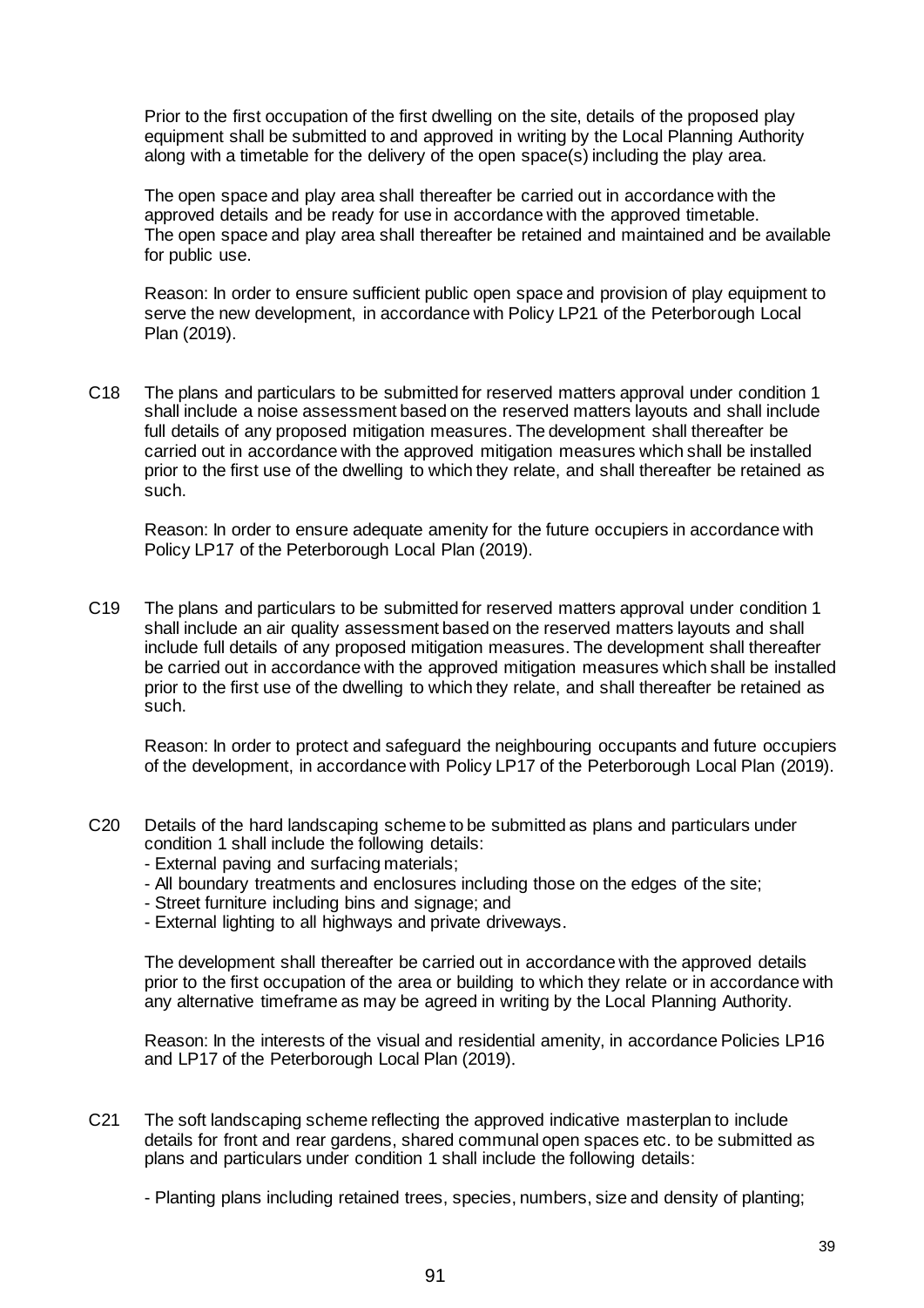Prior to the first occupation of the first dwelling on the site, details of the proposed play equipment shall be submitted to and approved in writing by the Local Planning Authority along with a timetable for the delivery of the open space(s) including the play area.

The open space and play area shall thereafter be carried out in accordance with the approved details and be ready for use in accordance with the approved timetable. The open space and play area shall thereafter be retained and maintained and be available for public use.

Reason: In order to ensure sufficient public open space and provision of play equipment to serve the new development, in accordance with Policy LP21 of the Peterborough Local Plan (2019).

C18 The plans and particulars to be submitted for reserved matters approval under condition 1 shall include a noise assessment based on the reserved matters layouts and shall include full details of any proposed mitigation measures. The development shall thereafter be carried out in accordance with the approved mitigation measures which shall be installed prior to the first use of the dwelling to which they relate, and shall thereafter be retained as such.

Reason: In order to ensure adequate amenity for the future occupiers in accordance with Policy LP17 of the Peterborough Local Plan (2019).

C19 The plans and particulars to be submitted for reserved matters approval under condition 1 shall include an air quality assessment based on the reserved matters layouts and shall include full details of any proposed mitigation measures. The development shall thereafter be carried out in accordance with the approved mitigation measures which shall be installed prior to the first use of the dwelling to which they relate, and shall thereafter be retained as such.

Reason: In order to protect and safeguard the neighbouring occupants and future occupiers of the development, in accordance with Policy LP17 of the Peterborough Local Plan (2019).

C20 Details of the hard landscaping scheme to be submitted as plans and particulars under condition 1 shall include the following details:

- External paving and surfacing materials;
- All boundary treatments and enclosures including those on the edges of the site;
- Street furniture including bins and signage; and
- External lighting to all highways and private driveways.

The development shall thereafter be carried out in accordance with the approved details prior to the first occupation of the area or building to which they relate or in accordance with any alternative timeframe as may be agreed in writing by the Local Planning Authority.

Reason: In the interests of the visual and residential amenity, in accordance Policies LP16 and LP17 of the Peterborough Local Plan (2019).

C21 The soft landscaping scheme reflecting the approved indicative masterplan to include details for front and rear gardens, shared communal open spaces etc. to be submitted as plans and particulars under condition 1 shall include the following details:

- Planting plans including retained trees, species, numbers, size and density of planting;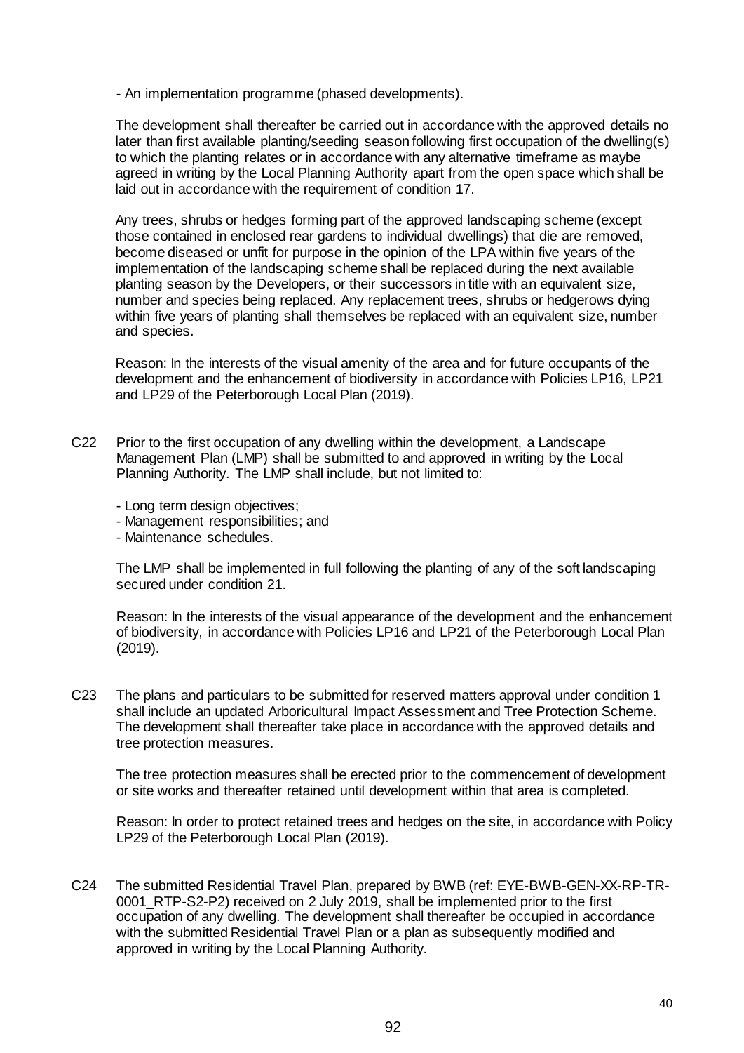- An implementation programme (phased developments).

The development shall thereafter be carried out in accordance with the approved details no later than first available planting/seeding season following first occupation of the dwelling(s) to which the planting relates or in accordance with any alternative timeframe as maybe agreed in writing by the Local Planning Authority apart from the open space which shall be laid out in accordance with the requirement of condition 17.

Any trees, shrubs or hedges forming part of the approved landscaping scheme (except those contained in enclosed rear gardens to individual dwellings) that die are removed, become diseased or unfit for purpose in the opinion of the LPA within five years of the implementation of the landscaping scheme shall be replaced during the next available planting season by the Developers, or their successors in title with an equivalent size, number and species being replaced. Any replacement trees, shrubs or hedgerows dying within five years of planting shall themselves be replaced with an equivalent size, number and species.

Reason: In the interests of the visual amenity of the area and for future occupants of the development and the enhancement of biodiversity in accordance with Policies LP16, LP21 and LP29 of the Peterborough Local Plan (2019).

C22 Prior to the first occupation of any dwelling within the development, a Landscape Management Plan (LMP) shall be submitted to and approved in writing by the Local Planning Authority. The LMP shall include, but not limited to:

- Long term design objectives;
- Management responsibilities; and
- Maintenance schedules.

The LMP shall be implemented in full following the planting of any of the soft landscaping secured under condition 21.

Reason: In the interests of the visual appearance of the development and the enhancement of biodiversity, in accordance with Policies LP16 and LP21 of the Peterborough Local Plan (2019).

C23 The plans and particulars to be submitted for reserved matters approval under condition 1 shall include an updated Arboricultural Impact Assessment and Tree Protection Scheme. The development shall thereafter take place in accordance with the approved details and tree protection measures.

The tree protection measures shall be erected prior to the commencement of development or site works and thereafter retained until development within that area is completed.

Reason: In order to protect retained trees and hedges on the site, in accordance with Policy LP29 of the Peterborough Local Plan (2019).

C24 The submitted Residential Travel Plan, prepared by BWB (ref: EYE-BWB-GEN-XX-RP-TR-0001_RTP-S2-P2) received on 2 July 2019, shall be implemented prior to the first occupation of any dwelling. The development shall thereafter be occupied in accordance with the submitted Residential Travel Plan or a plan as subsequently modified and approved in writing by the Local Planning Authority.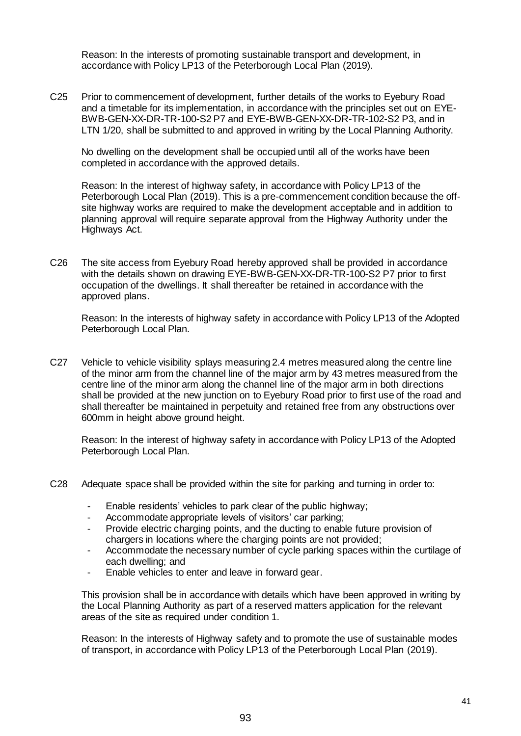Reason: In the interests of promoting sustainable transport and development, in accordance with Policy LP13 of the Peterborough Local Plan (2019).

C25 Prior to commencement of development, further details of the works to Eyebury Road and a timetable for its implementation, in accordance with the principles set out on EYE-BWB-GEN-XX-DR-TR-100-S2 P7 and EYE-BWB-GEN-XX-DR-TR-102-S2 P3, and in LTN 1/20, shall be submitted to and approved in writing by the Local Planning Authority.

No dwelling on the development shall be occupied until all of the works have been completed in accordance with the approved details.

Reason: In the interest of highway safety, in accordance with Policy LP13 of the Peterborough Local Plan (2019). This is a pre-commencement condition because the off-site highway works are required to make the development acceptable and in addition to planning approval will require separate approval from the Highway Authority under the Highways Act.

C26 The site access from Eyebury Road hereby approved shall be provided in accordance with the details shown on drawing EYE-BWB-GEN-XX-DR-TR-100-S2 P7 prior to first occupation of the dwellings. It shall thereafter be retained in accordance with the approved plans.

Reason: In the interests of highway safety in accordance with Policy LP13 of the Adopted Peterborough Local Plan.

C27 Vehicle to vehicle visibility splays measuring 2.4 metres measured along the centre line of the minor arm from the channel line of the major arm by 43 metres measured from the centre line of the minor arm along the channel line of the major arm in both directions shall be provided at the new junction on to Eyebury Road prior to first use of the road and shall thereafter be maintained in perpetuity and retained free from any obstructions over 600mm in height above ground height.

Reason: In the interest of highway safety in accordance with Policy LP13 of the Adopted Peterborough Local Plan.

C28 Adequate space shall be provided within the site for parking and turning in order to:

- Enable residents' vehicles to park clear of the public highway;
- Accommodate appropriate levels of visitors' car parking;
- Provide electric charging points, and the ducting to enable future provision of chargers in locations where the charging points are not provided;
- Accommodate the necessary number of cycle parking spaces within the curtilage of each dwelling; and
- Enable vehicles to enter and leave in forward gear.

This provision shall be in accordance with details which have been approved in writing by the Local Planning Authority as part of a reserved matters application for the relevant areas of the site as required under condition 1.

Reason: In the interests of Highway safety and to promote the use of sustainable modes of transport, in accordance with Policy LP13 of the Peterborough Local Plan (2019).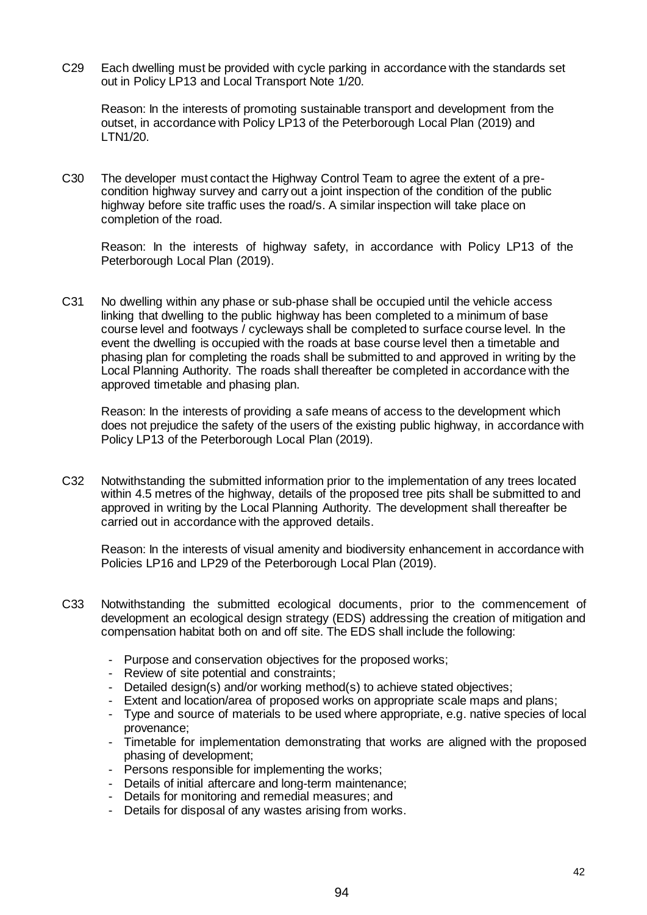C29 Each dwelling must be provided with cycle parking in accordance with the standards set out in Policy LP13 and Local Transport Note 1/20.

Reason: In the interests of promoting sustainable transport and development from the outset, in accordance with Policy LP13 of the Peterborough Local Plan (2019) and LTN1/20.

C30 The developer must contact the Highway Control Team to agree the extent of a pre-condition highway survey and carry out a joint inspection of the condition of the public highway before site traffic uses the road/s. A similar inspection will take place on completion of the road.

Reason: In the interests of highway safety, in accordance with Policy LP13 of the Peterborough Local Plan (2019).

C31 No dwelling within any phase or sub-phase shall be occupied until the vehicle access linking that dwelling to the public highway has been completed to a minimum of base course level and footways / cycleways shall be completed to surface course level. In the event the dwelling is occupied with the roads at base course level then a timetable and phasing plan for completing the roads shall be submitted to and approved in writing by the Local Planning Authority. The roads shall thereafter be completed in accordance with the approved timetable and phasing plan.

Reason: In the interests of providing a safe means of access to the development which does not prejudice the safety of the users of the existing public highway, in accordance with Policy LP13 of the Peterborough Local Plan (2019).

C32 Notwithstanding the submitted information prior to the implementation of any trees located within 4.5 metres of the highway, details of the proposed tree pits shall be submitted to and approved in writing by the Local Planning Authority. The development shall thereafter be carried out in accordance with the approved details.

Reason: In the interests of visual amenity and biodiversity enhancement in accordance with Policies LP16 and LP29 of the Peterborough Local Plan (2019).

C33 Notwithstanding the submitted ecological documents, prior to the commencement of development an ecological design strategy (EDS) addressing the creation of mitigation and compensation habitat both on and off site. The EDS shall include the following:

- Purpose and conservation objectives for the proposed works;
- Review of site potential and constraints;
- Detailed design(s) and/or working method(s) to achieve stated objectives;
- Extent and location/area of proposed works on appropriate scale maps and plans;
- Type and source of materials to be used where appropriate, e.g. native species of local provenance;
- Timetable for implementation demonstrating that works are aligned with the proposed phasing of development;
- Persons responsible for implementing the works;
- Details of initial aftercare and long-term maintenance;
- Details for monitoring and remedial measures; and
- Details for disposal of any wastes arising from works.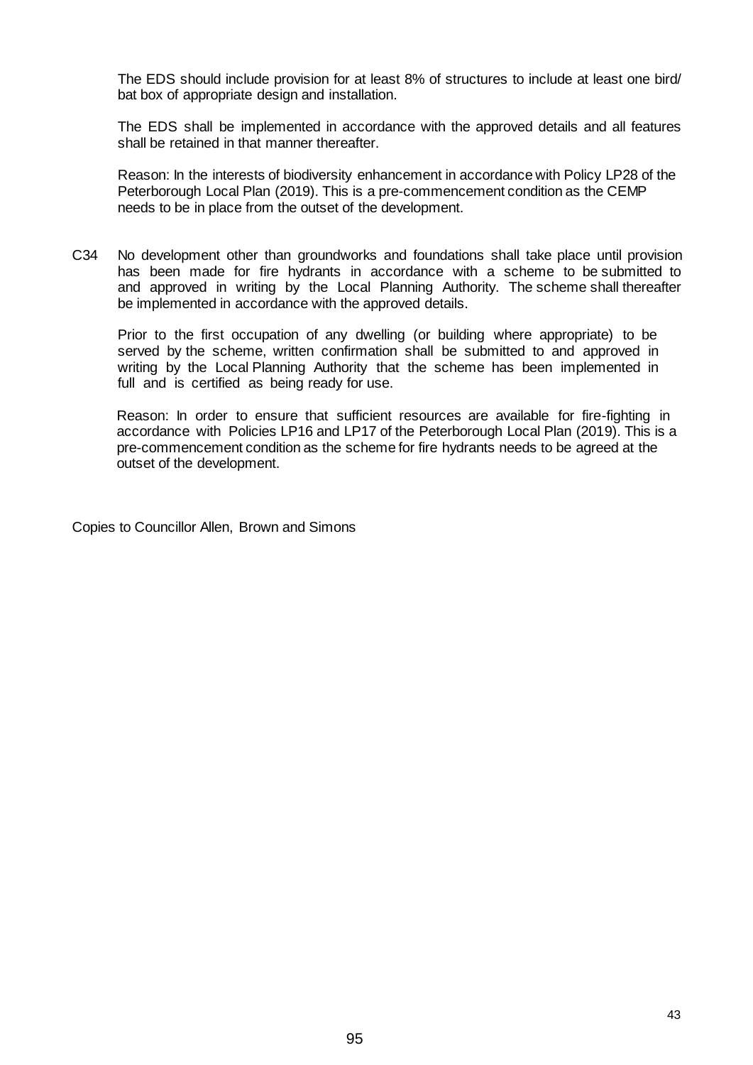The EDS should include provision for at least 8% of structures to include at least one bird/ bat box of appropriate design and installation.

The EDS shall be implemented in accordance with the approved details and all features shall be retained in that manner thereafter.

Reason: In the interests of biodiversity enhancement in accordance with Policy LP28 of the Peterborough Local Plan (2019). This is a pre-commencement condition as the CEMP needs to be in place from the outset of the development.

C34 No development other than groundworks and foundations shall take place until provision has been made for fire hydrants in accordance with a scheme to be submitted to and approved in writing by the Local Planning Authority. The scheme shall thereafter be implemented in accordance with the approved details.

Prior to the first occupation of any dwelling (or building where appropriate) to be served by the scheme, written confirmation shall be submitted to and approved in writing by the Local Planning Authority that the scheme has been implemented in full and is certified as being ready for use.

Reason: In order to ensure that sufficient resources are available for fire-fighting in accordance with Policies LP16 and LP17 of the Peterborough Local Plan (2019). This is a pre-commencement condition as the scheme for fire hydrants needs to be agreed at the outset of the development.

Copies to Councillor Allen, Brown and Simons